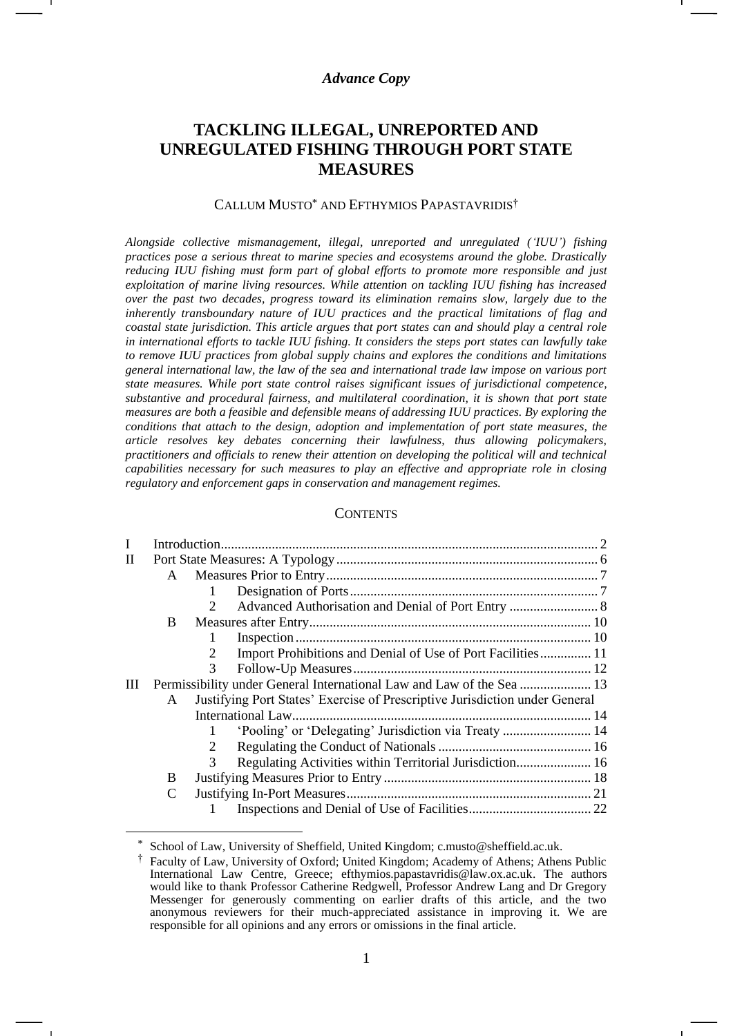*Advance Copy*

# TACKLING ILLEGAL, UNREPORTED AND UNREGULATED FISHING THROUGH PORT STATE MEASURES

CALLUM MUSTO[*] AND EFTHYMIOS PAPASTAVRIDIS[†]

*Alongside collective mismanagement, illegal, unreported and unregulated ('IUU') fishing practices pose a serious threat to marine species and ecosystems around the globe. Drastically reducing IUU fishing must form part of global efforts to promote more responsible and just exploitation of marine living resources. While attention on tackling IUU fishing has increased over the past two decades, progress toward its elimination remains slow, largely due to the inherently transboundary nature of IUU practices and the practical limitations of flag and coastal state jurisdiction. This article argues that port states can and should play a central role in international efforts to tackle IUU fishing. It considers the steps port states can lawfully take to remove IUU practices from global supply chains and explores the conditions and limitations general international law, the law of the sea and international trade law impose on various port state measures. While port state control raises significant issues of jurisdictional competence, substantive and procedural fairness, and multilateral coordination, it is shown that port state measures are both a feasible and defensible means of addressing IUU practices. By exploring the conditions that attach to the design, adoption and implementation of port state measures, the article resolves key debates concerning their lawfulness, thus allowing policymakers, practitioners and officials to renew their attention on developing the political will and technical capabilities necessary for such measures to play an effective and appropriate role in closing regulatory and enforcement gaps in conservation and management regimes.*

## CONTENTS

- I Introduction ... 2
- II Port State Measures: A Typology ... 6
  - A Measures Prior to Entry ... 7
    - 1 Designation of Ports ... 7
    - 2 Advanced Authorisation and Denial of Port Entry ... 8
  - B Measures after Entry ... 10
    - 1 Inspection ... 10
    - 2 Import Prohibitions and Denial of Use of Port Facilities ... 11
    - 3 Follow-Up Measures ... 12
- III Permissibility under General International Law and Law of the Sea ... 13
  - A Justifying Port States' Exercise of Prescriptive Jurisdiction under General International Law ... 14
    - 1 'Pooling' or 'Delegating' Jurisdiction via Treaty ... 14
    - 2 Regulating the Conduct of Nationals ... 16
    - 3 Regulating Activities within Territorial Jurisdiction ... 16
  - B Justifying Measures Prior to Entry ... 18
  - C Justifying In-Port Measures ... 21
    - 1 Inspections and Denial of Use of Facilities ... 22

---

[*] School of Law, University of Sheffield, United Kingdom; c.musto@sheffield.ac.uk.

[†] Faculty of Law, University of Oxford; United Kingdom; Academy of Athens; Athens Public International Law Centre, Greece; efthymios.papastavridis@law.ox.ac.uk. The authors would like to thank Professor Catherine Redgwell, Professor Andrew Lang and Dr Gregory Messenger for generously commenting on earlier drafts of this article, and the two anonymous reviewers for their much-appreciated assistance in improving it. We are responsible for all opinions and any errors or omissions in the final article.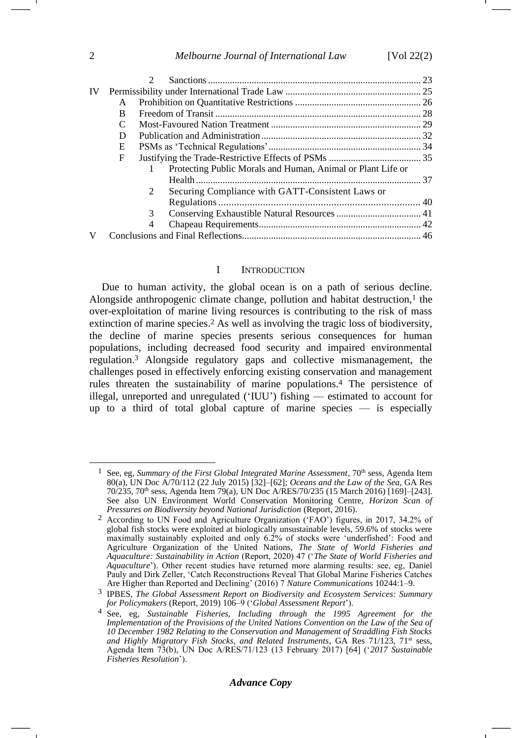| | | | | |
|---|---|---|---|---|
| | | 2 | Sanctions | 23 |
| IV | Permissibility under International Trade Law | | | 25 |
| | A | Prohibition on Quantitative Restrictions | | 26 |
| | B | Freedom of Transit | | 28 |
| | C | Most-Favoured Nation Treatment | | 29 |
| | D | Publication and Administration | | 32 |
| | E | PSMs as 'Technical Regulations' | | 34 |
| | F | Justifying the Trade-Restrictive Effects of PSMs | | 35 |
| | | 1 | Protecting Public Morals and Human, Animal or Plant Life or Health | 37 |
| | | 2 | Securing Compliance with GATT-Consistent Laws or Regulations | 40 |
| | | 3 | Conserving Exhaustible Natural Resources | 41 |
| | | 4 | Chapeau Requirements | 42 |
| V | Conclusions and Final Reflections | | | 46 |

## I INTRODUCTION

Due to human activity, the global ocean is on a path of serious decline. Alongside anthropogenic climate change, pollution and habitat destruction,[1] the over-exploitation of marine living resources is contributing to the risk of mass extinction of marine species.[2] As well as involving the tragic loss of biodiversity, the decline of marine species presents serious consequences for human populations, including decreased food security and impaired environmental regulation.[3] Alongside regulatory gaps and collective mismanagement, the challenges posed in effectively enforcing existing conservation and management rules threaten the sustainability of marine populations.[4] The persistence of illegal, unreported and unregulated ('IUU') fishing — estimated to account for up to a third of total global capture of marine species — is especially

---

[1] See, eg, *Summary of the First Global Integrated Marine Assessment*, 70th sess, Agenda Item 80(a), UN Doc A/70/112 (22 July 2015) [32]–[62]; *Oceans and the Law of the Sea*, GA Res 70/235, 70th sess, Agenda Item 79(a), UN Doc A/RES/70/235 (15 March 2016) [169]–[243]. See also UN Environment World Conservation Monitoring Centre, *Horizon Scan of Pressures on Biodiversity beyond National Jurisdiction* (Report, 2016).

[2] According to UN Food and Agriculture Organization ('FAO') figures, in 2017, 34.2% of global fish stocks were exploited at biologically unsustainable levels, 59.6% of stocks were maximally sustainably exploited and only 6.2% of stocks were 'underfished': Food and Agriculture Organization of the United Nations, *The State of World Fisheries and Aquaculture: Sustainability in Action* (Report, 2020) 47 ('*The State of World Fisheries and Aquaculture*'). Other recent studies have returned more alarming results: see, eg, Daniel Pauly and Dirk Zeller, 'Catch Reconstructions Reveal That Global Marine Fisheries Catches Are Higher than Reported and Declining' (2016) 7 *Nature Communications* 10244:1–9.

[3] IPBES, *The Global Assessment Report on Biodiversity and Ecosystem Services: Summary for Policymakers* (Report, 2019) 106–9 ('*Global Assessment Report*').

[4] See, eg, *Sustainable Fisheries, Including through the 1995 Agreement for the Implementation of the Provisions of the United Nations Convention on the Law of the Sea of 10 December 1982 Relating to the Conservation and Management of Straddling Fish Stocks and Highly Migratory Fish Stocks, and Related Instruments*, GA Res 71/123, 71st sess, Agenda Item 73(b), UN Doc A/RES/71/123 (13 February 2017) [64] ('*2017 Sustainable Fisheries Resolution*').

***Advance Copy***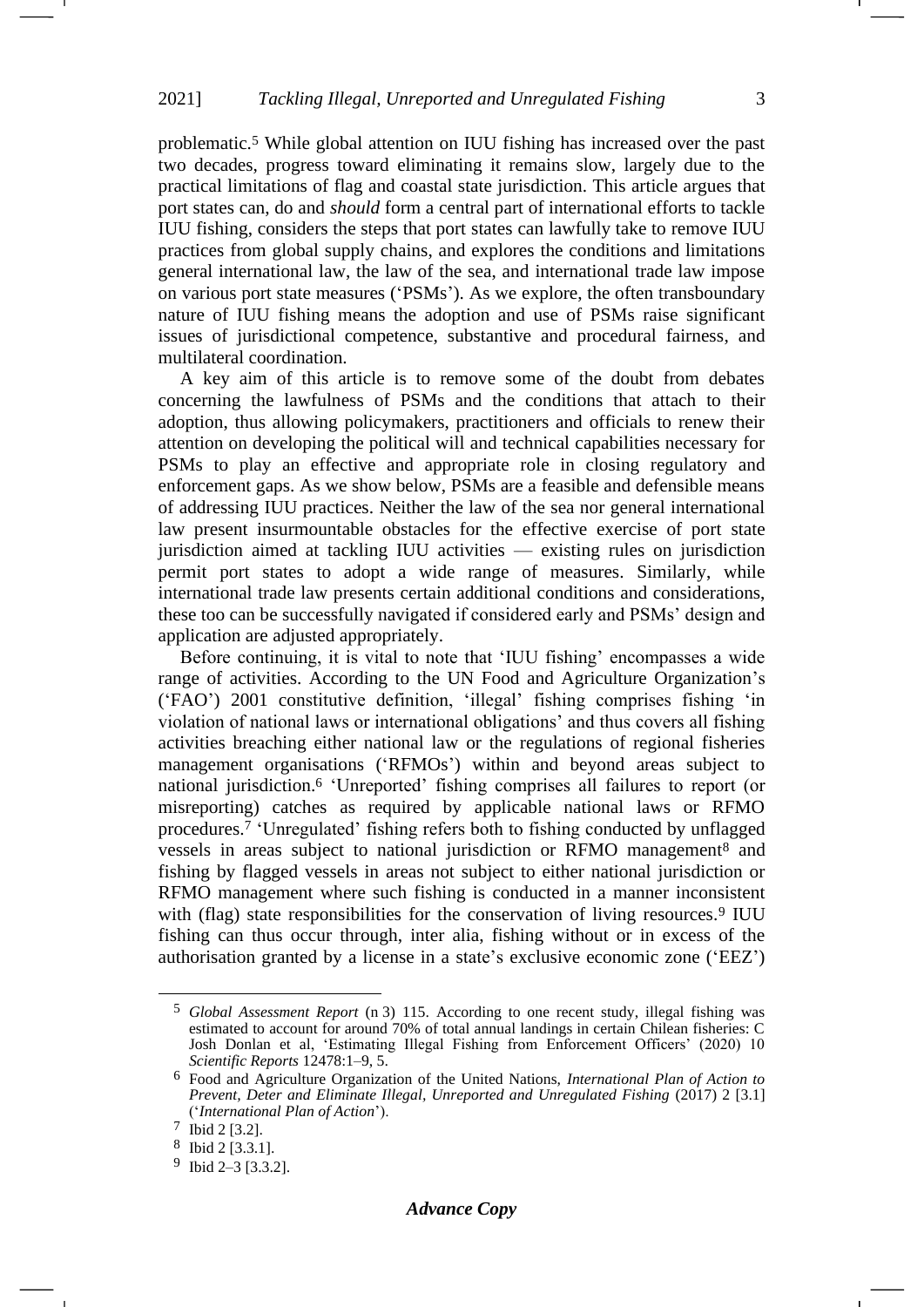problematic.[5] While global attention on IUU fishing has increased over the past two decades, progress toward eliminating it remains slow, largely due to the practical limitations of flag and coastal state jurisdiction. This article argues that port states can, do and *should* form a central part of international efforts to tackle IUU fishing, considers the steps that port states can lawfully take to remove IUU practices from global supply chains, and explores the conditions and limitations general international law, the law of the sea, and international trade law impose on various port state measures ('PSMs'). As we explore, the often transboundary nature of IUU fishing means the adoption and use of PSMs raise significant issues of jurisdictional competence, substantive and procedural fairness, and multilateral coordination.

A key aim of this article is to remove some of the doubt from debates concerning the lawfulness of PSMs and the conditions that attach to their adoption, thus allowing policymakers, practitioners and officials to renew their attention on developing the political will and technical capabilities necessary for PSMs to play an effective and appropriate role in closing regulatory and enforcement gaps. As we show below, PSMs are a feasible and defensible means of addressing IUU practices. Neither the law of the sea nor general international law present insurmountable obstacles for the effective exercise of port state jurisdiction aimed at tackling IUU activities — existing rules on jurisdiction permit port states to adopt a wide range of measures. Similarly, while international trade law presents certain additional conditions and considerations, these too can be successfully navigated if considered early and PSMs' design and application are adjusted appropriately.

Before continuing, it is vital to note that 'IUU fishing' encompasses a wide range of activities. According to the UN Food and Agriculture Organization's ('FAO') 2001 constitutive definition, 'illegal' fishing comprises fishing 'in violation of national laws or international obligations' and thus covers all fishing activities breaching either national law or the regulations of regional fisheries management organisations ('RFMOs') within and beyond areas subject to national jurisdiction.[6] 'Unreported' fishing comprises all failures to report (or misreporting) catches as required by applicable national laws or RFMO procedures.[7] 'Unregulated' fishing refers both to fishing conducted by unflagged vessels in areas subject to national jurisdiction or RFMO management[8] and fishing by flagged vessels in areas not subject to either national jurisdiction or RFMO management where such fishing is conducted in a manner inconsistent with (flag) state responsibilities for the conservation of living resources.[9] IUU fishing can thus occur through, inter alia, fishing without or in excess of the authorisation granted by a license in a state's exclusive economic zone ('EEZ')

---

[5] *Global Assessment Report* (n 3) 115. According to one recent study, illegal fishing was estimated to account for around 70% of total annual landings in certain Chilean fisheries: C Josh Donlan et al, 'Estimating Illegal Fishing from Enforcement Officers' (2020) 10 *Scientific Reports* 12478:1–9, 5.

[6] Food and Agriculture Organization of the United Nations, *International Plan of Action to Prevent, Deter and Eliminate Illegal, Unreported and Unregulated Fishing* (2017) 2 [3.1] ('*International Plan of Action*').

[7] Ibid 2 [3.2].

[8] Ibid 2 [3.3.1].

[9] Ibid 2–3 [3.3.2].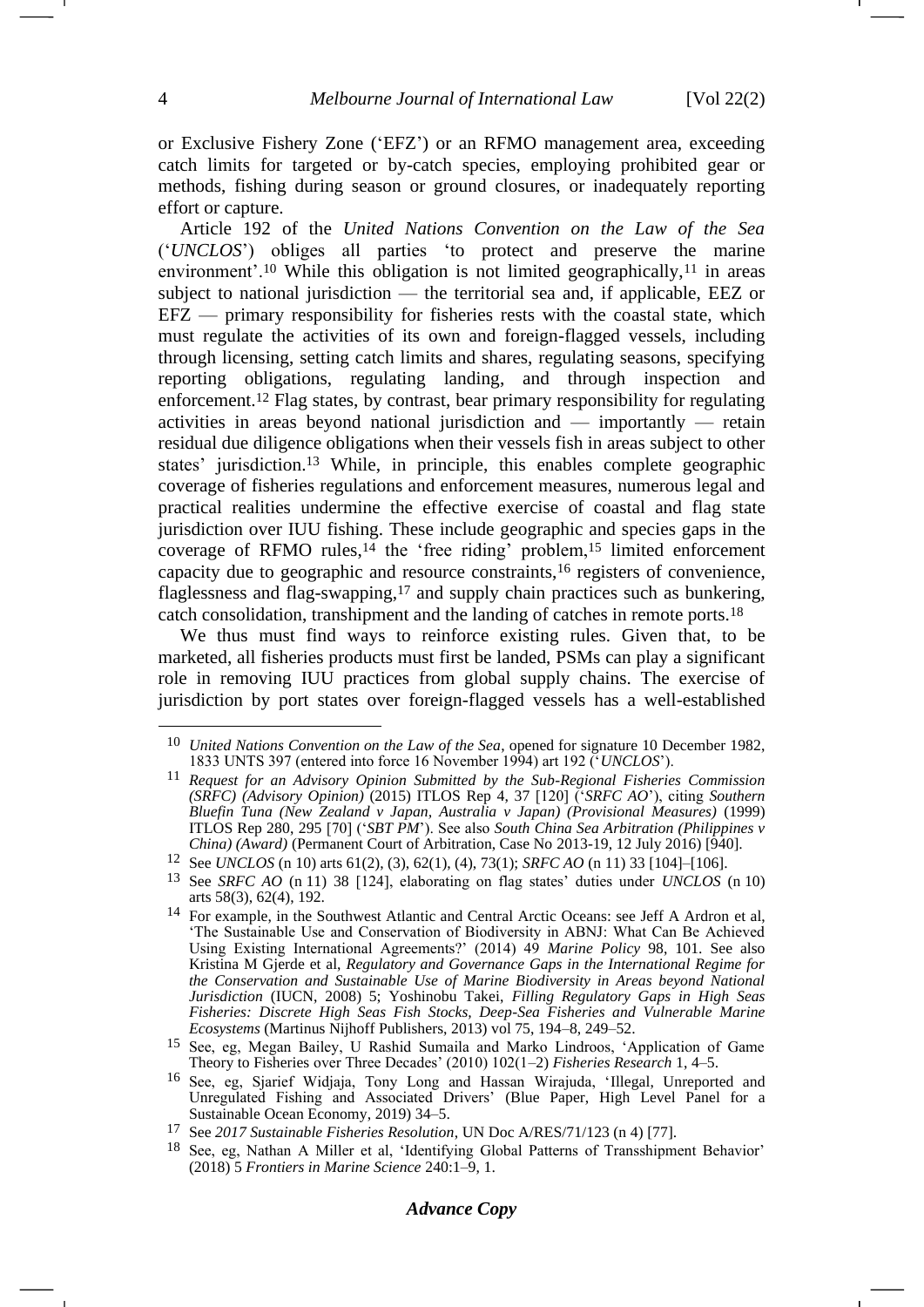or Exclusive Fishery Zone ('EFZ') or an RFMO management area, exceeding catch limits for targeted or by-catch species, employing prohibited gear or methods, fishing during season or ground closures, or inadequately reporting effort or capture.

Article 192 of the *United Nations Convention on the Law of the Sea* ('*UNCLOS*') obliges all parties 'to protect and preserve the marine environment'.[10] While this obligation is not limited geographically,[11] in areas subject to national jurisdiction — the territorial sea and, if applicable, EEZ or EFZ — primary responsibility for fisheries rests with the coastal state, which must regulate the activities of its own and foreign-flagged vessels, including through licensing, setting catch limits and shares, regulating seasons, specifying reporting obligations, regulating landing, and through inspection and enforcement.[12] Flag states, by contrast, bear primary responsibility for regulating activities in areas beyond national jurisdiction and — importantly — retain residual due diligence obligations when their vessels fish in areas subject to other states' jurisdiction.[13] While, in principle, this enables complete geographic coverage of fisheries regulations and enforcement measures, numerous legal and practical realities undermine the effective exercise of coastal and flag state jurisdiction over IUU fishing. These include geographic and species gaps in the coverage of RFMO rules,[14] the 'free riding' problem,[15] limited enforcement capacity due to geographic and resource constraints,[16] registers of convenience, flaglessness and flag-swapping,[17] and supply chain practices such as bunkering, catch consolidation, transhipment and the landing of catches in remote ports.[18]

We thus must find ways to reinforce existing rules. Given that, to be marketed, all fisheries products must first be landed, PSMs can play a significant role in removing IUU practices from global supply chains. The exercise of jurisdiction by port states over foreign-flagged vessels has a well-established

---

[10] *United Nations Convention on the Law of the Sea*, opened for signature 10 December 1982, 1833 UNTS 397 (entered into force 16 November 1994) art 192 ('*UNCLOS*').

[11] *Request for an Advisory Opinion Submitted by the Sub-Regional Fisheries Commission (SRFC) (Advisory Opinion)* (2015) ITLOS Rep 4, 37 [120] ('*SRFC AO*'), citing *Southern Bluefin Tuna (New Zealand v Japan, Australia v Japan) (Provisional Measures)* (1999) ITLOS Rep 280, 295 [70] ('*SBT PM*'). See also *South China Sea Arbitration (Philippines v China) (Award)* (Permanent Court of Arbitration, Case No 2013-19, 12 July 2016) [940].

[12] See *UNCLOS* (n 10) arts 61(2), (3), 62(1), (4), 73(1); *SRFC AO* (n 11) 33 [104]–[106].

[13] See *SRFC AO* (n 11) 38 [124], elaborating on flag states' duties under *UNCLOS* (n 10) arts 58(3), 62(4), 192.

[14] For example, in the Southwest Atlantic and Central Arctic Oceans: see Jeff A Ardron et al, 'The Sustainable Use and Conservation of Biodiversity in ABNJ: What Can Be Achieved Using Existing International Agreements?' (2014) 49 *Marine Policy* 98, 101. See also Kristina M Gjerde et al, *Regulatory and Governance Gaps in the International Regime for the Conservation and Sustainable Use of Marine Biodiversity in Areas beyond National Jurisdiction* (IUCN, 2008) 5; Yoshinobu Takei, *Filling Regulatory Gaps in High Seas Fisheries: Discrete High Seas Fish Stocks, Deep-Sea Fisheries and Vulnerable Marine Ecosystems* (Martinus Nijhoff Publishers, 2013) vol 75, 194–8, 249–52.

[15] See, eg, Megan Bailey, U Rashid Sumaila and Marko Lindroos, 'Application of Game Theory to Fisheries over Three Decades' (2010) 102(1–2) *Fisheries Research* 1, 4–5.

[16] See, eg, Sjarief Widjaja, Tony Long and Hassan Wirajuda, 'Illegal, Unreported and Unregulated Fishing and Associated Drivers' (Blue Paper, High Level Panel for a Sustainable Ocean Economy, 2019) 34–5.

[17] See *2017 Sustainable Fisheries Resolution*, UN Doc A/RES/71/123 (n 4) [77].

[18] See, eg, Nathan A Miller et al, 'Identifying Global Patterns of Transshipment Behavior' (2018) 5 *Frontiers in Marine Science* 240:1–9, 1.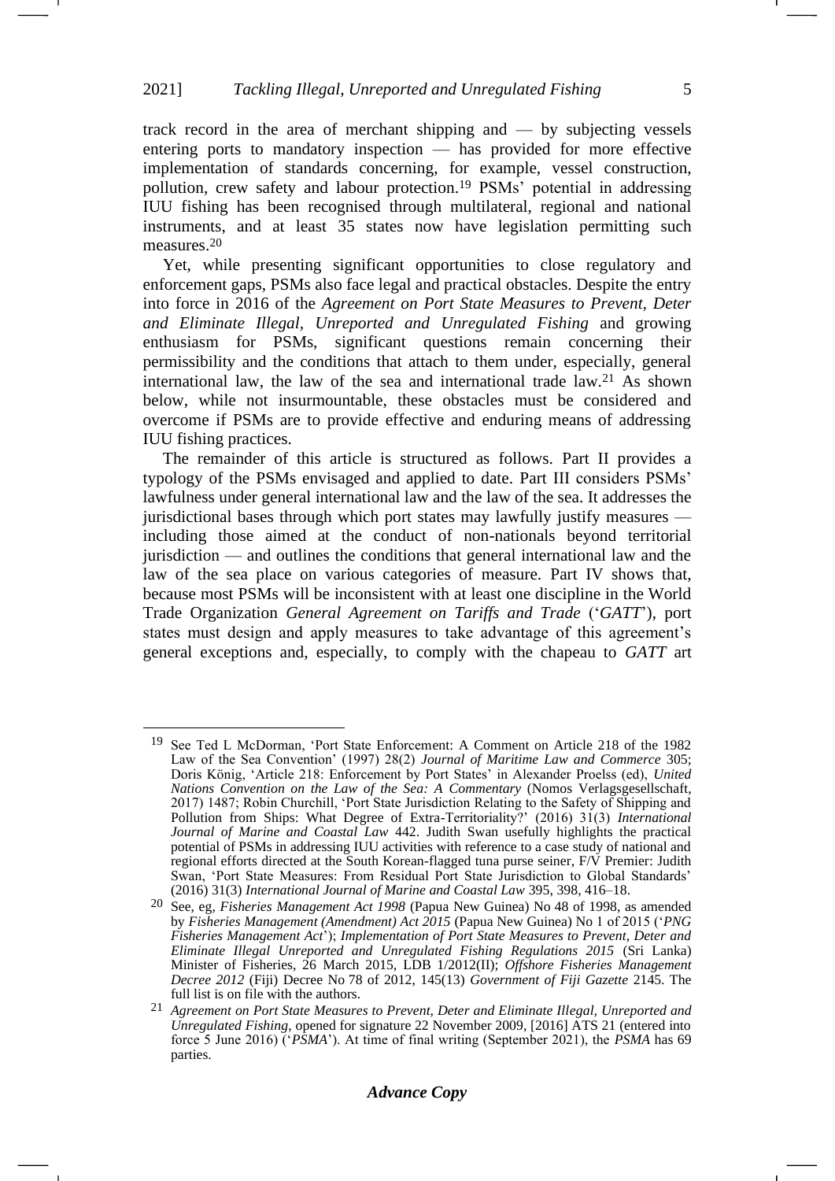track record in the area of merchant shipping and — by subjecting vessels entering ports to mandatory inspection — has provided for more effective implementation of standards concerning, for example, vessel construction, pollution, crew safety and labour protection.[19] PSMs' potential in addressing IUU fishing has been recognised through multilateral, regional and national instruments, and at least 35 states now have legislation permitting such measures.[20]

Yet, while presenting significant opportunities to close regulatory and enforcement gaps, PSMs also face legal and practical obstacles. Despite the entry into force in 2016 of the *Agreement on Port State Measures to Prevent, Deter and Eliminate Illegal, Unreported and Unregulated Fishing* and growing enthusiasm for PSMs, significant questions remain concerning their permissibility and the conditions that attach to them under, especially, general international law, the law of the sea and international trade law.[21] As shown below, while not insurmountable, these obstacles must be considered and overcome if PSMs are to provide effective and enduring means of addressing IUU fishing practices.

The remainder of this article is structured as follows. Part II provides a typology of the PSMs envisaged and applied to date. Part III considers PSMs' lawfulness under general international law and the law of the sea. It addresses the jurisdictional bases through which port states may lawfully justify measures — including those aimed at the conduct of non-nationals beyond territorial jurisdiction — and outlines the conditions that general international law and the law of the sea place on various categories of measure. Part IV shows that, because most PSMs will be inconsistent with at least one discipline in the World Trade Organization *General Agreement on Tariffs and Trade* ('*GATT*'), port states must design and apply measures to take advantage of this agreement's general exceptions and, especially, to comply with the chapeau to *GATT* art

---

[19] See Ted L McDorman, 'Port State Enforcement: A Comment on Article 218 of the 1982 Law of the Sea Convention' (1997) 28(2) *Journal of Maritime Law and Commerce* 305; Doris König, 'Article 218: Enforcement by Port States' in Alexander Proelss (ed), *United Nations Convention on the Law of the Sea: A Commentary* (Nomos Verlagsgesellschaft, 2017) 1487; Robin Churchill, 'Port State Jurisdiction Relating to the Safety of Shipping and Pollution from Ships: What Degree of Extra-Territoriality?' (2016) 31(3) *International Journal of Marine and Coastal Law* 442. Judith Swan usefully highlights the practical potential of PSMs in addressing IUU activities with reference to a case study of national and regional efforts directed at the South Korean-flagged tuna purse seiner, F/V Premier: Judith Swan, 'Port State Measures: From Residual Port State Jurisdiction to Global Standards' (2016) 31(3) *International Journal of Marine and Coastal Law* 395, 398, 416–18.

[20] See, eg, *Fisheries Management Act 1998* (Papua New Guinea) No 48 of 1998, as amended by *Fisheries Management (Amendment) Act 2015* (Papua New Guinea) No 1 of 2015 ('*PNG Fisheries Management Act*'); *Implementation of Port State Measures to Prevent, Deter and Eliminate Illegal Unreported and Unregulated Fishing Regulations 2015* (Sri Lanka) Minister of Fisheries, 26 March 2015, LDB 1/2012(II); *Offshore Fisheries Management Decree 2012* (Fiji) Decree No 78 of 2012, 145(13) *Government of Fiji Gazette* 2145. The full list is on file with the authors.

[21] *Agreement on Port State Measures to Prevent, Deter and Eliminate Illegal, Unreported and Unregulated Fishing*, opened for signature 22 November 2009, [2016] ATS 21 (entered into force 5 June 2016) ('*PSMA*'). At time of final writing (September 2021), the *PSMA* has 69 parties.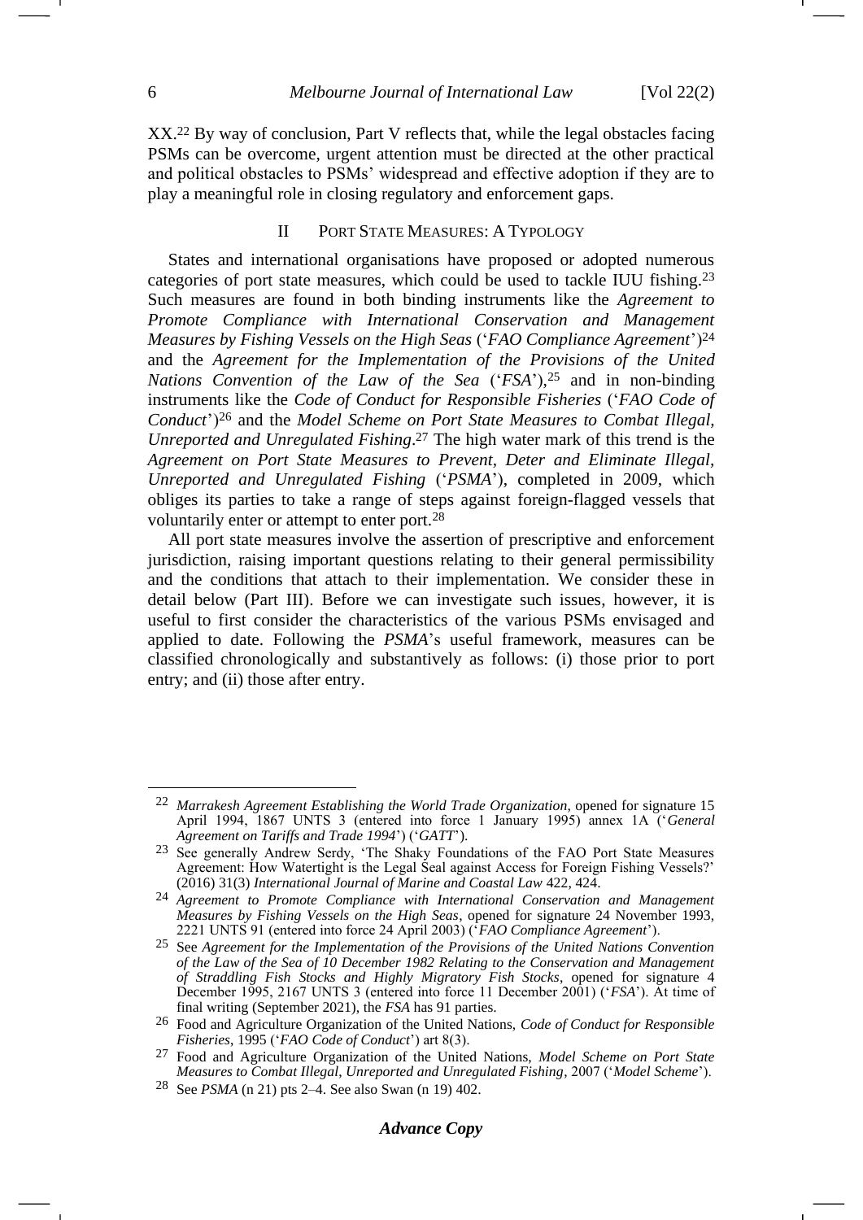XX.[22] By way of conclusion, Part V reflects that, while the legal obstacles facing PSMs can be overcome, urgent attention must be directed at the other practical and political obstacles to PSMs' widespread and effective adoption if they are to play a meaningful role in closing regulatory and enforcement gaps.

## II Port State Measures: A Typology

States and international organisations have proposed or adopted numerous categories of port state measures, which could be used to tackle IUU fishing.[23] Such measures are found in both binding instruments like the *Agreement to Promote Compliance with International Conservation and Management Measures by Fishing Vessels on the High Seas* ('*FAO Compliance Agreement*')[24] and the *Agreement for the Implementation of the Provisions of the United Nations Convention of the Law of the Sea* ('*FSA*'),[25] and in non-binding instruments like the *Code of Conduct for Responsible Fisheries* ('*FAO Code of Conduct*')[26] and the *Model Scheme on Port State Measures to Combat Illegal, Unreported and Unregulated Fishing*.[27] The high water mark of this trend is the *Agreement on Port State Measures to Prevent, Deter and Eliminate Illegal, Unreported and Unregulated Fishing* ('*PSMA*'), completed in 2009, which obliges its parties to take a range of steps against foreign-flagged vessels that voluntarily enter or attempt to enter port.[28]

All port state measures involve the assertion of prescriptive and enforcement jurisdiction, raising important questions relating to their general permissibility and the conditions that attach to their implementation. We consider these in detail below (Part III). Before we can investigate such issues, however, it is useful to first consider the characteristics of the various PSMs envisaged and applied to date. Following the *PSMA*'s useful framework, measures can be classified chronologically and substantively as follows: (i) those prior to port entry; and (ii) those after entry.

---

[22] *Marrakesh Agreement Establishing the World Trade Organization*, opened for signature 15 April 1994, 1867 UNTS 3 (entered into force 1 January 1995) annex 1A ('*General Agreement on Tariffs and Trade 1994*') ('*GATT*').

[23] See generally Andrew Serdy, 'The Shaky Foundations of the FAO Port State Measures Agreement: How Watertight is the Legal Seal against Access for Foreign Fishing Vessels?' (2016) 31(3) *International Journal of Marine and Coastal Law* 422, 424.

[24] *Agreement to Promote Compliance with International Conservation and Management Measures by Fishing Vessels on the High Seas*, opened for signature 24 November 1993, 2221 UNTS 91 (entered into force 24 April 2003) ('*FAO Compliance Agreement*').

[25] See *Agreement for the Implementation of the Provisions of the United Nations Convention of the Law of the Sea of 10 December 1982 Relating to the Conservation and Management of Straddling Fish Stocks and Highly Migratory Fish Stocks*, opened for signature 4 December 1995, 2167 UNTS 3 (entered into force 11 December 2001) ('*FSA*'). At time of final writing (September 2021), the *FSA* has 91 parties.

[26] Food and Agriculture Organization of the United Nations, *Code of Conduct for Responsible Fisheries*, 1995 ('*FAO Code of Conduct*') art 8(3).

[27] Food and Agriculture Organization of the United Nations, *Model Scheme on Port State Measures to Combat Illegal, Unreported and Unregulated Fishing*, 2007 ('*Model Scheme*').

[28] See *PSMA* (n 21) pts 2–4. See also Swan (n 19) 402.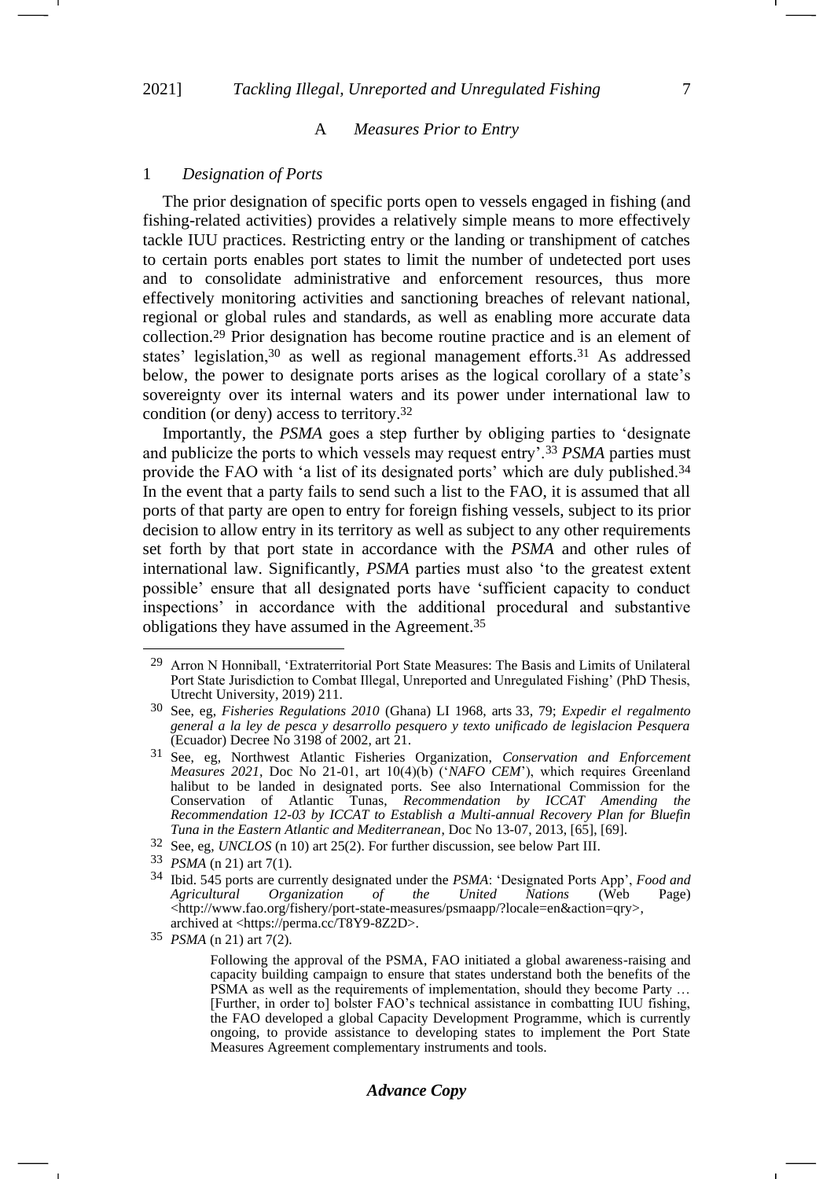### A *Measures Prior to Entry*

#### 1 *Designation of Ports*

The prior designation of specific ports open to vessels engaged in fishing (and fishing-related activities) provides a relatively simple means to more effectively tackle IUU practices. Restricting entry or the landing or transhipment of catches to certain ports enables port states to limit the number of undetected port uses and to consolidate administrative and enforcement resources, thus more effectively monitoring activities and sanctioning breaches of relevant national, regional or global rules and standards, as well as enabling more accurate data collection.[29] Prior designation has become routine practice and is an element of states' legislation,[30] as well as regional management efforts.[31] As addressed below, the power to designate ports arises as the logical corollary of a state's sovereignty over its internal waters and its power under international law to condition (or deny) access to territory.[32]

Importantly, the *PSMA* goes a step further by obliging parties to 'designate and publicize the ports to which vessels may request entry'.[33] *PSMA* parties must provide the FAO with 'a list of its designated ports' which are duly published.[34] In the event that a party fails to send such a list to the FAO, it is assumed that all ports of that party are open to entry for foreign fishing vessels, subject to its prior decision to allow entry in its territory as well as subject to any other requirements set forth by that port state in accordance with the *PSMA* and other rules of international law. Significantly, *PSMA* parties must also 'to the greatest extent possible' ensure that all designated ports have 'sufficient capacity to conduct inspections' in accordance with the additional procedural and substantive obligations they have assumed in the Agreement.[35]

---

[29] Arron N Honniball, 'Extraterritorial Port State Measures: The Basis and Limits of Unilateral Port State Jurisdiction to Combat Illegal, Unreported and Unregulated Fishing' (PhD Thesis, Utrecht University, 2019) 211.

[30] See, eg, *Fisheries Regulations 2010* (Ghana) LI 1968, arts 33, 79; *Expedir el regalmento general a la ley de pesca y desarrollo pesquero y texto unificado de legislacion Pesquera* (Ecuador) Decree No 3198 of 2002, art 21.

[31] See, eg, Northwest Atlantic Fisheries Organization, *Conservation and Enforcement Measures 2021*, Doc No 21-01, art 10(4)(b) ('*NAFO CEM*'), which requires Greenland halibut to be landed in designated ports. See also International Commission for the Conservation of Atlantic Tunas, *Recommendation by ICCAT Amending the Recommendation 12-03 by ICCAT to Establish a Multi-annual Recovery Plan for Bluefin Tuna in the Eastern Atlantic and Mediterranean*, Doc No 13-07, 2013, [65], [69].

[32] See, eg, *UNCLOS* (n 10) art 25(2). For further discussion, see below Part III.

[33] *PSMA* (n 21) art 7(1).

[34] Ibid. 545 ports are currently designated under the *PSMA*: 'Designated Ports App', *Food and Agricultural Organization of the United Nations* (Web Page) <http://www.fao.org/fishery/port-state-measures/psmaapp/?locale=en&action=qry>, archived at <https://perma.cc/T8Y9-8Z2D>.

[35] *PSMA* (n 21) art 7(2).

> Following the approval of the PSMA, FAO initiated a global awareness-raising and capacity building campaign to ensure that states understand both the benefits of the PSMA as well as the requirements of implementation, should they become Party … [Further, in order to] bolster FAO's technical assistance in combatting IUU fishing, the FAO developed a global Capacity Development Programme, which is currently ongoing, to provide assistance to developing states to implement the Port State Measures Agreement complementary instruments and tools.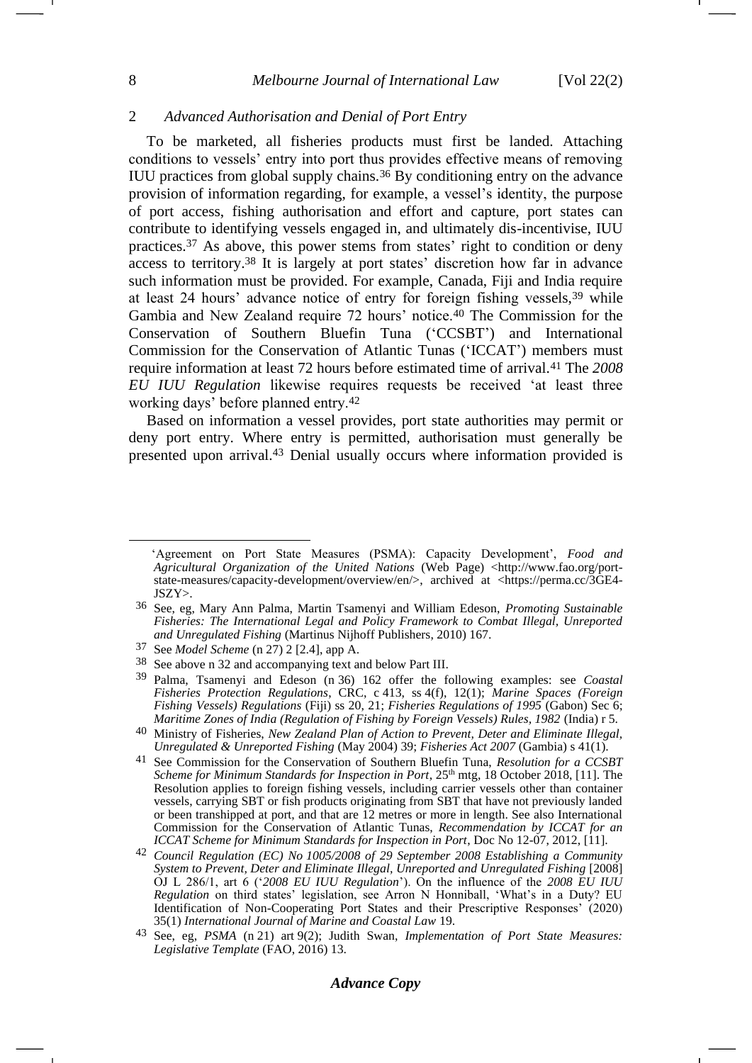### 2 *Advanced Authorisation and Denial of Port Entry*

To be marketed, all fisheries products must first be landed. Attaching conditions to vessels' entry into port thus provides effective means of removing IUU practices from global supply chains.[36] By conditioning entry on the advance provision of information regarding, for example, a vessel's identity, the purpose of port access, fishing authorisation and effort and capture, port states can contribute to identifying vessels engaged in, and ultimately dis-incentivise, IUU practices.[37] As above, this power stems from states' right to condition or deny access to territory.[38] It is largely at port states' discretion how far in advance such information must be provided. For example, Canada, Fiji and India require at least 24 hours' advance notice of entry for foreign fishing vessels,[39] while Gambia and New Zealand require 72 hours' notice.[40] The Commission for the Conservation of Southern Bluefin Tuna ('CCSBT') and International Commission for the Conservation of Atlantic Tunas ('ICCAT') members must require information at least 72 hours before estimated time of arrival.[41] The *2008 EU IUU Regulation* likewise requires requests be received 'at least three working days' before planned entry.[42]

Based on information a vessel provides, port state authorities may permit or deny port entry. Where entry is permitted, authorisation must generally be presented upon arrival.[43] Denial usually occurs where information provided is

---

'Agreement on Port State Measures (PSMA): Capacity Development', *Food and Agricultural Organization of the United Nations* (Web Page) <http://www.fao.org/port-state-measures/capacity-development/overview/en/>, archived at <https://perma.cc/3GE4-JSZY>.

36 See, eg, Mary Ann Palma, Martin Tsamenyi and William Edeson, *Promoting Sustainable Fisheries: The International Legal and Policy Framework to Combat Illegal, Unreported and Unregulated Fishing* (Martinus Nijhoff Publishers, 2010) 167.

37 See *Model Scheme* (n 27) 2 [2.4], app A.

38 See above n 32 and accompanying text and below Part III.

39 Palma, Tsamenyi and Edeson (n 36) 162 offer the following examples: see *Coastal Fisheries Protection Regulations*, CRC, c 413, ss 4(f), 12(1); *Marine Spaces (Foreign Fishing Vessels) Regulations* (Fiji) ss 20, 21; *Fisheries Regulations of 1995* (Gabon) Sec 6; *Maritime Zones of India (Regulation of Fishing by Foreign Vessels) Rules, 1982* (India) r 5.

40 Ministry of Fisheries, *New Zealand Plan of Action to Prevent, Deter and Eliminate Illegal, Unregulated & Unreported Fishing* (May 2004) 39; *Fisheries Act 2007* (Gambia) s 41(1).

41 See Commission for the Conservation of Southern Bluefin Tuna, *Resolution for a CCSBT Scheme for Minimum Standards for Inspection in Port*, 25th mtg, 18 October 2018, [11]. The Resolution applies to foreign fishing vessels, including carrier vessels other than container vessels, carrying SBT or fish products originating from SBT that have not previously landed or been transhipped at port, and that are 12 metres or more in length. See also International Commission for the Conservation of Atlantic Tunas, *Recommendation by ICCAT for an ICCAT Scheme for Minimum Standards for Inspection in Port*, Doc No 12-07, 2012, [11].

42 *Council Regulation (EC) No 1005/2008 of 29 September 2008 Establishing a Community System to Prevent, Deter and Eliminate Illegal, Unreported and Unregulated Fishing* [2008] OJ L 286/1, art 6 ('*2008 EU IUU Regulation*'). On the influence of the *2008 EU IUU Regulation* on third states' legislation, see Arron N Honniball, 'What's in a Duty? EU Identification of Non-Cooperating Port States and their Prescriptive Responses' (2020) 35(1) *International Journal of Marine and Coastal Law* 19.

43 See, eg, *PSMA* (n 21) art 9(2); Judith Swan, *Implementation of Port State Measures: Legislative Template* (FAO, 2016) 13.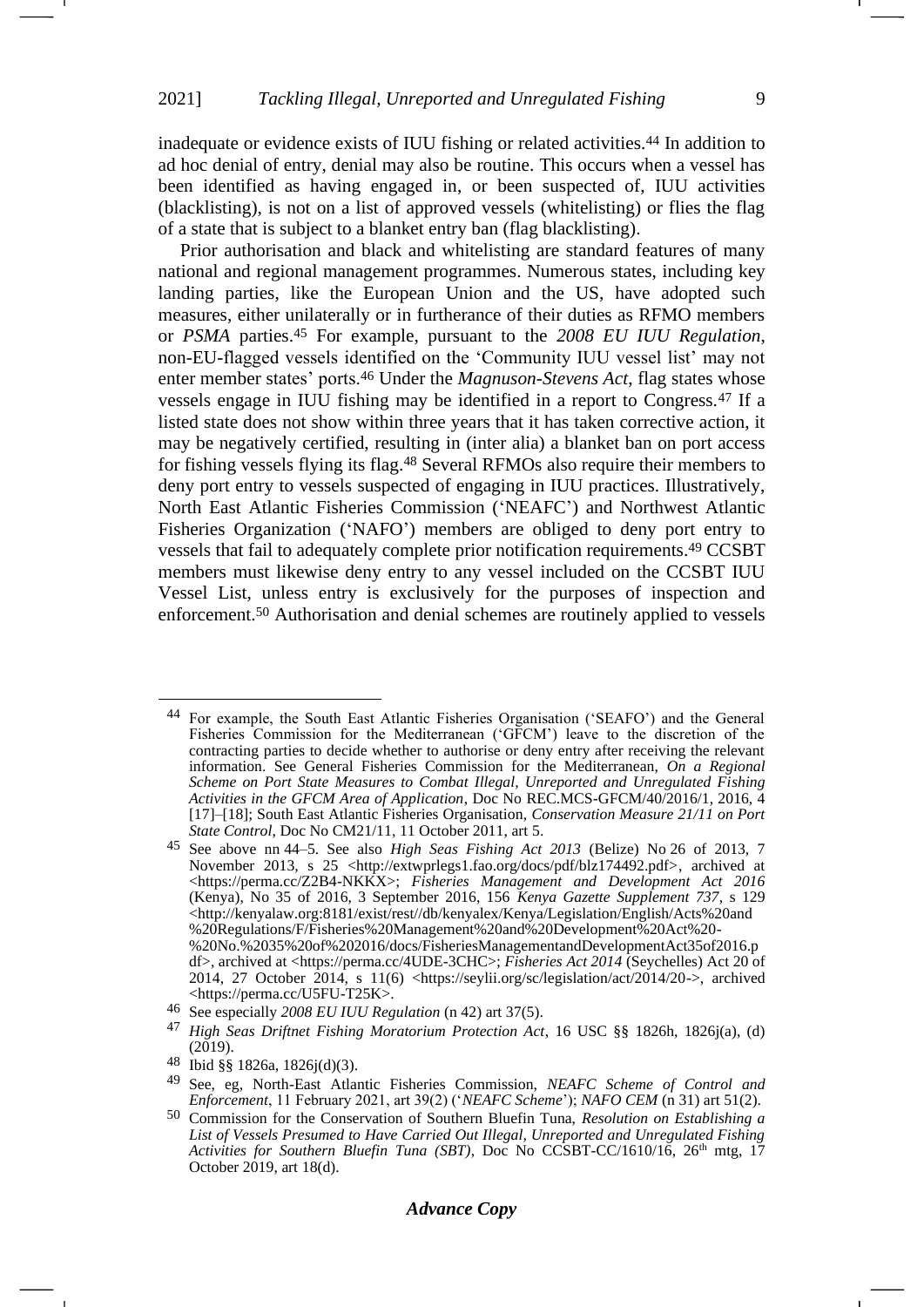inadequate or evidence exists of IUU fishing or related activities.[44] In addition to ad hoc denial of entry, denial may also be routine. This occurs when a vessel has been identified as having engaged in, or been suspected of, IUU activities (blacklisting), is not on a list of approved vessels (whitelisting) or flies the flag of a state that is subject to a blanket entry ban (flag blacklisting).

Prior authorisation and black and whitelisting are standard features of many national and regional management programmes. Numerous states, including key landing parties, like the European Union and the US, have adopted such measures, either unilaterally or in furtherance of their duties as RFMO members or *PSMA* parties.[45] For example, pursuant to the *2008 EU IUU Regulation*, non-EU-flagged vessels identified on the 'Community IUU vessel list' may not enter member states' ports.[46] Under the *Magnuson-Stevens Act*, flag states whose vessels engage in IUU fishing may be identified in a report to Congress.[47] If a listed state does not show within three years that it has taken corrective action, it may be negatively certified, resulting in (inter alia) a blanket ban on port access for fishing vessels flying its flag.[48] Several RFMOs also require their members to deny port entry to vessels suspected of engaging in IUU practices. Illustratively, North East Atlantic Fisheries Commission ('NEAFC') and Northwest Atlantic Fisheries Organization ('NAFO') members are obliged to deny port entry to vessels that fail to adequately complete prior notification requirements.[49] CCSBT members must likewise deny entry to any vessel included on the CCSBT IUU Vessel List, unless entry is exclusively for the purposes of inspection and enforcement.[50] Authorisation and denial schemes are routinely applied to vessels

---

[44] For example, the South East Atlantic Fisheries Organisation ('SEAFO') and the General Fisheries Commission for the Mediterranean ('GFCM') leave to the discretion of the contracting parties to decide whether to authorise or deny entry after receiving the relevant information. See General Fisheries Commission for the Mediterranean, *On a Regional Scheme on Port State Measures to Combat Illegal, Unreported and Unregulated Fishing Activities in the GFCM Area of Application*, Doc No REC.MCS-GFCM/40/2016/1, 2016, 4 [17]–[18]; South East Atlantic Fisheries Organisation, *Conservation Measure 21/11 on Port State Control*, Doc No CM21/11, 11 October 2011, art 5.

[45] See above nn 44–5. See also *High Seas Fishing Act 2013* (Belize) No 26 of 2013, 7 November 2013, s 25 <http://extwprlegs1.fao.org/docs/pdf/blz174492.pdf>, archived at <https://perma.cc/Z2B4-NKKX>; *Fisheries Management and Development Act 2016* (Kenya), No 35 of 2016, 3 September 2016, 156 *Kenya Gazette Supplement 737*, s 129 <http://kenyalaw.org:8181/exist/rest//db/kenyalex/Kenya/Legislation/English/Acts%20and%20Regulations/F/Fisheries%20Management%20and%20Development%20Act%20-%20No.%2035%20of%202016/docs/FisheriesManagementandDevelopmentAct35of2016.pdf>, archived at <https://perma.cc/4UDE-3CHC>; *Fisheries Act 2014* (Seychelles) Act 20 of 2014, 27 October 2014, s 11(6) <https://seylii.org/sc/legislation/act/2014/20->, archived <https://perma.cc/U5FU-T25K>.

[46] See especially *2008 EU IUU Regulation* (n 42) art 37(5).

[47] *High Seas Driftnet Fishing Moratorium Protection Act*, 16 USC §§ 1826h, 1826j(a), (d) (2019).

[48] Ibid §§ 1826a, 1826j(d)(3).

[49] See, eg, North-East Atlantic Fisheries Commission, *NEAFC Scheme of Control and Enforcement*, 11 February 2021, art 39(2) ('*NEAFC Scheme*'); *NAFO CEM* (n 31) art 51(2).

[50] Commission for the Conservation of Southern Bluefin Tuna, *Resolution on Establishing a List of Vessels Presumed to Have Carried Out Illegal, Unreported and Unregulated Fishing Activities for Southern Bluefin Tuna (SBT)*, Doc No CCSBT-CC/1610/16, 26th mtg, 17 October 2019, art 18(d).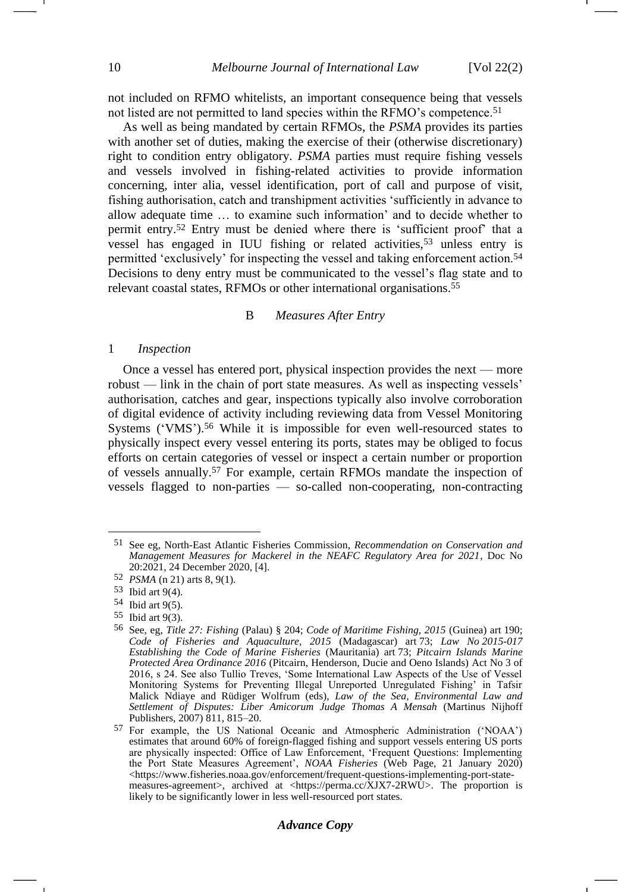not included on RFMO whitelists, an important consequence being that vessels not listed are not permitted to land species within the RFMO's competence.[51]

As well as being mandated by certain RFMOs, the *PSMA* provides its parties with another set of duties, making the exercise of their (otherwise discretionary) right to condition entry obligatory. *PSMA* parties must require fishing vessels and vessels involved in fishing-related activities to provide information concerning, inter alia, vessel identification, port of call and purpose of visit, fishing authorisation, catch and transhipment activities 'sufficiently in advance to allow adequate time … to examine such information' and to decide whether to permit entry.[52] Entry must be denied where there is 'sufficient proof' that a vessel has engaged in IUU fishing or related activities,[53] unless entry is permitted 'exclusively' for inspecting the vessel and taking enforcement action.[54] Decisions to deny entry must be communicated to the vessel's flag state and to relevant coastal states, RFMOs or other international organisations.[55]

### B *Measures After Entry*

#### 1 *Inspection*

Once a vessel has entered port, physical inspection provides the next — more robust — link in the chain of port state measures. As well as inspecting vessels' authorisation, catches and gear, inspections typically also involve corroboration of digital evidence of activity including reviewing data from Vessel Monitoring Systems ('VMS').[56] While it is impossible for even well-resourced states to physically inspect every vessel entering its ports, states may be obliged to focus efforts on certain categories of vessel or inspect a certain number or proportion of vessels annually.[57] For example, certain RFMOs mandate the inspection of vessels flagged to non-parties — so-called non-cooperating, non-contracting

---

51 See eg, North-East Atlantic Fisheries Commission, *Recommendation on Conservation and Management Measures for Mackerel in the NEAFC Regulatory Area for 2021*, Doc No 20:2021, 24 December 2020, [4].

52 *PSMA* (n 21) arts 8, 9(1).

53 Ibid art 9(4).

54 Ibid art 9(5).

55 Ibid art 9(3).

56 See, eg, *Title 27: Fishing* (Palau) § 204; *Code of Maritime Fishing, 2015* (Guinea) art 190; *Code of Fisheries and Aquaculture, 2015* (Madagascar) art 73; *Law No 2015-017 Establishing the Code of Marine Fisheries* (Mauritania) art 73; *Pitcairn Islands Marine Protected Area Ordinance 2016* (Pitcairn, Henderson, Ducie and Oeno Islands) Act No 3 of 2016, s 24. See also Tullio Treves, 'Some International Law Aspects of the Use of Vessel Monitoring Systems for Preventing Illegal Unreported Unregulated Fishing' in Tafsir Malick Ndiaye and Rüdiger Wolfrum (eds), *Law of the Sea, Environmental Law and Settlement of Disputes: Liber Amicorum Judge Thomas A Mensah* (Martinus Nijhoff Publishers, 2007) 811, 815–20.

57 For example, the US National Oceanic and Atmospheric Administration ('NOAA') estimates that around 60% of foreign-flagged fishing and support vessels entering US ports are physically inspected: Office of Law Enforcement, 'Frequent Questions: Implementing the Port State Measures Agreement', *NOAA Fisheries* (Web Page, 21 January 2020) <https://www.fisheries.noaa.gov/enforcement/frequent-questions-implementing-port-state-measures-agreement>, archived at <https://perma.cc/XJX7-2RWU>. The proportion is likely to be significantly lower in less well-resourced port states.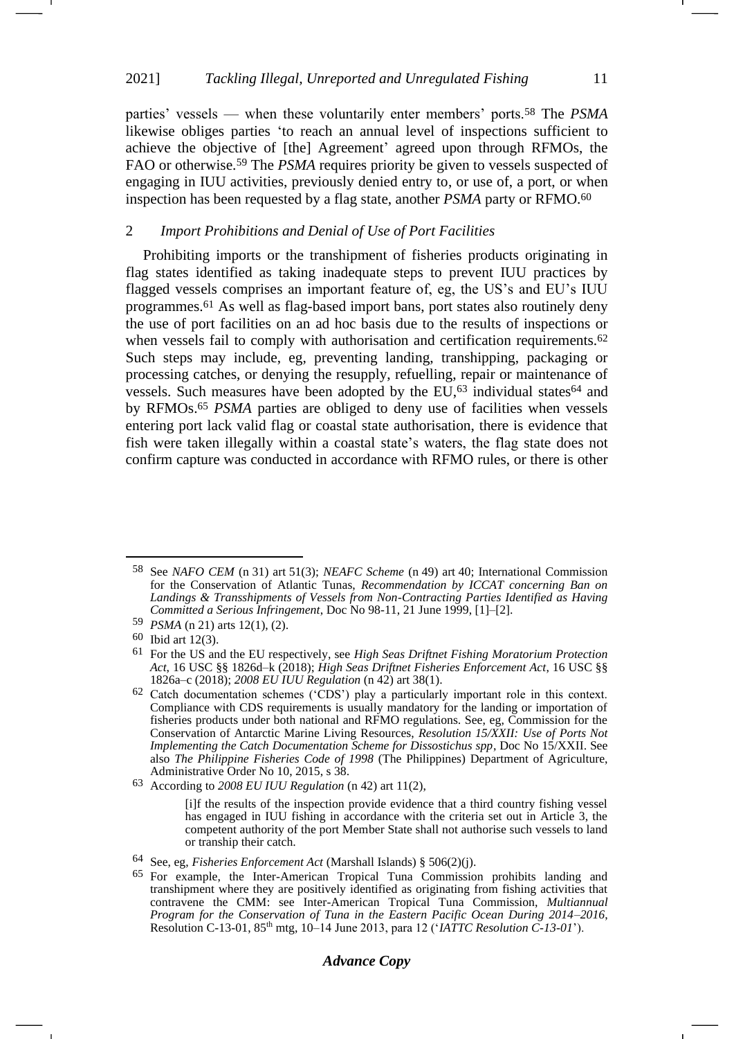parties' vessels — when these voluntarily enter members' ports.[58] The *PSMA* likewise obliges parties 'to reach an annual level of inspections sufficient to achieve the objective of [the] Agreement' agreed upon through RFMOs, the FAO or otherwise.[59] The *PSMA* requires priority be given to vessels suspected of engaging in IUU activities, previously denied entry to, or use of, a port, or when inspection has been requested by a flag state, another *PSMA* party or RFMO.[60]

### 2 *Import Prohibitions and Denial of Use of Port Facilities*

Prohibiting imports or the transhipment of fisheries products originating in flag states identified as taking inadequate steps to prevent IUU practices by flagged vessels comprises an important feature of, eg, the US's and EU's IUU programmes.[61] As well as flag-based import bans, port states also routinely deny the use of port facilities on an ad hoc basis due to the results of inspections or when vessels fail to comply with authorisation and certification requirements.[62] Such steps may include, eg, preventing landing, transhipping, packaging or processing catches, or denying the resupply, refuelling, repair or maintenance of vessels. Such measures have been adopted by the EU,[63] individual states[64] and by RFMOs.[65] *PSMA* parties are obliged to deny use of facilities when vessels entering port lack valid flag or coastal state authorisation, there is evidence that fish were taken illegally within a coastal state's waters, the flag state does not confirm capture was conducted in accordance with RFMO rules, or there is other

---

58 See *NAFO CEM* (n 31) art 51(3); *NEAFC Scheme* (n 49) art 40; International Commission for the Conservation of Atlantic Tunas, *Recommendation by ICCAT concerning Ban on Landings & Transshipments of Vessels from Non-Contracting Parties Identified as Having Committed a Serious Infringement*, Doc No 98-11, 21 June 1999, [1]–[2].

59 *PSMA* (n 21) arts 12(1), (2).

60 Ibid art 12(3).

61 For the US and the EU respectively, see *High Seas Driftnet Fishing Moratorium Protection Act*, 16 USC §§ 1826d–k (2018); *High Seas Driftnet Fisheries Enforcement Act*, 16 USC §§ 1826a–c (2018); *2008 EU IUU Regulation* (n 42) art 38(1).

62 Catch documentation schemes ('CDS') play a particularly important role in this context. Compliance with CDS requirements is usually mandatory for the landing or importation of fisheries products under both national and RFMO regulations. See, eg, Commission for the Conservation of Antarctic Marine Living Resources, *Resolution 15/XXII: Use of Ports Not Implementing the Catch Documentation Scheme for Dissostichus spp*, Doc No 15/XXII. See also *The Philippine Fisheries Code of 1998* (The Philippines) Department of Agriculture, Administrative Order No 10, 2015, s 38.

63 According to *2008 EU IUU Regulation* (n 42) art 11(2),

> [i]f the results of the inspection provide evidence that a third country fishing vessel has engaged in IUU fishing in accordance with the criteria set out in Article 3, the competent authority of the port Member State shall not authorise such vessels to land or tranship their catch.

64 See, eg, *Fisheries Enforcement Act* (Marshall Islands) § 506(2)(j).

65 For example, the Inter-American Tropical Tuna Commission prohibits landing and transhipment where they are positively identified as originating from fishing activities that contravene the CMM: see Inter-American Tropical Tuna Commission, *Multiannual Program for the Conservation of Tuna in the Eastern Pacific Ocean During 2014–2016*, Resolution C-13-01, 85th mtg, 10–14 June 2013, para 12 ('*IATTC Resolution C-13-01*').

***Advance Copy***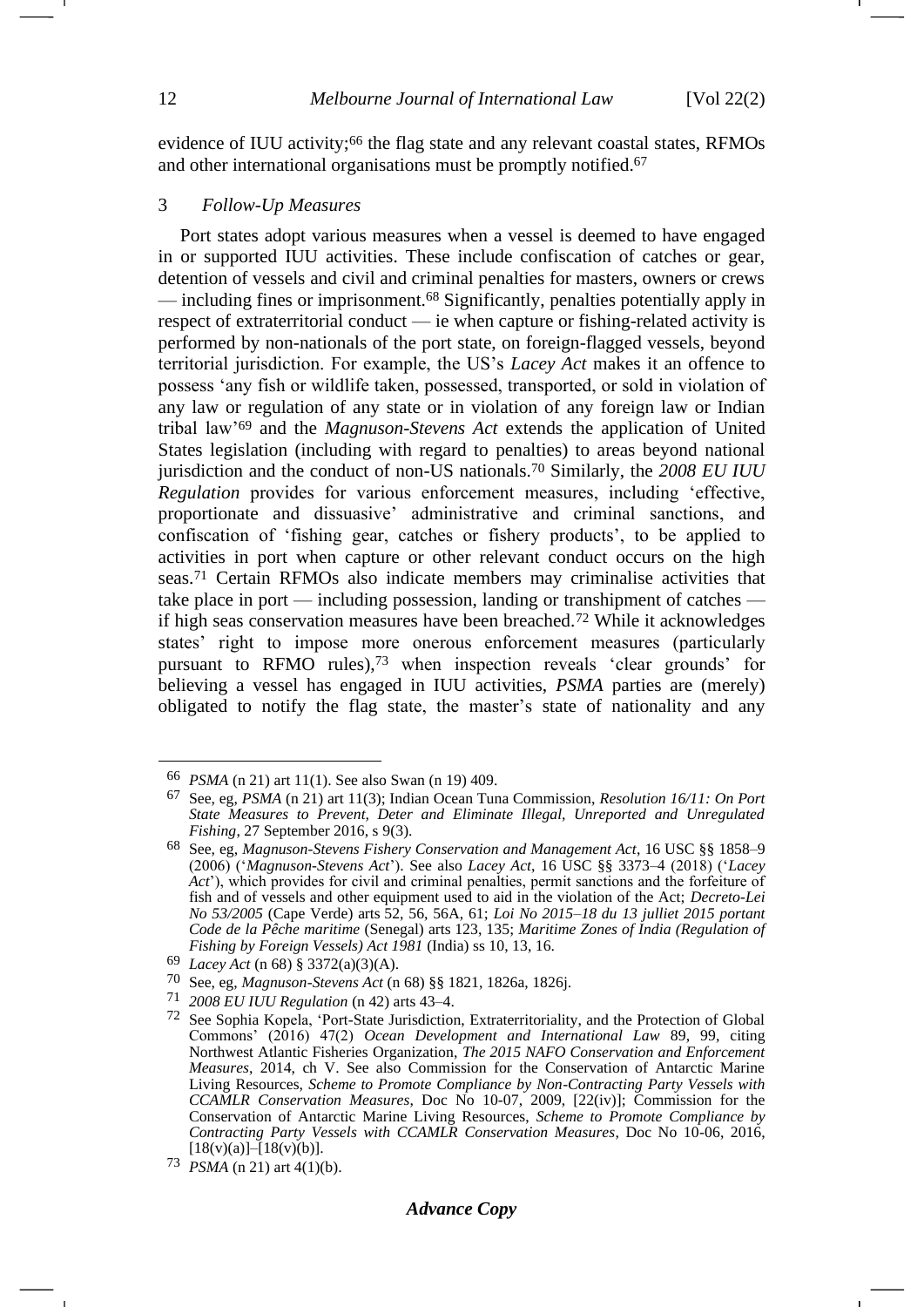evidence of IUU activity;[66] the flag state and any relevant coastal states, RFMOs and other international organisations must be promptly notified.[67]

### 3 *Follow-Up Measures*

Port states adopt various measures when a vessel is deemed to have engaged in or supported IUU activities. These include confiscation of catches or gear, detention of vessels and civil and criminal penalties for masters, owners or crews — including fines or imprisonment.[68] Significantly, penalties potentially apply in respect of extraterritorial conduct — ie when capture or fishing-related activity is performed by non-nationals of the port state, on foreign-flagged vessels, beyond territorial jurisdiction. For example, the US's *Lacey Act* makes it an offence to possess 'any fish or wildlife taken, possessed, transported, or sold in violation of any law or regulation of any state or in violation of any foreign law or Indian tribal law'[69] and the *Magnuson-Stevens Act* extends the application of United States legislation (including with regard to penalties) to areas beyond national jurisdiction and the conduct of non-US nationals.[70] Similarly, the *2008 EU IUU Regulation* provides for various enforcement measures, including 'effective, proportionate and dissuasive' administrative and criminal sanctions, and confiscation of 'fishing gear, catches or fishery products', to be applied to activities in port when capture or other relevant conduct occurs on the high seas.[71] Certain RFMOs also indicate members may criminalise activities that take place in port — including possession, landing or transhipment of catches — if high seas conservation measures have been breached.[72] While it acknowledges states' right to impose more onerous enforcement measures (particularly pursuant to RFMO rules),[73] when inspection reveals 'clear grounds' for believing a vessel has engaged in IUU activities, *PSMA* parties are (merely) obligated to notify the flag state, the master's state of nationality and any

---

66 *PSMA* (n 21) art 11(1). See also Swan (n 19) 409.

67 See, eg, *PSMA* (n 21) art 11(3); Indian Ocean Tuna Commission, *Resolution 16/11: On Port State Measures to Prevent, Deter and Eliminate Illegal, Unreported and Unregulated Fishing*, 27 September 2016, s 9(3).

68 See, eg, *Magnuson-Stevens Fishery Conservation and Management Act*, 16 USC §§ 1858–9 (2006) ('*Magnuson-Stevens Act*'). See also *Lacey Act*, 16 USC §§ 3373–4 (2018) ('*Lacey Act*'), which provides for civil and criminal penalties, permit sanctions and the forfeiture of fish and of vessels and other equipment used to aid in the violation of the Act; *Decreto-Lei No 53/2005* (Cape Verde) arts 52, 56, 56A, 61; *Loi No 2015–18 du 13 julliet 2015 portant Code de la Pêche maritime* (Senegal) arts 123, 135; *Maritime Zones of India (Regulation of Fishing by Foreign Vessels) Act 1981* (India) ss 10, 13, 16.

69 *Lacey Act* (n 68) § 3372(a)(3)(A).

70 See, eg, *Magnuson-Stevens Act* (n 68) §§ 1821, 1826a, 1826j.

71 *2008 EU IUU Regulation* (n 42) arts 43–4.

72 See Sophia Kopela, 'Port-State Jurisdiction, Extraterritoriality, and the Protection of Global Commons' (2016) 47(2) *Ocean Development and International Law* 89, 99, citing Northwest Atlantic Fisheries Organization, *The 2015 NAFO Conservation and Enforcement Measures*, 2014, ch V. See also Commission for the Conservation of Antarctic Marine Living Resources, *Scheme to Promote Compliance by Non-Contracting Party Vessels with CCAMLR Conservation Measures*, Doc No 10-07, 2009, [22(iv)]; Commission for the Conservation of Antarctic Marine Living Resources, *Scheme to Promote Compliance by Contracting Party Vessels with CCAMLR Conservation Measures*, Doc No 10-06, 2016, [18(v)(a)]–[18(v)(b)].

73 *PSMA* (n 21) art 4(1)(b).

***Advance Copy***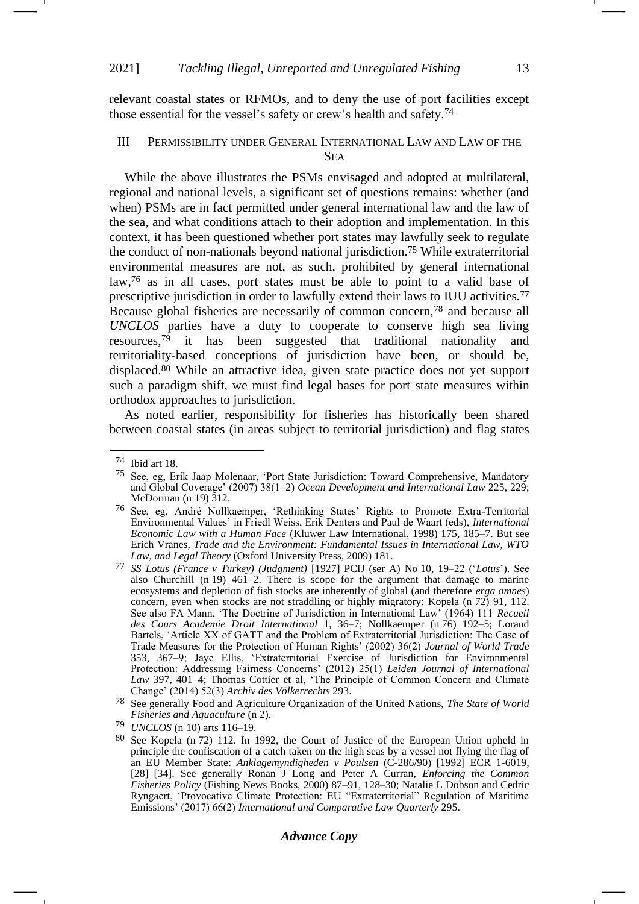relevant coastal states or RFMOs, and to deny the use of port facilities except those essential for the vessel's safety or crew's health and safety.[74]

## III PERMISSIBILITY UNDER GENERAL INTERNATIONAL LAW AND LAW OF THE SEA

While the above illustrates the PSMs envisaged and adopted at multilateral, regional and national levels, a significant set of questions remains: whether (and when) PSMs are in fact permitted under general international law and the law of the sea, and what conditions attach to their adoption and implementation. In this context, it has been questioned whether port states may lawfully seek to regulate the conduct of non-nationals beyond national jurisdiction.[75] While extraterritorial environmental measures are not, as such, prohibited by general international law,[76] as in all cases, port states must be able to point to a valid base of prescriptive jurisdiction in order to lawfully extend their laws to IUU activities.[77] Because global fisheries are necessarily of common concern,[78] and because all *UNCLOS* parties have a duty to cooperate to conserve high sea living resources,[79] it has been suggested that traditional nationality and territoriality-based conceptions of jurisdiction have been, or should be, displaced.[80] While an attractive idea, given state practice does not yet support such a paradigm shift, we must find legal bases for port state measures within orthodox approaches to jurisdiction.

As noted earlier, responsibility for fisheries has historically been shared between coastal states (in areas subject to territorial jurisdiction) and flag states

---

[74] Ibid art 18.

[75] See, eg, Erik Jaap Molenaar, 'Port State Jurisdiction: Toward Comprehensive, Mandatory and Global Coverage' (2007) 38(1–2) *Ocean Development and International Law* 225, 229; McDorman (n 19) 312.

[76] See, eg, André Nollkaemper, 'Rethinking States' Rights to Promote Extra-Territorial Environmental Values' in Friedl Weiss, Erik Denters and Paul de Waart (eds), *International Economic Law with a Human Face* (Kluwer Law International, 1998) 175, 185–7. But see Erich Vranes, *Trade and the Environment: Fundamental Issues in International Law, WTO Law, and Legal Theory* (Oxford University Press, 2009) 181.

[77] *SS Lotus (France v Turkey) (Judgment)* [1927] PCIJ (ser A) No 10, 19–22 ('*Lotus*'). See also Churchill (n 19) 461–2. There is scope for the argument that damage to marine ecosystems and depletion of fish stocks are inherently of global (and therefore *erga omnes*) concern, even when stocks are not straddling or highly migratory: Kopela (n 72) 91, 112. See also FA Mann, 'The Doctrine of Jurisdiction in International Law' (1964) 111 *Recueil des Cours Academie Droit International* 1, 36–7; Nollkaemper (n 76) 192–5; Lorand Bartels, 'Article XX of GATT and the Problem of Extraterritorial Jurisdiction: The Case of Trade Measures for the Protection of Human Rights' (2002) 36(2) *Journal of World Trade* 353, 367–9; Jaye Ellis, 'Extraterritorial Exercise of Jurisdiction for Environmental Protection: Addressing Fairness Concerns' (2012) 25(1) *Leiden Journal of International Law* 397, 401–4; Thomas Cottier et al, 'The Principle of Common Concern and Climate Change' (2014) 52(3) *Archiv des Völkerrechts* 293.

[78] See generally Food and Agriculture Organization of the United Nations, *The State of World Fisheries and Aquaculture* (n 2).

[79] *UNCLOS* (n 10) arts 116–19.

[80] See Kopela (n 72) 112. In 1992, the Court of Justice of the European Union upheld in principle the confiscation of a catch taken on the high seas by a vessel not flying the flag of an EU Member State: *Anklagemyndigheden v Poulsen* (C-286/90) [1992] ECR 1-6019, [28]–[34]. See generally Ronan J Long and Peter A Curran, *Enforcing the Common Fisheries Policy* (Fishing News Books, 2000) 87–91, 128–30; Natalie L Dobson and Cedric Ryngaert, 'Provocative Climate Protection: EU "Extraterritorial" Regulation of Maritime Emissions' (2017) 66(2) *International and Comparative Law Quarterly* 295.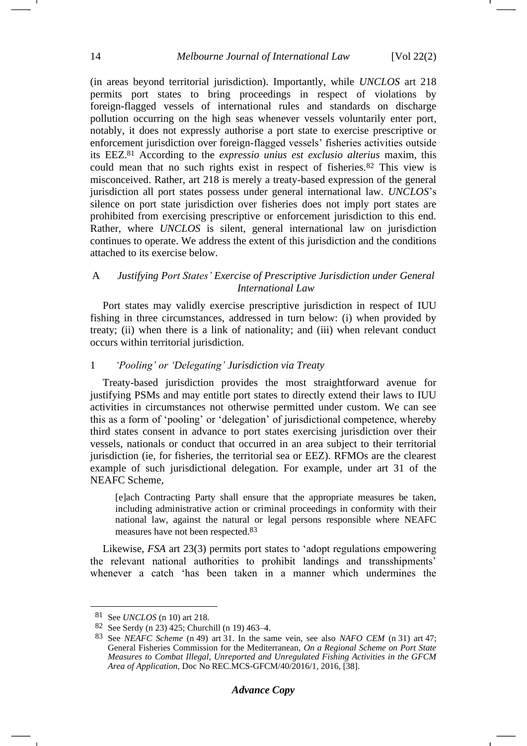(in areas beyond territorial jurisdiction). Importantly, while *UNCLOS* art 218 permits port states to bring proceedings in respect of violations by foreign-flagged vessels of international rules and standards on discharge pollution occurring on the high seas whenever vessels voluntarily enter port, notably, it does not expressly authorise a port state to exercise prescriptive or enforcement jurisdiction over foreign-flagged vessels' fisheries activities outside its EEZ.[81] According to the *expressio unius est exclusio alterius* maxim, this could mean that no such rights exist in respect of fisheries.[82] This view is misconceived. Rather, art 218 is merely a treaty-based expression of the general jurisdiction all port states possess under general international law. *UNCLOS*'s silence on port state jurisdiction over fisheries does not imply port states are prohibited from exercising prescriptive or enforcement jurisdiction to this end. Rather, where *UNCLOS* is silent, general international law on jurisdiction continues to operate. We address the extent of this jurisdiction and the conditions attached to its exercise below.

### A *Justifying Port States' Exercise of Prescriptive Jurisdiction under General International Law*

Port states may validly exercise prescriptive jurisdiction in respect of IUU fishing in three circumstances, addressed in turn below: (i) when provided by treaty; (ii) when there is a link of nationality; and (iii) when relevant conduct occurs within territorial jurisdiction.

#### 1 *'Pooling' or 'Delegating' Jurisdiction via Treaty*

Treaty-based jurisdiction provides the most straightforward avenue for justifying PSMs and may entitle port states to directly extend their laws to IUU activities in circumstances not otherwise permitted under custom. We can see this as a form of 'pooling' or 'delegation' of jurisdictional competence, whereby third states consent in advance to port states exercising jurisdiction over their vessels, nationals or conduct that occurred in an area subject to their territorial jurisdiction (ie, for fisheries, the territorial sea or EEZ). RFMOs are the clearest example of such jurisdictional delegation. For example, under art 31 of the NEAFC Scheme,

> [e]ach Contracting Party shall ensure that the appropriate measures be taken, including administrative action or criminal proceedings in conformity with their national law, against the natural or legal persons responsible where NEAFC measures have not been respected.[83]

Likewise, *FSA* art 23(3) permits port states to 'adopt regulations empowering the relevant national authorities to prohibit landings and transshipments' whenever a catch 'has been taken in a manner which undermines the

---

[81] See *UNCLOS* (n 10) art 218.

[82] See Serdy (n 23) 425; Churchill (n 19) 463–4.

[83] See *NEAFC Scheme* (n 49) art 31. In the same vein, see also *NAFO CEM* (n 31) art 47; General Fisheries Commission for the Mediterranean, *On a Regional Scheme on Port State Measures to Combat Illegal, Unreported and Unregulated Fishing Activities in the GFCM Area of Application*, Doc No REC.MCS-GFCM/40/2016/1, 2016, [38].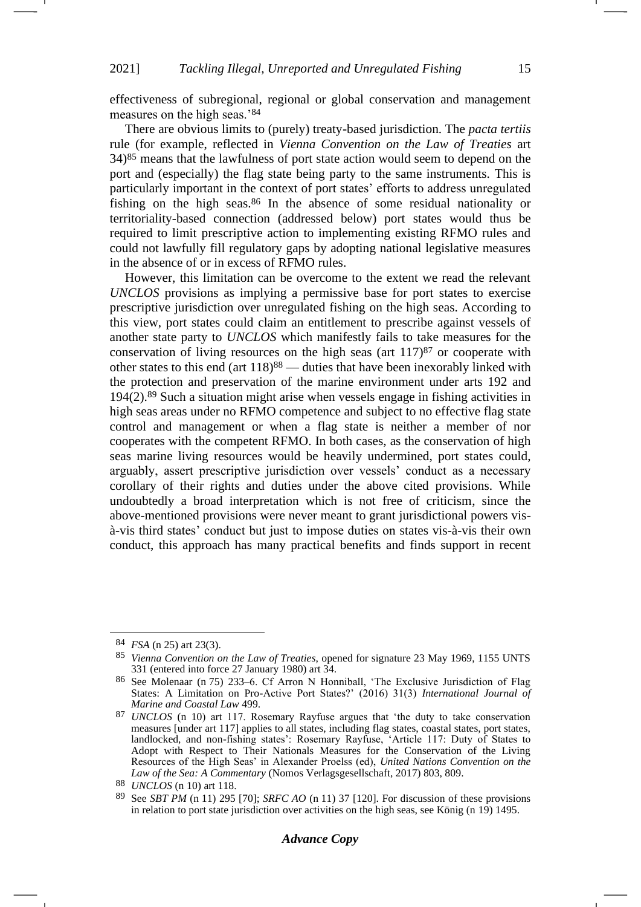effectiveness of subregional, regional or global conservation and management measures on the high seas.'[84]

There are obvious limits to (purely) treaty-based jurisdiction. The *pacta tertiis* rule (for example, reflected in *Vienna Convention on the Law of Treaties* art 34)[85] means that the lawfulness of port state action would seem to depend on the port and (especially) the flag state being party to the same instruments. This is particularly important in the context of port states' efforts to address unregulated fishing on the high seas.[86] In the absence of some residual nationality or territoriality-based connection (addressed below) port states would thus be required to limit prescriptive action to implementing existing RFMO rules and could not lawfully fill regulatory gaps by adopting national legislative measures in the absence of or in excess of RFMO rules.

However, this limitation can be overcome to the extent we read the relevant *UNCLOS* provisions as implying a permissive base for port states to exercise prescriptive jurisdiction over unregulated fishing on the high seas. According to this view, port states could claim an entitlement to prescribe against vessels of another state party to *UNCLOS* which manifestly fails to take measures for the conservation of living resources on the high seas (art 117)[87] or cooperate with other states to this end (art 118)[88] — duties that have been inexorably linked with the protection and preservation of the marine environment under arts 192 and 194(2).[89] Such a situation might arise when vessels engage in fishing activities in high seas areas under no RFMO competence and subject to no effective flag state control and management or when a flag state is neither a member of nor cooperates with the competent RFMO. In both cases, as the conservation of high seas marine living resources would be heavily undermined, port states could, arguably, assert prescriptive jurisdiction over vessels' conduct as a necessary corollary of their rights and duties under the above cited provisions. While undoubtedly a broad interpretation which is not free of criticism, since the above-mentioned provisions were never meant to grant jurisdictional powers vis-à-vis third states' conduct but just to impose duties on states vis-à-vis their own conduct, this approach has many practical benefits and finds support in recent

---

[84] *FSA* (n 25) art 23(3).

[85] *Vienna Convention on the Law of Treaties*, opened for signature 23 May 1969, 1155 UNTS 331 (entered into force 27 January 1980) art 34.

[86] See Molenaar (n 75) 233–6. Cf Arron N Honniball, 'The Exclusive Jurisdiction of Flag States: A Limitation on Pro-Active Port States?' (2016) 31(3) *International Journal of Marine and Coastal Law* 499.

[87] *UNCLOS* (n 10) art 117. Rosemary Rayfuse argues that 'the duty to take conservation measures [under art 117] applies to all states, including flag states, coastal states, port states, landlocked, and non-fishing states': Rosemary Rayfuse, 'Article 117: Duty of States to Adopt with Respect to Their Nationals Measures for the Conservation of the Living Resources of the High Seas' in Alexander Proelss (ed), *United Nations Convention on the Law of the Sea: A Commentary* (Nomos Verlagsgesellschaft, 2017) 803, 809.

[88] *UNCLOS* (n 10) art 118.

[89] See *SBT PM* (n 11) 295 [70]; *SRFC AO* (n 11) 37 [120]. For discussion of these provisions in relation to port state jurisdiction over activities on the high seas, see König (n 19) 1495.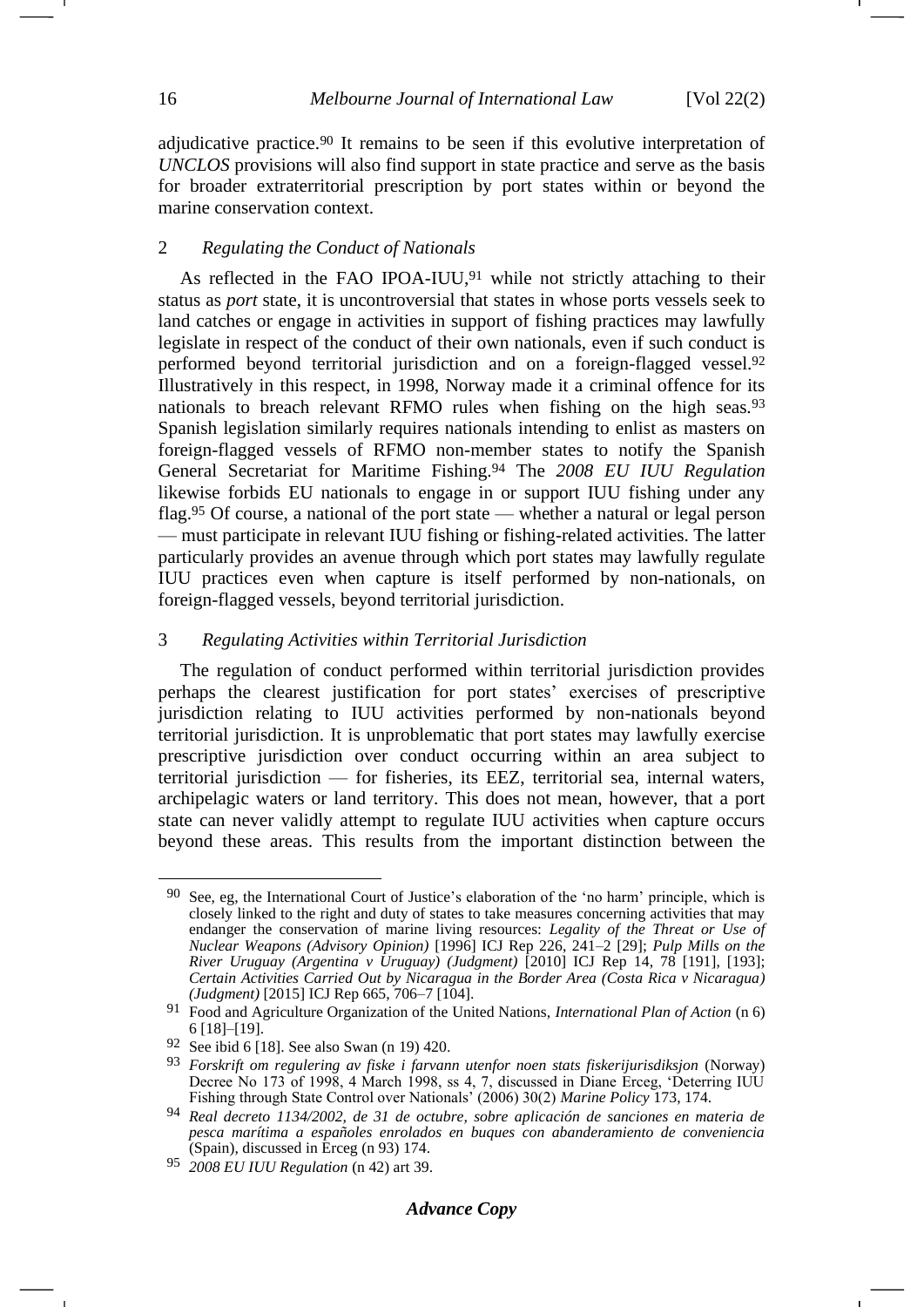adjudicative practice.[90] It remains to be seen if this evolutive interpretation of *UNCLOS* provisions will also find support in state practice and serve as the basis for broader extraterritorial prescription by port states within or beyond the marine conservation context.

### 2 *Regulating the Conduct of Nationals*

As reflected in the FAO IPOA-IUU,[91] while not strictly attaching to their status as *port* state, it is uncontroversial that states in whose ports vessels seek to land catches or engage in activities in support of fishing practices may lawfully legislate in respect of the conduct of their own nationals, even if such conduct is performed beyond territorial jurisdiction and on a foreign-flagged vessel.[92] Illustratively in this respect, in 1998, Norway made it a criminal offence for its nationals to breach relevant RFMO rules when fishing on the high seas.[93] Spanish legislation similarly requires nationals intending to enlist as masters on foreign-flagged vessels of RFMO non-member states to notify the Spanish General Secretariat for Maritime Fishing.[94] The *2008 EU IUU Regulation* likewise forbids EU nationals to engage in or support IUU fishing under any flag.[95] Of course, a national of the port state — whether a natural or legal person — must participate in relevant IUU fishing or fishing-related activities. The latter particularly provides an avenue through which port states may lawfully regulate IUU practices even when capture is itself performed by non-nationals, on foreign-flagged vessels, beyond territorial jurisdiction.

### 3 *Regulating Activities within Territorial Jurisdiction*

The regulation of conduct performed within territorial jurisdiction provides perhaps the clearest justification for port states' exercises of prescriptive jurisdiction relating to IUU activities performed by non-nationals beyond territorial jurisdiction. It is unproblematic that port states may lawfully exercise prescriptive jurisdiction over conduct occurring within an area subject to territorial jurisdiction — for fisheries, its EEZ, territorial sea, internal waters, archipelagic waters or land territory. This does not mean, however, that a port state can never validly attempt to regulate IUU activities when capture occurs beyond these areas. This results from the important distinction between the

---

[90] See, eg, the International Court of Justice's elaboration of the 'no harm' principle, which is closely linked to the right and duty of states to take measures concerning activities that may endanger the conservation of marine living resources: *Legality of the Threat or Use of Nuclear Weapons (Advisory Opinion)* [1996] ICJ Rep 226, 241–2 [29]; *Pulp Mills on the River Uruguay (Argentina v Uruguay) (Judgment)* [2010] ICJ Rep 14, 78 [191], [193]; *Certain Activities Carried Out by Nicaragua in the Border Area (Costa Rica v Nicaragua) (Judgment)* [2015] ICJ Rep 665, 706–7 [104].

[91] Food and Agriculture Organization of the United Nations, *International Plan of Action* (n 6) 6 [18]–[19].

[92] See ibid 6 [18]. See also Swan (n 19) 420.

[93] *Forskrift om regulering av fiske i farvann utenfor noen stats fiskerijurisdiksjon* (Norway) Decree No 173 of 1998, 4 March 1998, ss 4, 7, discussed in Diane Erceg, 'Deterring IUU Fishing through State Control over Nationals' (2006) 30(2) *Marine Policy* 173, 174.

[94] *Real decreto 1134/2002, de 31 de octubre, sobre aplicación de sanciones en materia de pesca marítima a españoles enrolados en buques con abanderamiento de conveniencia* (Spain), discussed in Erceg (n 93) 174.

[95] *2008 EU IUU Regulation* (n 42) art 39.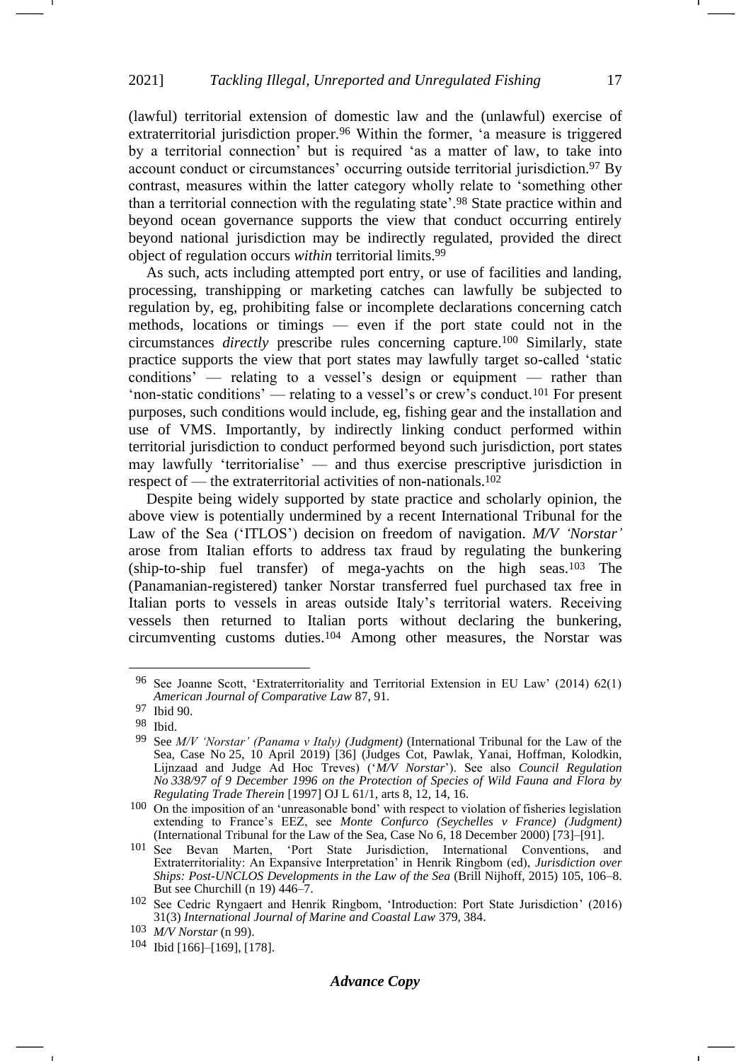(lawful) territorial extension of domestic law and the (unlawful) exercise of extraterritorial jurisdiction proper.[96] Within the former, 'a measure is triggered by a territorial connection' but is required 'as a matter of law, to take into account conduct or circumstances' occurring outside territorial jurisdiction.[97] By contrast, measures within the latter category wholly relate to 'something other than a territorial connection with the regulating state'.[98] State practice within and beyond ocean governance supports the view that conduct occurring entirely beyond national jurisdiction may be indirectly regulated, provided the direct object of regulation occurs *within* territorial limits.[99]

As such, acts including attempted port entry, or use of facilities and landing, processing, transhipping or marketing catches can lawfully be subjected to regulation by, eg, prohibiting false or incomplete declarations concerning catch methods, locations or timings — even if the port state could not in the circumstances *directly* prescribe rules concerning capture.[100] Similarly, state practice supports the view that port states may lawfully target so-called 'static conditions' — relating to a vessel's design or equipment — rather than 'non-static conditions' — relating to a vessel's or crew's conduct.[101] For present purposes, such conditions would include, eg, fishing gear and the installation and use of VMS. Importantly, by indirectly linking conduct performed within territorial jurisdiction to conduct performed beyond such jurisdiction, port states may lawfully 'territorialise' — and thus exercise prescriptive jurisdiction in respect of — the extraterritorial activities of non-nationals.[102]

Despite being widely supported by state practice and scholarly opinion, the above view is potentially undermined by a recent International Tribunal for the Law of the Sea ('ITLOS') decision on freedom of navigation. *M/V 'Norstar'* arose from Italian efforts to address tax fraud by regulating the bunkering (ship-to-ship fuel transfer) of mega-yachts on the high seas.[103] The (Panamanian-registered) tanker Norstar transferred fuel purchased tax free in Italian ports to vessels in areas outside Italy's territorial waters. Receiving vessels then returned to Italian ports without declaring the bunkering, circumventing customs duties.[104] Among other measures, the Norstar was

---

[96] See Joanne Scott, 'Extraterritoriality and Territorial Extension in EU Law' (2014) 62(1) *American Journal of Comparative Law* 87, 91.

[97] Ibid 90.

[98] Ibid.

[99] See *M/V 'Norstar' (Panama v Italy) (Judgment)* (International Tribunal for the Law of the Sea, Case No 25, 10 April 2019) [36] (Judges Cot, Pawlak, Yanai, Hoffman, Kolodkin, Lijnzaad and Judge Ad Hoc Treves) ('*M/V Norstar*'). See also *Council Regulation No 338/97 of 9 December 1996 on the Protection of Species of Wild Fauna and Flora by Regulating Trade Therein* [1997] OJ L 61/1, arts 8, 12, 14, 16.

[100] On the imposition of an 'unreasonable bond' with respect to violation of fisheries legislation extending to France's EEZ, see *Monte Confurco (Seychelles v France) (Judgment)* (International Tribunal for the Law of the Sea, Case No 6, 18 December 2000) [73]–[91].

[101] See Bevan Marten, 'Port State Jurisdiction, International Conventions, and Extraterritoriality: An Expansive Interpretation' in Henrik Ringbom (ed), *Jurisdiction over Ships: Post-UNCLOS Developments in the Law of the Sea* (Brill Nijhoff, 2015) 105, 106–8. But see Churchill (n 19) 446–7.

[102] See Cedric Ryngaert and Henrik Ringbom, 'Introduction: Port State Jurisdiction' (2016) 31(3) *International Journal of Marine and Coastal Law* 379, 384.

[103] *M/V Norstar* (n 99).

[104] Ibid [166]–[169], [178].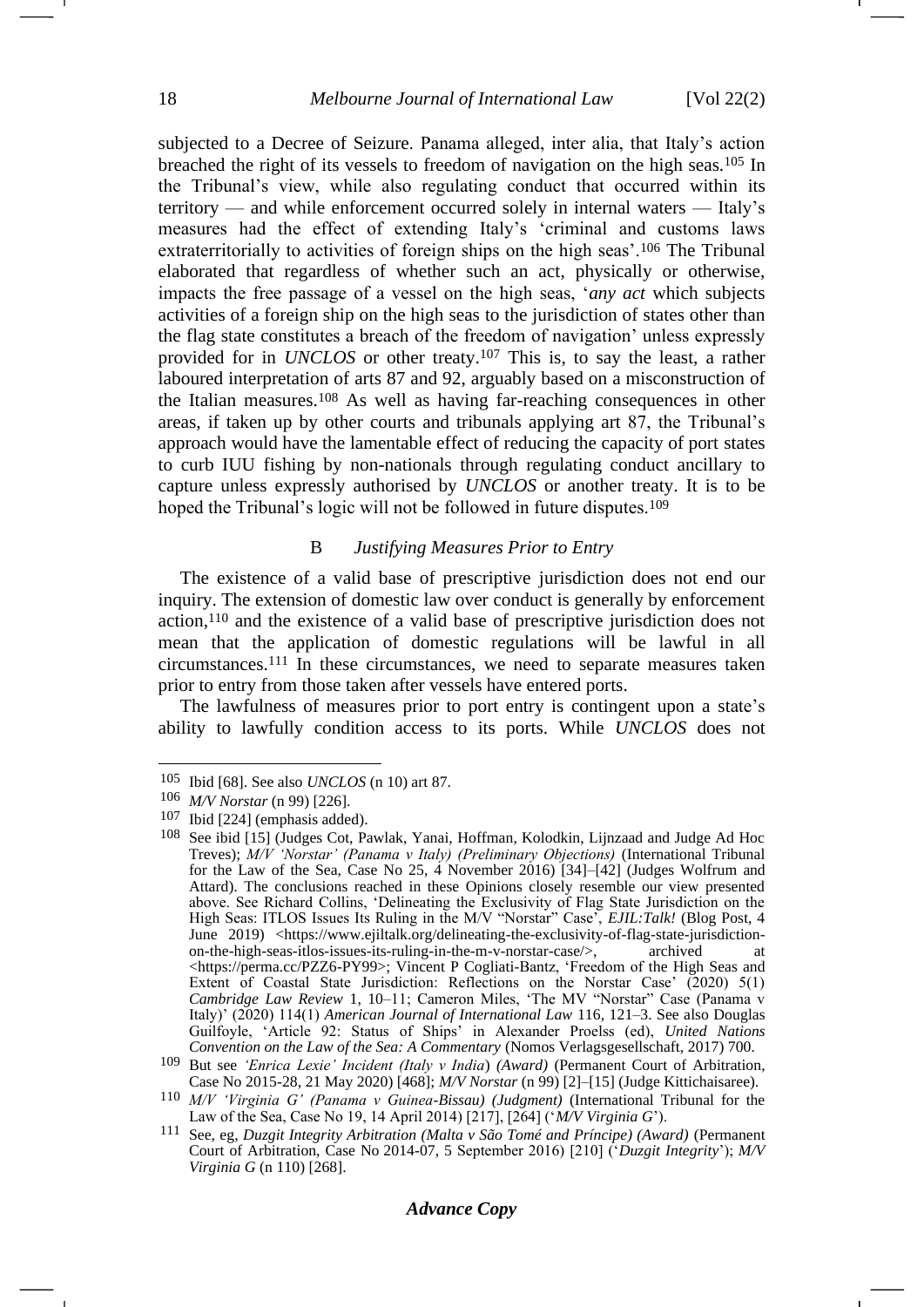subjected to a Decree of Seizure. Panama alleged, inter alia, that Italy's action breached the right of its vessels to freedom of navigation on the high seas.[105] In the Tribunal's view, while also regulating conduct that occurred within its territory — and while enforcement occurred solely in internal waters — Italy's measures had the effect of extending Italy's 'criminal and customs laws extraterritorially to activities of foreign ships on the high seas'.[106] The Tribunal elaborated that regardless of whether such an act, physically or otherwise, impacts the free passage of a vessel on the high seas, '*any act* which subjects activities of a foreign ship on the high seas to the jurisdiction of states other than the flag state constitutes a breach of the freedom of navigation' unless expressly provided for in *UNCLOS* or other treaty.[107] This is, to say the least, a rather laboured interpretation of arts 87 and 92, arguably based on a misconstruction of the Italian measures.[108] As well as having far-reaching consequences in other areas, if taken up by other courts and tribunals applying art 87, the Tribunal's approach would have the lamentable effect of reducing the capacity of port states to curb IUU fishing by non-nationals through regulating conduct ancillary to capture unless expressly authorised by *UNCLOS* or another treaty. It is to be hoped the Tribunal's logic will not be followed in future disputes.[109]

### B *Justifying Measures Prior to Entry*

The existence of a valid base of prescriptive jurisdiction does not end our inquiry. The extension of domestic law over conduct is generally by enforcement action,[110] and the existence of a valid base of prescriptive jurisdiction does not mean that the application of domestic regulations will be lawful in all circumstances.[111] In these circumstances, we need to separate measures taken prior to entry from those taken after vessels have entered ports.

The lawfulness of measures prior to port entry is contingent upon a state's ability to lawfully condition access to its ports. While *UNCLOS* does not

---

105 Ibid [68]. See also *UNCLOS* (n 10) art 87.

106 *M/V Norstar* (n 99) [226].

107 Ibid [224] (emphasis added).

108 See ibid [15] (Judges Cot, Pawlak, Yanai, Hoffman, Kolodkin, Lijnzaad and Judge Ad Hoc Treves); *M/V 'Norstar' (Panama v Italy) (Preliminary Objections)* (International Tribunal for the Law of the Sea, Case No 25, 4 November 2016) [34]–[42] (Judges Wolfrum and Attard). The conclusions reached in these Opinions closely resemble our view presented above. See Richard Collins, 'Delineating the Exclusivity of Flag State Jurisdiction on the High Seas: ITLOS Issues Its Ruling in the M/V "Norstar" Case', *EJIL:Talk!* (Blog Post, 4 June 2019) <https://www.ejiltalk.org/delineating-the-exclusivity-of-flag-state-jurisdiction-on-the-high-seas-itlos-issues-its-ruling-in-the-m-v-norstar-case/>, archived at <https://perma.cc/PZZ6-PY99>; Vincent P Cogliati-Bantz, 'Freedom of the High Seas and Extent of Coastal State Jurisdiction: Reflections on the Norstar Case' (2020) 5(1) *Cambridge Law Review* 1, 10–11; Cameron Miles, 'The MV "Norstar" Case (Panama v Italy)' (2020) 114(1) *American Journal of International Law* 116, 121–3. See also Douglas Guilfoyle, 'Article 92: Status of Ships' in Alexander Proelss (ed), *United Nations Convention on the Law of the Sea: A Commentary* (Nomos Verlagsgesellschaft, 2017) 700.

109 But see *'Enrica Lexie' Incident (Italy v India) (Award)* (Permanent Court of Arbitration, Case No 2015-28, 21 May 2020) [468]; *M/V Norstar* (n 99) [2]–[15] (Judge Kittichaisaree).

110 *M/V 'Virginia G' (Panama v Guinea-Bissau) (Judgment)* (International Tribunal for the Law of the Sea, Case No 19, 14 April 2014) [217], [264] ('*M/V Virginia G*').

111 See, eg, *Duzgit Integrity Arbitration (Malta v São Tomé and Príncipe) (Award)* (Permanent Court of Arbitration, Case No 2014-07, 5 September 2016) [210] ('*Duzgit Integrity*'); *M/V Virginia G* (n 110) [268].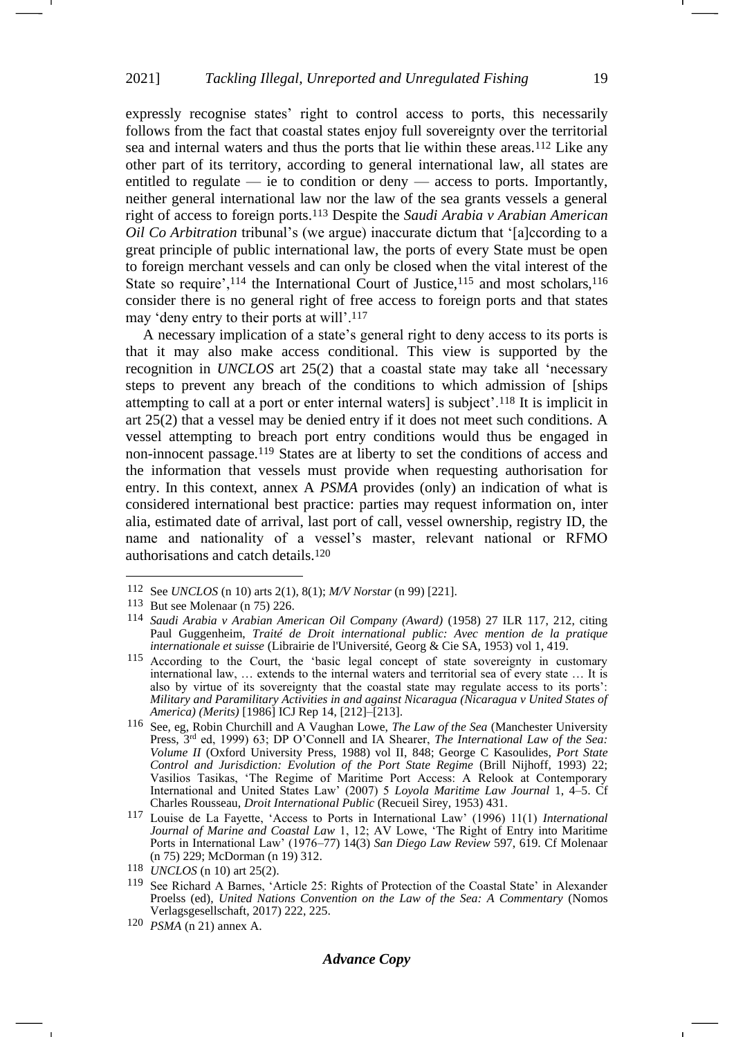expressly recognise states' right to control access to ports, this necessarily follows from the fact that coastal states enjoy full sovereignty over the territorial sea and internal waters and thus the ports that lie within these areas.[112] Like any other part of its territory, according to general international law, all states are entitled to regulate — ie to condition or deny — access to ports. Importantly, neither general international law nor the law of the sea grants vessels a general right of access to foreign ports.[113] Despite the *Saudi Arabia v Arabian American Oil Co Arbitration* tribunal's (we argue) inaccurate dictum that '[a]ccording to a great principle of public international law, the ports of every State must be open to foreign merchant vessels and can only be closed when the vital interest of the State so require',[114] the International Court of Justice,[115] and most scholars,[116] consider there is no general right of free access to foreign ports and that states may 'deny entry to their ports at will'.[117]

A necessary implication of a state's general right to deny access to its ports is that it may also make access conditional. This view is supported by the recognition in *UNCLOS* art 25(2) that a coastal state may take all 'necessary steps to prevent any breach of the conditions to which admission of [ships attempting to call at a port or enter internal waters] is subject'.[118] It is implicit in art 25(2) that a vessel may be denied entry if it does not meet such conditions. A vessel attempting to breach port entry conditions would thus be engaged in non-innocent passage.[119] States are at liberty to set the conditions of access and the information that vessels must provide when requesting authorisation for entry. In this context, annex A *PSMA* provides (only) an indication of what is considered international best practice: parties may request information on, inter alia, estimated date of arrival, last port of call, vessel ownership, registry ID, the name and nationality of a vessel's master, relevant national or RFMO authorisations and catch details.[120]

---

[112] See *UNCLOS* (n 10) arts 2(1), 8(1); *M/V Norstar* (n 99) [221].

[113] But see Molenaar (n 75) 226.

[114] *Saudi Arabia v Arabian American Oil Company (Award)* (1958) 27 ILR 117, 212, citing Paul Guggenheim, *Traité de Droit international public: Avec mention de la pratique internationale et suisse* (Librairie de l'Université, Georg & Cie SA, 1953) vol 1, 419.

[115] According to the Court, the 'basic legal concept of state sovereignty in customary international law, … extends to the internal waters and territorial sea of every state … It is also by virtue of its sovereignty that the coastal state may regulate access to its ports': *Military and Paramilitary Activities in and against Nicaragua (Nicaragua v United States of America) (Merits)* [1986] ICJ Rep 14, [212]–[213].

[116] See, eg, Robin Churchill and A Vaughan Lowe, *The Law of the Sea* (Manchester University Press, 3rd ed, 1999) 63; DP O'Connell and IA Shearer, *The International Law of the Sea: Volume II* (Oxford University Press, 1988) vol II, 848; George C Kasoulides, *Port State Control and Jurisdiction: Evolution of the Port State Regime* (Brill Nijhoff, 1993) 22; Vasilios Tasikas, 'The Regime of Maritime Port Access: A Relook at Contemporary International and United States Law' (2007) 5 *Loyola Maritime Law Journal* 1, 4–5. Cf Charles Rousseau, *Droit International Public* (Recueil Sirey, 1953) 431.

[117] Louise de La Fayette, 'Access to Ports in International Law' (1996) 11(1) *International Journal of Marine and Coastal Law* 1, 12; AV Lowe, 'The Right of Entry into Maritime Ports in International Law' (1976–77) 14(3) *San Diego Law Review* 597, 619. Cf Molenaar (n 75) 229; McDorman (n 19) 312.

[118] *UNCLOS* (n 10) art 25(2).

[119] See Richard A Barnes, 'Article 25: Rights of Protection of the Coastal State' in Alexander Proelss (ed), *United Nations Convention on the Law of the Sea: A Commentary* (Nomos Verlagsgesellschaft, 2017) 222, 225.

[120] *PSMA* (n 21) annex A.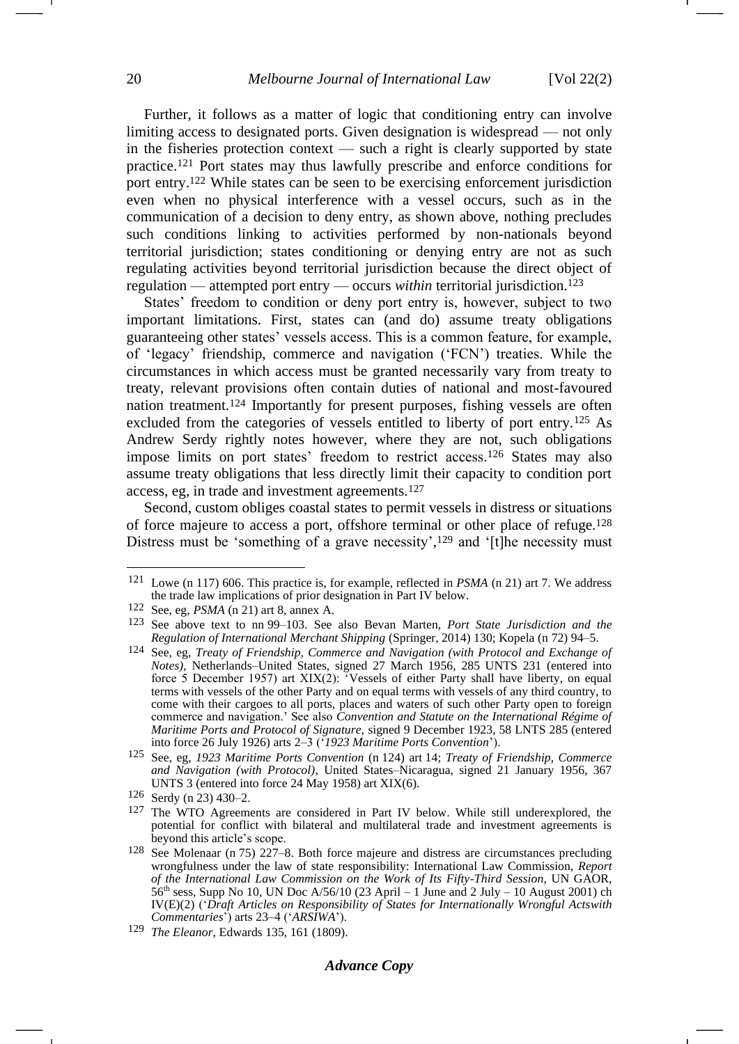Further, it follows as a matter of logic that conditioning entry can involve limiting access to designated ports. Given designation is widespread — not only in the fisheries protection context — such a right is clearly supported by state practice.[121] Port states may thus lawfully prescribe and enforce conditions for port entry.[122] While states can be seen to be exercising enforcement jurisdiction even when no physical interference with a vessel occurs, such as in the communication of a decision to deny entry, as shown above, nothing precludes such conditions linking to activities performed by non-nationals beyond territorial jurisdiction; states conditioning or denying entry are not as such regulating activities beyond territorial jurisdiction because the direct object of regulation — attempted port entry — occurs *within* territorial jurisdiction.[123]

States' freedom to condition or deny port entry is, however, subject to two important limitations. First, states can (and do) assume treaty obligations guaranteeing other states' vessels access. This is a common feature, for example, of 'legacy' friendship, commerce and navigation ('FCN') treaties. While the circumstances in which access must be granted necessarily vary from treaty to treaty, relevant provisions often contain duties of national and most-favoured nation treatment.[124] Importantly for present purposes, fishing vessels are often excluded from the categories of vessels entitled to liberty of port entry.[125] As Andrew Serdy rightly notes however, where they are not, such obligations impose limits on port states' freedom to restrict access.[126] States may also assume treaty obligations that less directly limit their capacity to condition port access, eg, in trade and investment agreements.[127]

Second, custom obliges coastal states to permit vessels in distress or situations of force majeure to access a port, offshore terminal or other place of refuge.[128] Distress must be 'something of a grave necessity',[129] and '[t]he necessity must

---

[121] Lowe (n 117) 606. This practice is, for example, reflected in *PSMA* (n 21) art 7. We address the trade law implications of prior designation in Part IV below.

[122] See, eg, *PSMA* (n 21) art 8, annex A.

[123] See above text to nn 99–103. See also Bevan Marten, *Port State Jurisdiction and the Regulation of International Merchant Shipping* (Springer, 2014) 130; Kopela (n 72) 94–5.

[124] See, eg, *Treaty of Friendship, Commerce and Navigation (with Protocol and Exchange of Notes)*, Netherlands–United States, signed 27 March 1956, 285 UNTS 231 (entered into force 5 December 1957) art XIX(2): 'Vessels of either Party shall have liberty, on equal terms with vessels of the other Party and on equal terms with vessels of any third country, to come with their cargoes to all ports, places and waters of such other Party open to foreign commerce and navigation.' See also *Convention and Statute on the International Régime of Maritime Ports and Protocol of Signature*, signed 9 December 1923, 58 LNTS 285 (entered into force 26 July 1926) arts 2–3 ('*1923 Maritime Ports Convention*').

[125] See, eg, *1923 Maritime Ports Convention* (n 124) art 14; *Treaty of Friendship, Commerce and Navigation (with Protocol)*, United States–Nicaragua, signed 21 January 1956, 367 UNTS 3 (entered into force 24 May 1958) art XIX(6).

[126] Serdy (n 23) 430–2.

[127] The WTO Agreements are considered in Part IV below. While still underexplored, the potential for conflict with bilateral and multilateral trade and investment agreements is beyond this article's scope.

[128] See Molenaar (n 75) 227–8. Both force majeure and distress are circumstances precluding wrongfulness under the law of state responsibility: International Law Commission, *Report of the International Law Commission on the Work of Its Fifty-Third Session*, UN GAOR, 56th sess, Supp No 10, UN Doc A/56/10 (23 April – 1 June and 2 July – 10 August 2001) ch IV(E)(2) ('*Draft Articles on Responsibility of States for Internationally Wrongful Actswith Commentaries*') arts 23–4 ('*ARSIWA*').

[129] *The Eleanor*, Edwards 135, 161 (1809).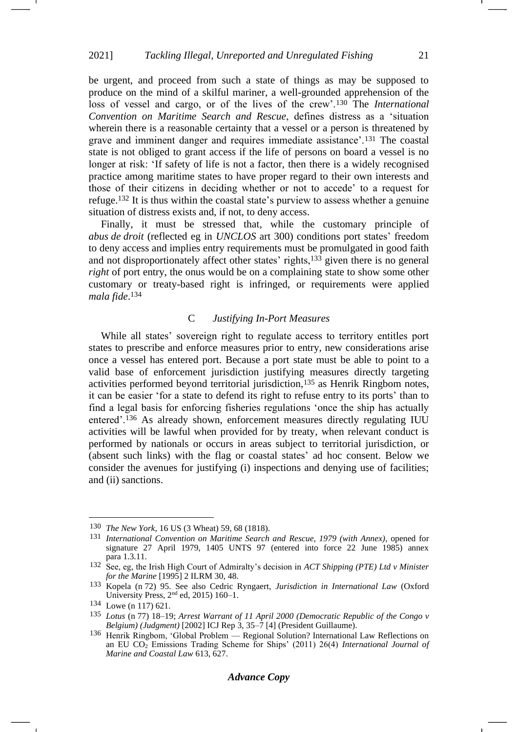be urgent, and proceed from such a state of things as may be supposed to produce on the mind of a skilful mariner, a well-grounded apprehension of the loss of vessel and cargo, or of the lives of the crew'.[130] The *International Convention on Maritime Search and Rescue*, defines distress as a 'situation wherein there is a reasonable certainty that a vessel or a person is threatened by grave and imminent danger and requires immediate assistance'.[131] The coastal state is not obliged to grant access if the life of persons on board a vessel is no longer at risk: 'If safety of life is not a factor, then there is a widely recognised practice among maritime states to have proper regard to their own interests and those of their citizens in deciding whether or not to accede' to a request for refuge.[132] It is thus within the coastal state's purview to assess whether a genuine situation of distress exists and, if not, to deny access.

Finally, it must be stressed that, while the customary principle of *abus de droit* (reflected eg in *UNCLOS* art 300) conditions port states' freedom to deny access and implies entry requirements must be promulgated in good faith and not disproportionately affect other states' rights,[133] given there is no general *right* of port entry, the onus would be on a complaining state to show some other customary or treaty-based right is infringed, or requirements were applied *mala fide*.[134]

### C *Justifying In-Port Measures*

While all states' sovereign right to regulate access to territory entitles port states to prescribe and enforce measures prior to entry, new considerations arise once a vessel has entered port. Because a port state must be able to point to a valid base of enforcement jurisdiction justifying measures directly targeting activities performed beyond territorial jurisdiction,[135] as Henrik Ringbom notes, it can be easier 'for a state to defend its right to refuse entry to its ports' than to find a legal basis for enforcing fisheries regulations 'once the ship has actually entered'.[136] As already shown, enforcement measures directly regulating IUU activities will be lawful when provided for by treaty, when relevant conduct is performed by nationals or occurs in areas subject to territorial jurisdiction, or (absent such links) with the flag or coastal states' ad hoc consent. Below we consider the avenues for justifying (i) inspections and denying use of facilities; and (ii) sanctions.

---

130 *The New York*, 16 US (3 Wheat) 59, 68 (1818).

131 *International Convention on Maritime Search and Rescue, 1979 (with Annex)*, opened for signature 27 April 1979, 1405 UNTS 97 (entered into force 22 June 1985) annex para 1.3.11.

132 See, eg, the Irish High Court of Admiralty's decision in *ACT Shipping (PTE) Ltd v Minister for the Marine* [1995] 2 ILRM 30, 48.

133 Kopela (n 72) 95. See also Cedric Ryngaert, *Jurisdiction in International Law* (Oxford University Press, 2nd ed, 2015) 160–1.

134 Lowe (n 117) 621.

135 *Lotus* (n 77) 18–19; *Arrest Warrant of 11 April 2000 (Democratic Republic of the Congo v Belgium) (Judgment)* [2002] ICJ Rep 3, 35–7 [4] (President Guillaume).

136 Henrik Ringbom, 'Global Problem — Regional Solution? International Law Reflections on an EU $CO_2$ Emissions Trading Scheme for Ships' (2011) 26(4) *International Journal of Marine and Coastal Law* 613, 627.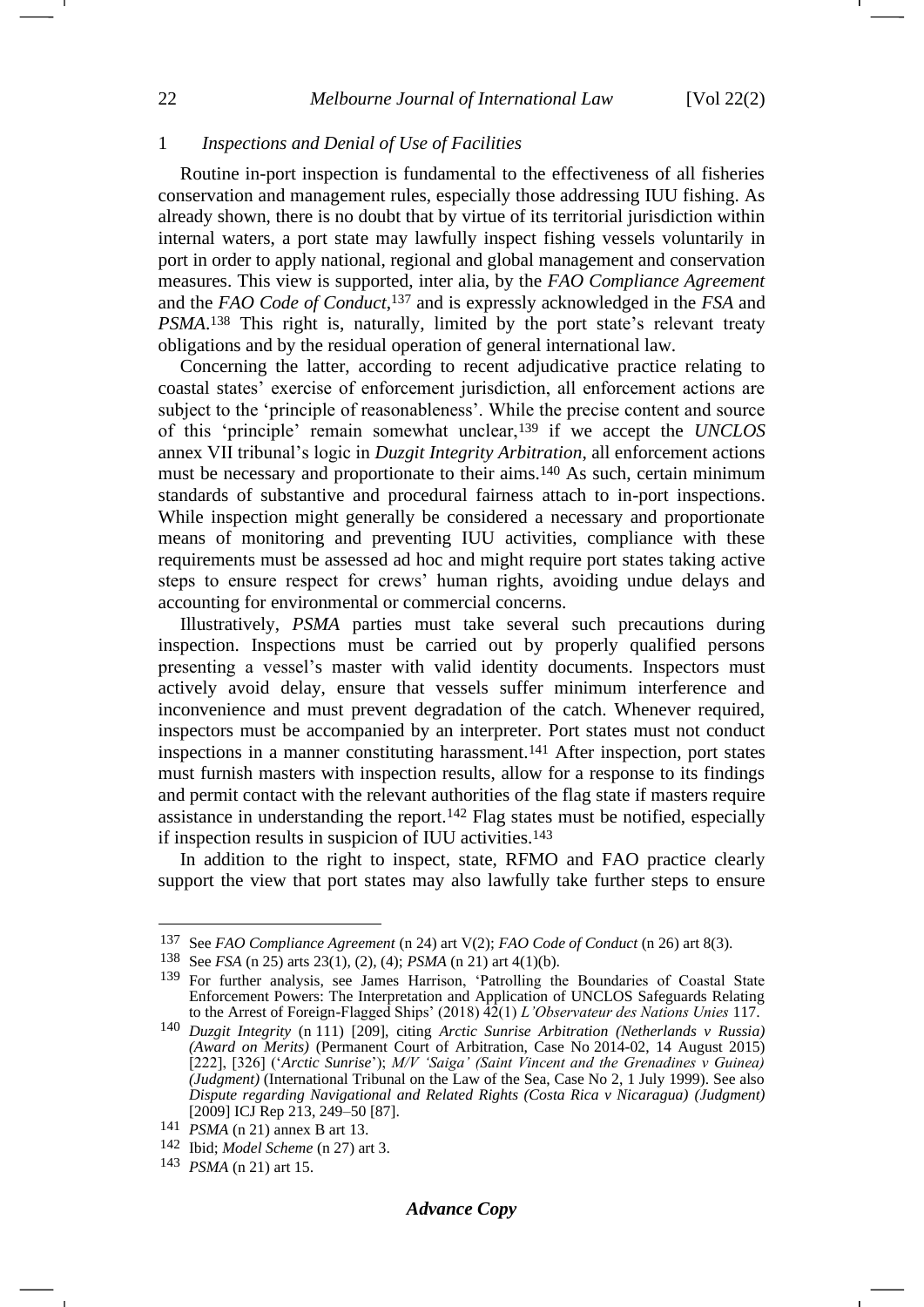### 1 *Inspections and Denial of Use of Facilities*

Routine in-port inspection is fundamental to the effectiveness of all fisheries conservation and management rules, especially those addressing IUU fishing. As already shown, there is no doubt that by virtue of its territorial jurisdiction within internal waters, a port state may lawfully inspect fishing vessels voluntarily in port in order to apply national, regional and global management and conservation measures. This view is supported, inter alia, by the *FAO Compliance Agreement* and the *FAO Code of Conduct*,[137] and is expressly acknowledged in the *FSA* and *PSMA*.[138] This right is, naturally, limited by the port state's relevant treaty obligations and by the residual operation of general international law.

Concerning the latter, according to recent adjudicative practice relating to coastal states' exercise of enforcement jurisdiction, all enforcement actions are subject to the 'principle of reasonableness'. While the precise content and source of this 'principle' remain somewhat unclear,[139] if we accept the *UNCLOS* annex VII tribunal's logic in *Duzgit Integrity Arbitration*, all enforcement actions must be necessary and proportionate to their aims.[140] As such, certain minimum standards of substantive and procedural fairness attach to in-port inspections. While inspection might generally be considered a necessary and proportionate means of monitoring and preventing IUU activities, compliance with these requirements must be assessed ad hoc and might require port states taking active steps to ensure respect for crews' human rights, avoiding undue delays and accounting for environmental or commercial concerns.

Illustratively, *PSMA* parties must take several such precautions during inspection. Inspections must be carried out by properly qualified persons presenting a vessel's master with valid identity documents. Inspectors must actively avoid delay, ensure that vessels suffer minimum interference and inconvenience and must prevent degradation of the catch. Whenever required, inspectors must be accompanied by an interpreter. Port states must not conduct inspections in a manner constituting harassment.[141] After inspection, port states must furnish masters with inspection results, allow for a response to its findings and permit contact with the relevant authorities of the flag state if masters require assistance in understanding the report.[142] Flag states must be notified, especially if inspection results in suspicion of IUU activities.[143]

In addition to the right to inspect, state, RFMO and FAO practice clearly support the view that port states may also lawfully take further steps to ensure

---

[137] See *FAO Compliance Agreement* (n 24) art V(2); *FAO Code of Conduct* (n 26) art 8(3).

[138] See *FSA* (n 25) arts 23(1), (2), (4); *PSMA* (n 21) art 4(1)(b).

[139] For further analysis, see James Harrison, 'Patrolling the Boundaries of Coastal State Enforcement Powers: The Interpretation and Application of UNCLOS Safeguards Relating to the Arrest of Foreign-Flagged Ships' (2018) 42(1) *L'Observateur des Nations Unies* 117.

[140] *Duzgit Integrity* (n 111) [209], citing *Arctic Sunrise Arbitration (Netherlands v Russia) (Award on Merits)* (Permanent Court of Arbitration, Case No 2014-02, 14 August 2015) [222], [326] ('*Arctic Sunrise*'); *M/V 'Saiga' (Saint Vincent and the Grenadines v Guinea) (Judgment)* (International Tribunal on the Law of the Sea, Case No 2, 1 July 1999). See also *Dispute regarding Navigational and Related Rights (Costa Rica v Nicaragua) (Judgment)* [2009] ICJ Rep 213, 249–50 [87].

[141] *PSMA* (n 21) annex B art 13.

[142] Ibid; *Model Scheme* (n 27) art 3.

[143] *PSMA* (n 21) art 15.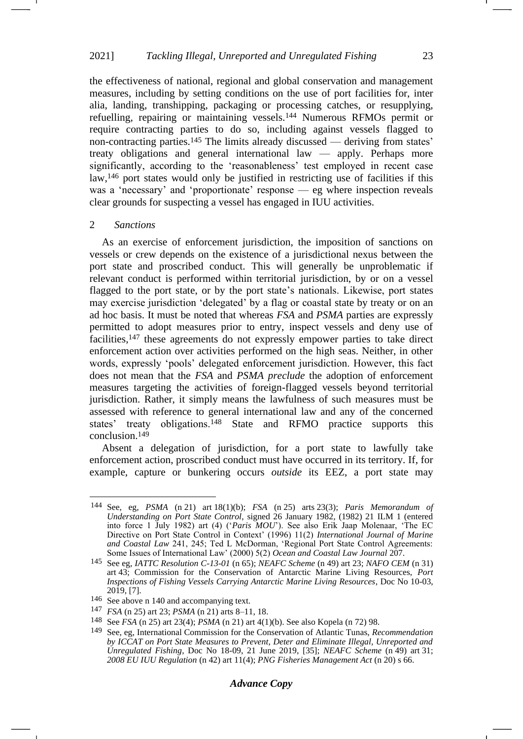the effectiveness of national, regional and global conservation and management measures, including by setting conditions on the use of port facilities for, inter alia, landing, transhipping, packaging or processing catches, or resupplying, refuelling, repairing or maintaining vessels.[144] Numerous RFMOs permit or require contracting parties to do so, including against vessels flagged to non-contracting parties.[145] The limits already discussed — deriving from states' treaty obligations and general international law — apply. Perhaps more significantly, according to the 'reasonableness' test employed in recent case law,[146] port states would only be justified in restricting use of facilities if this was a 'necessary' and 'proportionate' response — eg where inspection reveals clear grounds for suspecting a vessel has engaged in IUU activities.

### 2 *Sanctions*

As an exercise of enforcement jurisdiction, the imposition of sanctions on vessels or crew depends on the existence of a jurisdictional nexus between the port state and proscribed conduct. This will generally be unproblematic if relevant conduct is performed within territorial jurisdiction, by or on a vessel flagged to the port state, or by the port state's nationals. Likewise, port states may exercise jurisdiction 'delegated' by a flag or coastal state by treaty or on an ad hoc basis. It must be noted that whereas *FSA* and *PSMA* parties are expressly permitted to adopt measures prior to entry, inspect vessels and deny use of facilities,[147] these agreements do not expressly empower parties to take direct enforcement action over activities performed on the high seas. Neither, in other words, expressly 'pools' delegated enforcement jurisdiction. However, this fact does not mean that the *FSA* and *PSMA preclude* the adoption of enforcement measures targeting the activities of foreign-flagged vessels beyond territorial jurisdiction. Rather, it simply means the lawfulness of such measures must be assessed with reference to general international law and any of the concerned states' treaty obligations.[148] State and RFMO practice supports this conclusion.[149]

Absent a delegation of jurisdiction, for a port state to lawfully take enforcement action, proscribed conduct must have occurred in its territory. If, for example, capture or bunkering occurs *outside* its EEZ, a port state may

---

[144] See, eg, *PSMA* (n 21) art 18(1)(b); *FSA* (n 25) arts 23(3); *Paris Memorandum of Understanding on Port State Control*, signed 26 January 1982, (1982) 21 ILM 1 (entered into force 1 July 1982) art (4) ('*Paris MOU*'). See also Erik Jaap Molenaar, 'The EC Directive on Port State Control in Context' (1996) 11(2) *International Journal of Marine and Coastal Law* 241, 245; Ted L McDorman, 'Regional Port State Control Agreements: Some Issues of International Law' (2000) 5(2) *Ocean and Coastal Law Journal* 207.

[145] See eg, *IATTC Resolution C-13-01* (n 65); *NEAFC Scheme* (n 49) art 23; *NAFO CEM* (n 31) art 43; Commission for the Conservation of Antarctic Marine Living Resources, *Port Inspections of Fishing Vessels Carrying Antarctic Marine Living Resources*, Doc No 10-03, 2019, [7].

[146] See above n 140 and accompanying text.

[147] *FSA* (n 25) art 23; *PSMA* (n 21) arts 8–11, 18.

[148] See *FSA* (n 25) art 23(4); *PSMA* (n 21) art 4(1)(b). See also Kopela (n 72) 98.

[149] See, eg, International Commission for the Conservation of Atlantic Tunas, *Recommendation by ICCAT on Port State Measures to Prevent, Deter and Eliminate Illegal, Unreported and Unregulated Fishing*, Doc No 18-09, 21 June 2019, [35]; *NEAFC Scheme* (n 49) art 31; *2008 EU IUU Regulation* (n 42) art 11(4); *PNG Fisheries Management Act* (n 20) s 66.

***Advance Copy***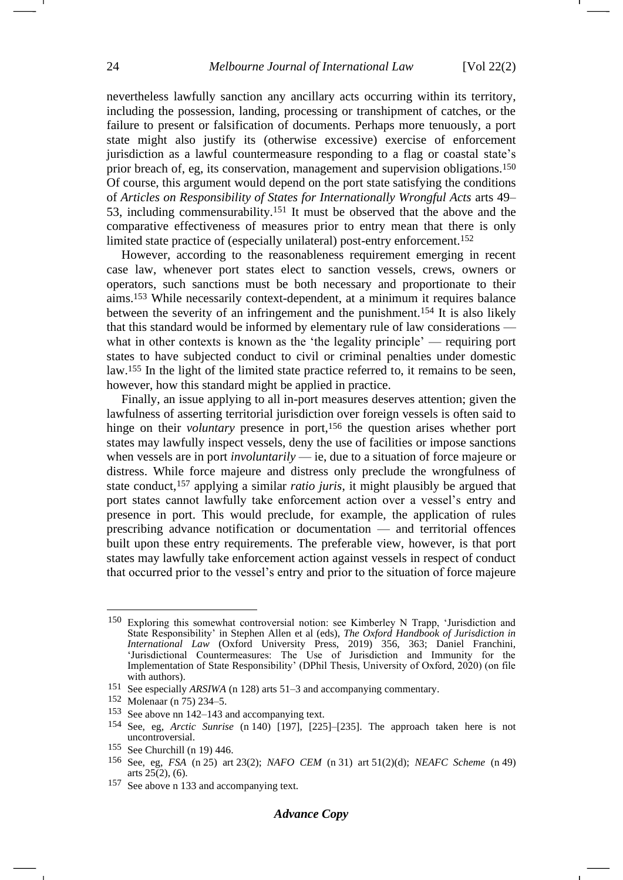nevertheless lawfully sanction any ancillary acts occurring within its territory, including the possession, landing, processing or transhipment of catches, or the failure to present or falsification of documents. Perhaps more tenuously, a port state might also justify its (otherwise excessive) exercise of enforcement jurisdiction as a lawful countermeasure responding to a flag or coastal state's prior breach of, eg, its conservation, management and supervision obligations.[150] Of course, this argument would depend on the port state satisfying the conditions of *Articles on Responsibility of States for Internationally Wrongful Acts* arts 49–53, including commensurability.[151] It must be observed that the above and the comparative effectiveness of measures prior to entry mean that there is only limited state practice of (especially unilateral) post-entry enforcement.[152]

However, according to the reasonableness requirement emerging in recent case law, whenever port states elect to sanction vessels, crews, owners or operators, such sanctions must be both necessary and proportionate to their aims.[153] While necessarily context-dependent, at a minimum it requires balance between the severity of an infringement and the punishment.[154] It is also likely that this standard would be informed by elementary rule of law considerations — what in other contexts is known as the 'the legality principle' — requiring port states to have subjected conduct to civil or criminal penalties under domestic law.[155] In the light of the limited state practice referred to, it remains to be seen, however, how this standard might be applied in practice.

Finally, an issue applying to all in-port measures deserves attention; given the lawfulness of asserting territorial jurisdiction over foreign vessels is often said to hinge on their *voluntary* presence in port,[156] the question arises whether port states may lawfully inspect vessels, deny the use of facilities or impose sanctions when vessels are in port *involuntarily* — ie, due to a situation of force majeure or distress. While force majeure and distress only preclude the wrongfulness of state conduct,[157] applying a similar *ratio juris*, it might plausibly be argued that port states cannot lawfully take enforcement action over a vessel's entry and presence in port. This would preclude, for example, the application of rules prescribing advance notification or documentation — and territorial offences built upon these entry requirements. The preferable view, however, is that port states may lawfully take enforcement action against vessels in respect of conduct that occurred prior to the vessel's entry and prior to the situation of force majeure

---

150 Exploring this somewhat controversial notion: see Kimberley N Trapp, 'Jurisdiction and State Responsibility' in Stephen Allen et al (eds), *The Oxford Handbook of Jurisdiction in International Law* (Oxford University Press, 2019) 356, 363; Daniel Franchini, 'Jurisdictional Countermeasures: The Use of Jurisdiction and Immunity for the Implementation of State Responsibility' (DPhil Thesis, University of Oxford, 2020) (on file with authors).

151 See especially *ARSIWA* (n 128) arts 51–3 and accompanying commentary.

152 Molenaar (n 75) 234–5.

153 See above nn 142–143 and accompanying text.

154 See, eg, *Arctic Sunrise* (n 140) [197], [225]–[235]. The approach taken here is not uncontroversial.

155 See Churchill (n 19) 446.

156 See, eg, *FSA* (n 25) art 23(2); *NAFO CEM* (n 31) art 51(2)(d); *NEAFC Scheme* (n 49) arts 25(2), (6).

157 See above n 133 and accompanying text.

***Advance Copy***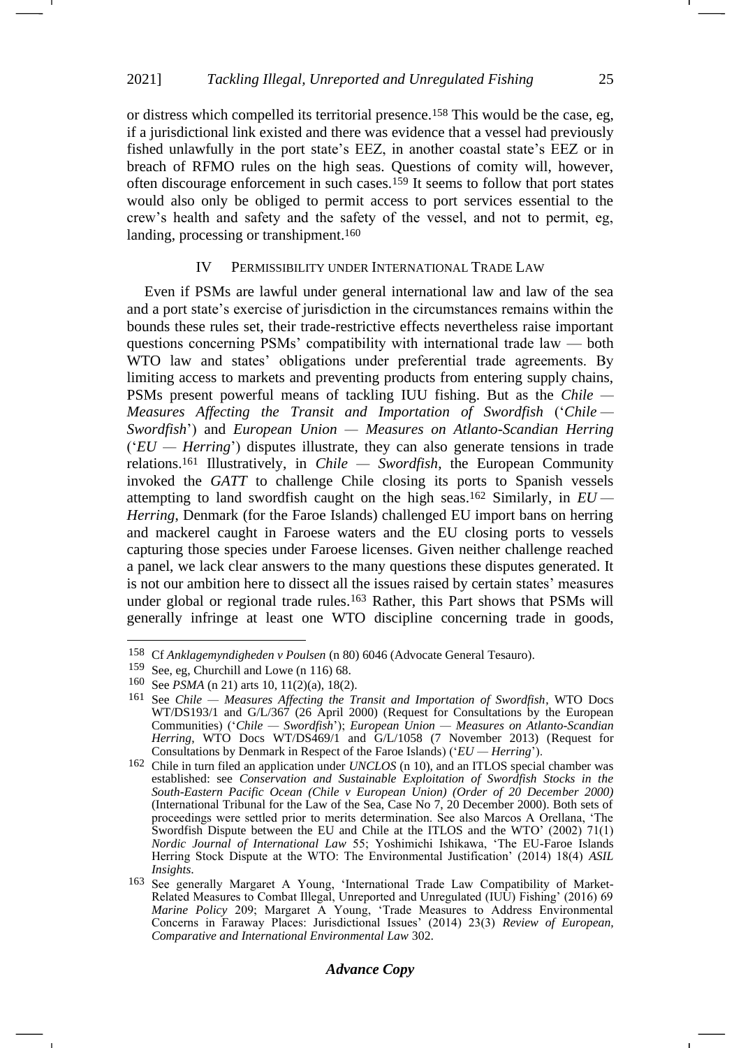or distress which compelled its territorial presence.[158] This would be the case, eg, if a jurisdictional link existed and there was evidence that a vessel had previously fished unlawfully in the port state's EEZ, in another coastal state's EEZ or in breach of RFMO rules on the high seas. Questions of comity will, however, often discourage enforcement in such cases.[159] It seems to follow that port states would also only be obliged to permit access to port services essential to the crew's health and safety and the safety of the vessel, and not to permit, eg, landing, processing or transhipment.[160]

## IV Permissibility under International Trade Law

Even if PSMs are lawful under general international law and law of the sea and a port state's exercise of jurisdiction in the circumstances remains within the bounds these rules set, their trade-restrictive effects nevertheless raise important questions concerning PSMs' compatibility with international trade law — both WTO law and states' obligations under preferential trade agreements. By limiting access to markets and preventing products from entering supply chains, PSMs present powerful means of tackling IUU fishing. But as the *Chile — Measures Affecting the Transit and Importation of Swordfish* ('*Chile — Swordfish*') and *European Union — Measures on Atlanto-Scandian Herring* ('*EU — Herring*') disputes illustrate, they can also generate tensions in trade relations.[161] Illustratively, in *Chile — Swordfish*, the European Community invoked the *GATT* to challenge Chile closing its ports to Spanish vessels attempting to land swordfish caught on the high seas.[162] Similarly, in *EU — Herring*, Denmark (for the Faroe Islands) challenged EU import bans on herring and mackerel caught in Faroese waters and the EU closing ports to vessels capturing those species under Faroese licenses. Given neither challenge reached a panel, we lack clear answers to the many questions these disputes generated. It is not our ambition here to dissect all the issues raised by certain states' measures under global or regional trade rules.[163] Rather, this Part shows that PSMs will generally infringe at least one WTO discipline concerning trade in goods,

---

[158] Cf *Anklagemyndigheden v Poulsen* (n 80) 6046 (Advocate General Tesauro).

[159] See, eg, Churchill and Lowe (n 116) 68.

[160] See *PSMA* (n 21) arts 10, 11(2)(a), 18(2).

[161] See *Chile — Measures Affecting the Transit and Importation of Swordfish*, WTO Docs WT/DS193/1 and G/L/367 (26 April 2000) (Request for Consultations by the European Communities) ('*Chile — Swordfish*'); *European Union — Measures on Atlanto-Scandian Herring*, WTO Docs WT/DS469/1 and G/L/1058 (7 November 2013) (Request for Consultations by Denmark in Respect of the Faroe Islands) ('*EU — Herring*').

[162] Chile in turn filed an application under *UNCLOS* (n 10), and an ITLOS special chamber was established: see *Conservation and Sustainable Exploitation of Swordfish Stocks in the South-Eastern Pacific Ocean (Chile v European Union) (Order of 20 December 2000)* (International Tribunal for the Law of the Sea, Case No 7, 20 December 2000). Both sets of proceedings were settled prior to merits determination. See also Marcos A Orellana, 'The Swordfish Dispute between the EU and Chile at the ITLOS and the WTO' (2002) 71(1) *Nordic Journal of International Law* 55; Yoshimichi Ishikawa, 'The EU-Faroe Islands Herring Stock Dispute at the WTO: The Environmental Justification' (2014) 18(4) *ASIL Insights*.

[163] See generally Margaret A Young, 'International Trade Law Compatibility of Market-Related Measures to Combat Illegal, Unreported and Unregulated (IUU) Fishing' (2016) 69 *Marine Policy* 209; Margaret A Young, 'Trade Measures to Address Environmental Concerns in Faraway Places: Jurisdictional Issues' (2014) 23(3) *Review of European, Comparative and International Environmental Law* 302.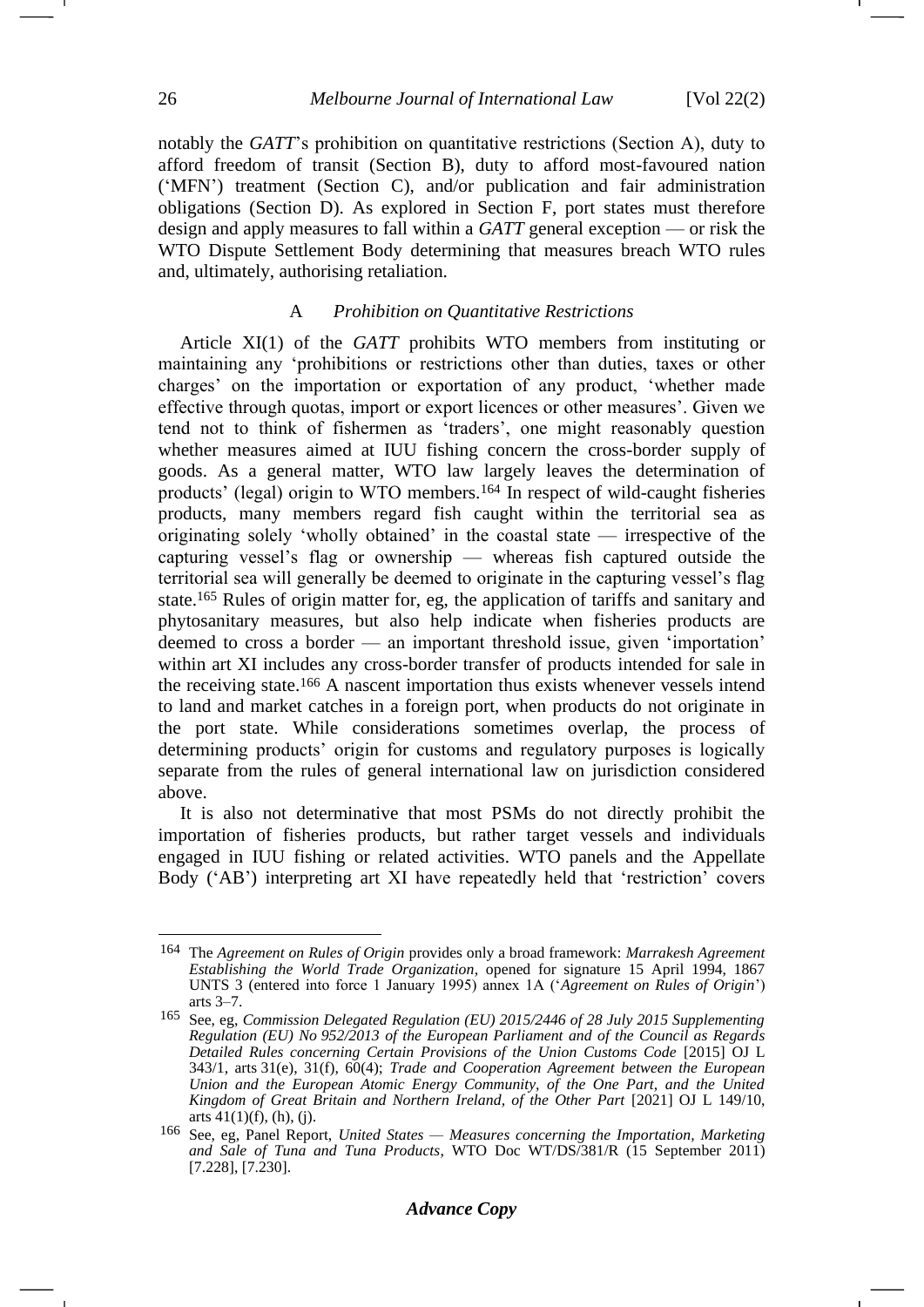notably the *GATT*'s prohibition on quantitative restrictions (Section A), duty to afford freedom of transit (Section B), duty to afford most-favoured nation ('MFN') treatment (Section C), and/or publication and fair administration obligations (Section D). As explored in Section F, port states must therefore design and apply measures to fall within a *GATT* general exception — or risk the WTO Dispute Settlement Body determining that measures breach WTO rules and, ultimately, authorising retaliation.

### A *Prohibition on Quantitative Restrictions*

Article XI(1) of the *GATT* prohibits WTO members from instituting or maintaining any 'prohibitions or restrictions other than duties, taxes or other charges' on the importation or exportation of any product, 'whether made effective through quotas, import or export licences or other measures'. Given we tend not to think of fishermen as 'traders', one might reasonably question whether measures aimed at IUU fishing concern the cross-border supply of goods. As a general matter, WTO law largely leaves the determination of products' (legal) origin to WTO members.[164] In respect of wild-caught fisheries products, many members regard fish caught within the territorial sea as originating solely 'wholly obtained' in the coastal state — irrespective of the capturing vessel's flag or ownership — whereas fish captured outside the territorial sea will generally be deemed to originate in the capturing vessel's flag state.[165] Rules of origin matter for, eg, the application of tariffs and sanitary and phytosanitary measures, but also help indicate when fisheries products are deemed to cross a border — an important threshold issue, given 'importation' within art XI includes any cross-border transfer of products intended for sale in the receiving state.[166] A nascent importation thus exists whenever vessels intend to land and market catches in a foreign port, when products do not originate in the port state. While considerations sometimes overlap, the process of determining products' origin for customs and regulatory purposes is logically separate from the rules of general international law on jurisdiction considered above.

It is also not determinative that most PSMs do not directly prohibit the importation of fisheries products, but rather target vessels and individuals engaged in IUU fishing or related activities. WTO panels and the Appellate Body ('AB') interpreting art XI have repeatedly held that 'restriction' covers

---

[164] The *Agreement on Rules of Origin* provides only a broad framework: *Marrakesh Agreement Establishing the World Trade Organization*, opened for signature 15 April 1994, 1867 UNTS 3 (entered into force 1 January 1995) annex 1A ('*Agreement on Rules of Origin*') arts 3–7.

[165] See, eg, *Commission Delegated Regulation (EU) 2015/2446 of 28 July 2015 Supplementing Regulation (EU) No 952/2013 of the European Parliament and of the Council as Regards Detailed Rules concerning Certain Provisions of the Union Customs Code* [2015] OJ L 343/1, arts 31(e), 31(f), 60(4); *Trade and Cooperation Agreement between the European Union and the European Atomic Energy Community, of the One Part, and the United Kingdom of Great Britain and Northern Ireland, of the Other Part* [2021] OJ L 149/10, arts 41(1)(f), (h), (j).

[166] See, eg, Panel Report, *United States — Measures concerning the Importation, Marketing and Sale of Tuna and Tuna Products*, WTO Doc WT/DS/381/R (15 September 2011) [7.228], [7.230].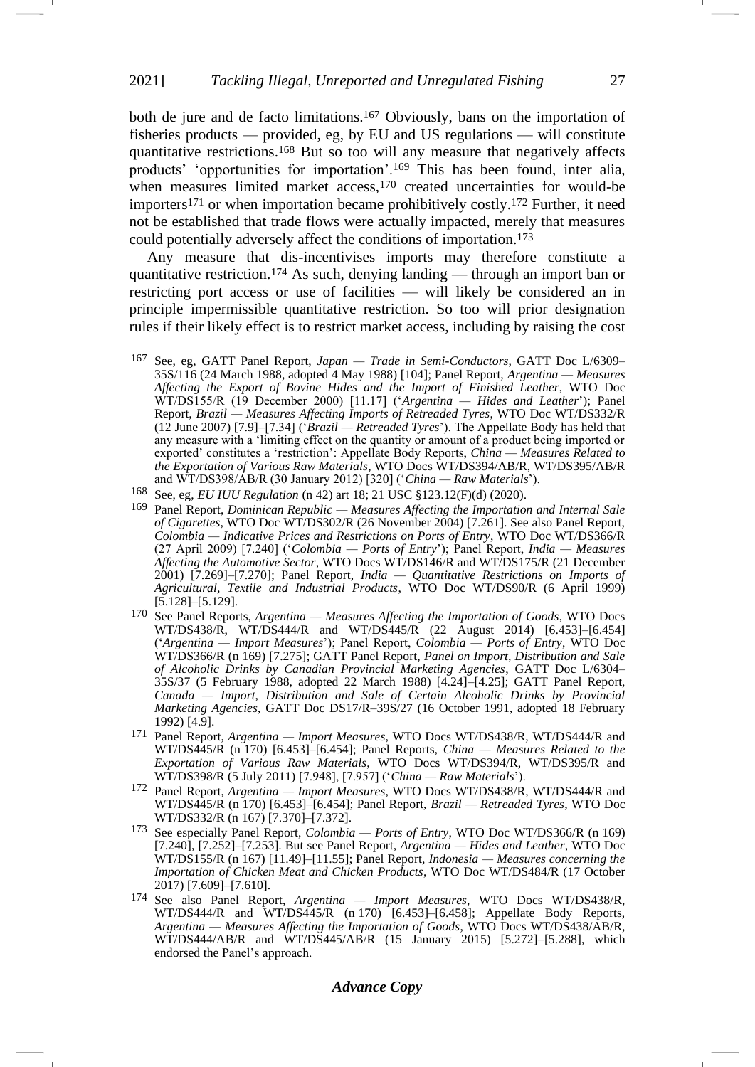both de jure and de facto limitations.[167] Obviously, bans on the importation of fisheries products — provided, eg, by EU and US regulations — will constitute quantitative restrictions.[168] But so too will any measure that negatively affects products' 'opportunities for importation'.[169] This has been found, inter alia, when measures limited market access,[170] created uncertainties for would-be importers[171] or when importation became prohibitively costly.[172] Further, it need not be established that trade flows were actually impacted, merely that measures could potentially adversely affect the conditions of importation.[173]

Any measure that dis-incentivises imports may therefore constitute a quantitative restriction.[174] As such, denying landing — through an import ban or restricting port access or use of facilities — will likely be considered an in principle impermissible quantitative restriction. So too will prior designation rules if their likely effect is to restrict market access, including by raising the cost

---

[167] See, eg, GATT Panel Report, *Japan — Trade in Semi-Conductors*, GATT Doc L/6309–35S/116 (24 March 1988, adopted 4 May 1988) [104]; Panel Report, *Argentina — Measures Affecting the Export of Bovine Hides and the Import of Finished Leather*, WTO Doc WT/DS155/R (19 December 2000) [11.17] ('*Argentina — Hides and Leather*'); Panel Report, *Brazil — Measures Affecting Imports of Retreaded Tyres*, WTO Doc WT/DS332/R (12 June 2007) [7.9]–[7.34] ('*Brazil — Retreaded Tyres*'). The Appellate Body has held that any measure with a 'limiting effect on the quantity or amount of a product being imported or exported' constitutes a 'restriction': Appellate Body Reports, *China — Measures Related to the Exportation of Various Raw Materials*, WTO Docs WT/DS394/AB/R, WT/DS395/AB/R and WT/DS398/AB/R (30 January 2012) [320] ('*China — Raw Materials*').

[168] See, eg, *EU IUU Regulation* (n 42) art 18; 21 USC §123.12(F)(d) (2020).

[169] Panel Report, *Dominican Republic — Measures Affecting the Importation and Internal Sale of Cigarettes*, WTO Doc WT/DS302/R (26 November 2004) [7.261]. See also Panel Report, *Colombia — Indicative Prices and Restrictions on Ports of Entry*, WTO Doc WT/DS366/R (27 April 2009) [7.240] ('*Colombia — Ports of Entry*'); Panel Report, *India — Measures Affecting the Automotive Sector*, WTO Docs WT/DS146/R and WT/DS175/R (21 December 2001) [7.269]–[7.270]; Panel Report, *India — Quantitative Restrictions on Imports of Agricultural, Textile and Industrial Products*, WTO Doc WT/DS90/R (6 April 1999) [5.128]–[5.129].

[170] See Panel Reports, *Argentina — Measures Affecting the Importation of Goods*, WTO Docs WT/DS438/R, WT/DS444/R and WT/DS445/R (22 August 2014) [6.453]–[6.454] ('*Argentina — Import Measures*'); Panel Report, *Colombia — Ports of Entry*, WTO Doc WT/DS366/R (n 169) [7.275]; GATT Panel Report, *Panel on Import, Distribution and Sale of Alcoholic Drinks by Canadian Provincial Marketing Agencies*, GATT Doc L/6304–35S/37 (5 February 1988, adopted 22 March 1988) [4.24]–[4.25]; GATT Panel Report, *Canada — Import, Distribution and Sale of Certain Alcoholic Drinks by Provincial Marketing Agencies*, GATT Doc DS17/R–39S/27 (16 October 1991, adopted 18 February 1992) [4.9].

[171] Panel Report, *Argentina — Import Measures*, WTO Docs WT/DS438/R, WT/DS444/R and WT/DS445/R (n 170) [6.453]–[6.454]; Panel Reports, *China — Measures Related to the Exportation of Various Raw Materials*, WTO Docs WT/DS394/R, WT/DS395/R and WT/DS398/R (5 July 2011) [7.948], [7.957] ('*China — Raw Materials*').

[172] Panel Report, *Argentina — Import Measures*, WTO Docs WT/DS438/R, WT/DS444/R and WT/DS445/R (n 170) [6.453]–[6.454]; Panel Report, *Brazil — Retreaded Tyres*, WTO Doc WT/DS332/R (n 167) [7.370]–[7.372].

[173] See especially Panel Report, *Colombia — Ports of Entry*, WTO Doc WT/DS366/R (n 169) [7.240], [7.252]–[7.253]. But see Panel Report, *Argentina — Hides and Leather*, WTO Doc WT/DS155/R (n 167) [11.49]–[11.55]; Panel Report, *Indonesia — Measures concerning the Importation of Chicken Meat and Chicken Products*, WTO Doc WT/DS484/R (17 October 2017) [7.609]–[7.610].

[174] See also Panel Report, *Argentina — Import Measures*, WTO Docs WT/DS438/R, WT/DS444/R and WT/DS445/R (n 170) [6.453]–[6.458]; Appellate Body Reports, *Argentina — Measures Affecting the Importation of Goods*, WTO Docs WT/DS438/AB/R, WT/DS444/AB/R and WT/DS445/AB/R (15 January 2015) [5.272]–[5.288], which endorsed the Panel's approach.

***Advance Copy***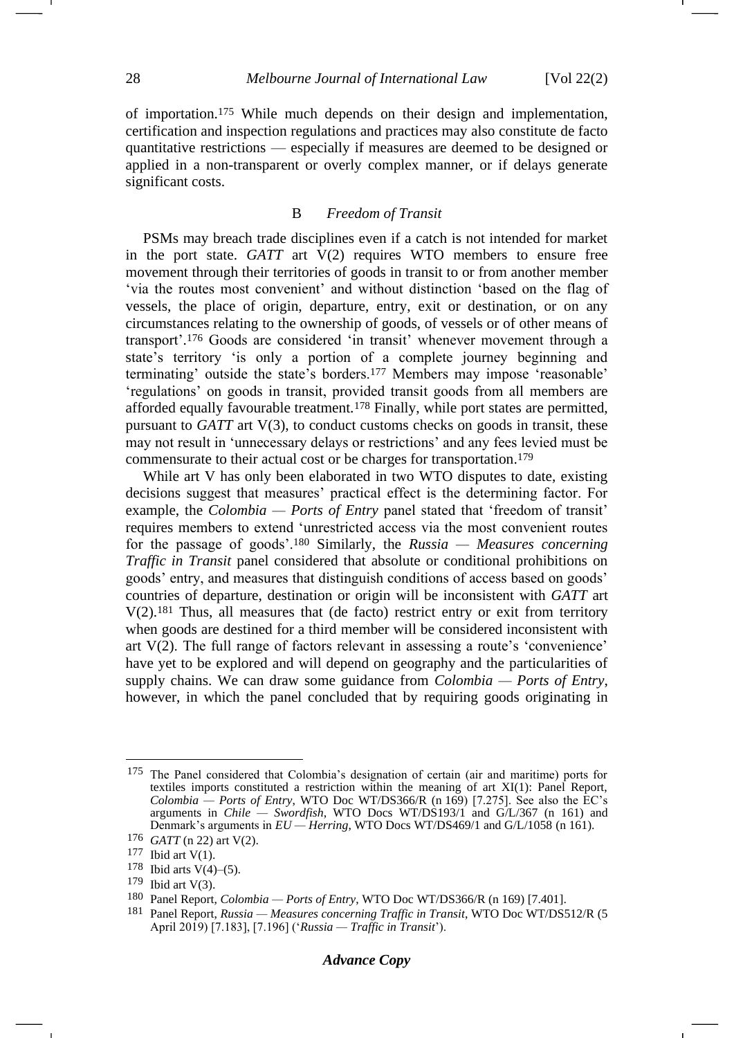of importation.[175] While much depends on their design and implementation, certification and inspection regulations and practices may also constitute de facto quantitative restrictions — especially if measures are deemed to be designed or applied in a non-transparent or overly complex manner, or if delays generate significant costs.

### B *Freedom of Transit*

PSMs may breach trade disciplines even if a catch is not intended for market in the port state. *GATT* art V(2) requires WTO members to ensure free movement through their territories of goods in transit to or from another member 'via the routes most convenient' and without distinction 'based on the flag of vessels, the place of origin, departure, entry, exit or destination, or on any circumstances relating to the ownership of goods, of vessels or of other means of transport'.[176] Goods are considered 'in transit' whenever movement through a state's territory 'is only a portion of a complete journey beginning and terminating' outside the state's borders.[177] Members may impose 'reasonable' 'regulations' on goods in transit, provided transit goods from all members are afforded equally favourable treatment.[178] Finally, while port states are permitted, pursuant to *GATT* art V(3), to conduct customs checks on goods in transit, these may not result in 'unnecessary delays or restrictions' and any fees levied must be commensurate to their actual cost or be charges for transportation.[179]

While art V has only been elaborated in two WTO disputes to date, existing decisions suggest that measures' practical effect is the determining factor. For example, the *Colombia — Ports of Entry* panel stated that 'freedom of transit' requires members to extend 'unrestricted access via the most convenient routes for the passage of goods'.[180] Similarly, the *Russia — Measures concerning Traffic in Transit* panel considered that absolute or conditional prohibitions on goods' entry, and measures that distinguish conditions of access based on goods' countries of departure, destination or origin will be inconsistent with *GATT* art V(2).[181] Thus, all measures that (de facto) restrict entry or exit from territory when goods are destined for a third member will be considered inconsistent with art V(2). The full range of factors relevant in assessing a route's 'convenience' have yet to be explored and will depend on geography and the particularities of supply chains. We can draw some guidance from *Colombia — Ports of Entry*, however, in which the panel concluded that by requiring goods originating in

---

[175] The Panel considered that Colombia's designation of certain (air and maritime) ports for textiles imports constituted a restriction within the meaning of art XI(1): Panel Report, *Colombia — Ports of Entry*, WTO Doc WT/DS366/R (n 169) [7.275]. See also the EC's arguments in *Chile — Swordfish*, WTO Docs WT/DS193/1 and G/L/367 (n 161) and Denmark's arguments in *EU — Herring*, WTO Docs WT/DS469/1 and G/L/1058 (n 161).

[176] *GATT* (n 22) art V(2).

[177] Ibid art V(1).

[178] Ibid arts V(4)–(5).

[179] Ibid art V(3).

[180] Panel Report, *Colombia — Ports of Entry*, WTO Doc WT/DS366/R (n 169) [7.401].

[181] Panel Report, *Russia — Measures concerning Traffic in Transit*, WTO Doc WT/DS512/R (5 April 2019) [7.183], [7.196] ('*Russia — Traffic in Transit*').

***Advance Copy***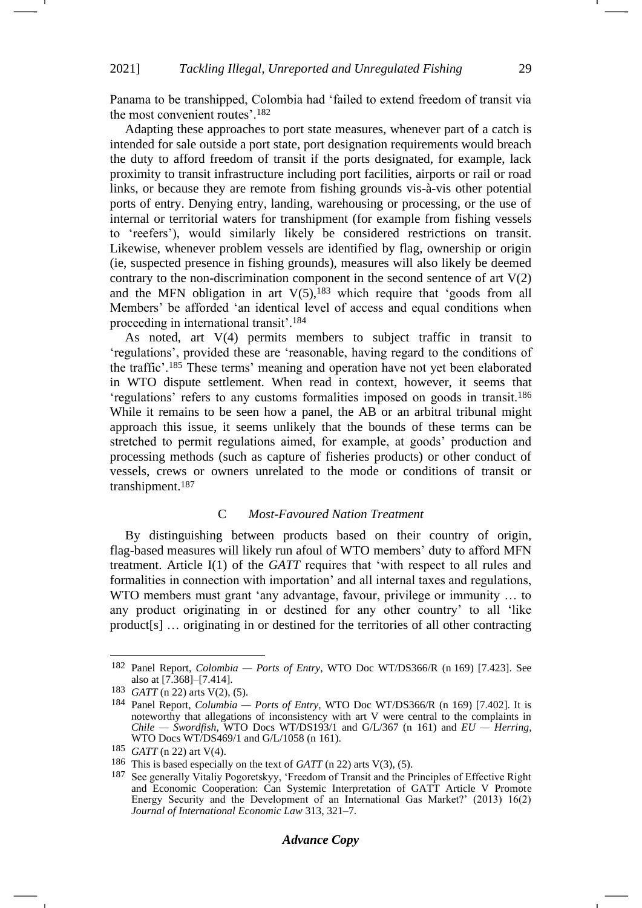Panama to be transhipped, Colombia had 'failed to extend freedom of transit via the most convenient routes'.[182]

Adapting these approaches to port state measures, whenever part of a catch is intended for sale outside a port state, port designation requirements would breach the duty to afford freedom of transit if the ports designated, for example, lack proximity to transit infrastructure including port facilities, airports or rail or road links, or because they are remote from fishing grounds vis-à-vis other potential ports of entry. Denying entry, landing, warehousing or processing, or the use of internal or territorial waters for transhipment (for example from fishing vessels to 'reefers'), would similarly likely be considered restrictions on transit. Likewise, whenever problem vessels are identified by flag, ownership or origin (ie, suspected presence in fishing grounds), measures will also likely be deemed contrary to the non-discrimination component in the second sentence of art V(2) and the MFN obligation in art V(5),[183] which require that 'goods from all Members' be afforded 'an identical level of access and equal conditions when proceeding in international transit'.[184]

As noted, art V(4) permits members to subject traffic in transit to 'regulations', provided these are 'reasonable, having regard to the conditions of the traffic'.[185] These terms' meaning and operation have not yet been elaborated in WTO dispute settlement. When read in context, however, it seems that 'regulations' refers to any customs formalities imposed on goods in transit.[186] While it remains to be seen how a panel, the AB or an arbitral tribunal might approach this issue, it seems unlikely that the bounds of these terms can be stretched to permit regulations aimed, for example, at goods' production and processing methods (such as capture of fisheries products) or other conduct of vessels, crews or owners unrelated to the mode or conditions of transit or transhipment.[187]

### C *Most-Favoured Nation Treatment*

By distinguishing between products based on their country of origin, flag-based measures will likely run afoul of WTO members' duty to afford MFN treatment. Article I(1) of the *GATT* requires that 'with respect to all rules and formalities in connection with importation' and all internal taxes and regulations, WTO members must grant 'any advantage, favour, privilege or immunity … to any product originating in or destined for any other country' to all 'like product[s] … originating in or destined for the territories of all other contracting

---

182 Panel Report, *Colombia — Ports of Entry*, WTO Doc WT/DS366/R (n 169) [7.423]. See also at [7.368]–[7.414].

183 *GATT* (n 22) arts V(2), (5).

184 Panel Report, *Colombia — Ports of Entry*, WTO Doc WT/DS366/R (n 169) [7.402]. It is noteworthy that allegations of inconsistency with art V were central to the complaints in *Chile — Swordfish*, WTO Docs WT/DS193/1 and G/L/367 (n 161) and *EU — Herring*, WTO Docs WT/DS469/1 and G/L/1058 (n 161).

185 *GATT* (n 22) art V(4).

186 This is based especially on the text of *GATT* (n 22) arts V(3), (5).

187 See generally Vitaliy Pogoretskyy, 'Freedom of Transit and the Principles of Effective Right and Economic Cooperation: Can Systemic Interpretation of GATT Article V Promote Energy Security and the Development of an International Gas Market?' (2013) 16(2) *Journal of International Economic Law* 313, 321–7.

***Advance Copy***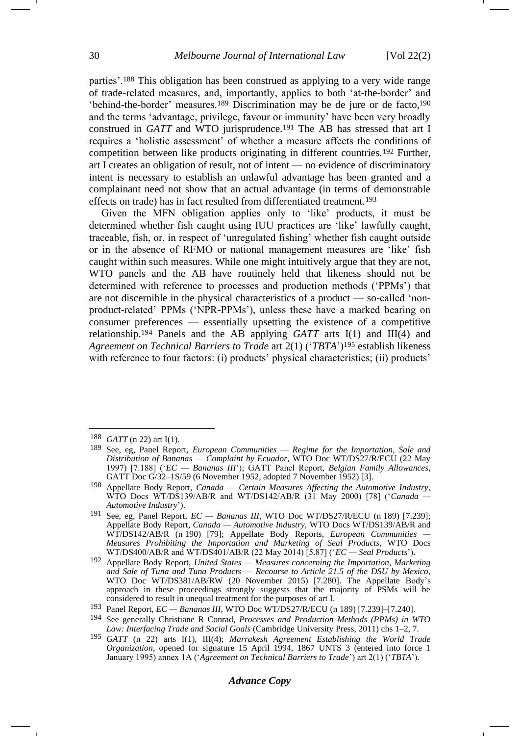parties'.[188] This obligation has been construed as applying to a very wide range of trade-related measures, and, importantly, applies to both 'at-the-border' and 'behind-the-border' measures.[189] Discrimination may be de jure or de facto,[190] and the terms 'advantage, privilege, favour or immunity' have been very broadly construed in *GATT* and WTO jurisprudence.[191] The AB has stressed that art I requires a 'holistic assessment' of whether a measure affects the conditions of competition between like products originating in different countries.[192] Further, art I creates an obligation of result, not of intent — no evidence of discriminatory intent is necessary to establish an unlawful advantage has been granted and a complainant need not show that an actual advantage (in terms of demonstrable effects on trade) has in fact resulted from differentiated treatment.[193]

Given the MFN obligation applies only to 'like' products, it must be determined whether fish caught using IUU practices are 'like' lawfully caught, traceable, fish, or, in respect of 'unregulated fishing' whether fish caught outside or in the absence of RFMO or national management measures are 'like' fish caught within such measures. While one might intuitively argue that they are not, WTO panels and the AB have routinely held that likeness should not be determined with reference to processes and production methods ('PPMs') that are not discernible in the physical characteristics of a product — so-called 'non-product-related' PPMs ('NPR-PPMs'), unless these have a marked bearing on consumer preferences — essentially upsetting the existence of a competitive relationship.[194] Panels and the AB applying *GATT* arts I(1) and III(4) and *Agreement on Technical Barriers to Trade* art 2(1) ('*TBTA*')[195] establish likeness with reference to four factors: (i) products' physical characteristics; (ii) products'

---

[188] *GATT* (n 22) art I(1).

[189] See, eg, Panel Report, *European Communities — Regime for the Importation, Sale and Distribution of Bananas — Complaint by Ecuador*, WTO Doc WT/DS27/R/ECU (22 May 1997) [7.188] ('*EC — Bananas III*'); GATT Panel Report, *Belgian Family Allowances*, GATT Doc G/32–1S/59 (6 November 1952, adopted 7 November 1952) [3].

[190] Appellate Body Report, *Canada — Certain Measures Affecting the Automotive Industry*, WTO Docs WT/DS139/AB/R and WT/DS142/AB/R (31 May 2000) [78] ('*Canada — Automotive Industry*').

[191] See, eg, Panel Report, *EC — Bananas III*, WTO Doc WT/DS27/R/ECU (n 189) [7.239]; Appellate Body Report, *Canada — Automotive Industry*, WTO Docs WT/DS139/AB/R and WT/DS142/AB/R (n 190) [79]; Appellate Body Reports, *European Communities — Measures Prohibiting the Importation and Marketing of Seal Products*, WTO Docs WT/DS400/AB/R and WT/DS401/AB/R (22 May 2014) [5.87] ('*EC — Seal Products*').

[192] Appellate Body Report, *United States — Measures concerning the Importation, Marketing and Sale of Tuna and Tuna Products — Recourse to Article 21.5 of the DSU by Mexico*, WTO Doc WT/DS381/AB/RW (20 November 2015) [7.280]. The Appellate Body's approach in these proceedings strongly suggests that the majority of PSMs will be considered to result in unequal treatment for the purposes of art I.

[193] Panel Report, *EC — Bananas III*, WTO Doc WT/DS27/R/ECU (n 189) [7.239]–[7.240].

[194] See generally Christiane R Conrad, *Processes and Production Methods (PPMs) in WTO Law: Interfacing Trade and Social Goals* (Cambridge University Press, 2011) chs 1–2, 7.

[195] *GATT* (n 22) arts I(1), III(4); *Marrakesh Agreement Establishing the World Trade Organization*, opened for signature 15 April 1994, 1867 UNTS 3 (entered into force 1 January 1995) annex 1A ('*Agreement on Technical Barriers to Trade*') art 2(1) ('*TBTA*').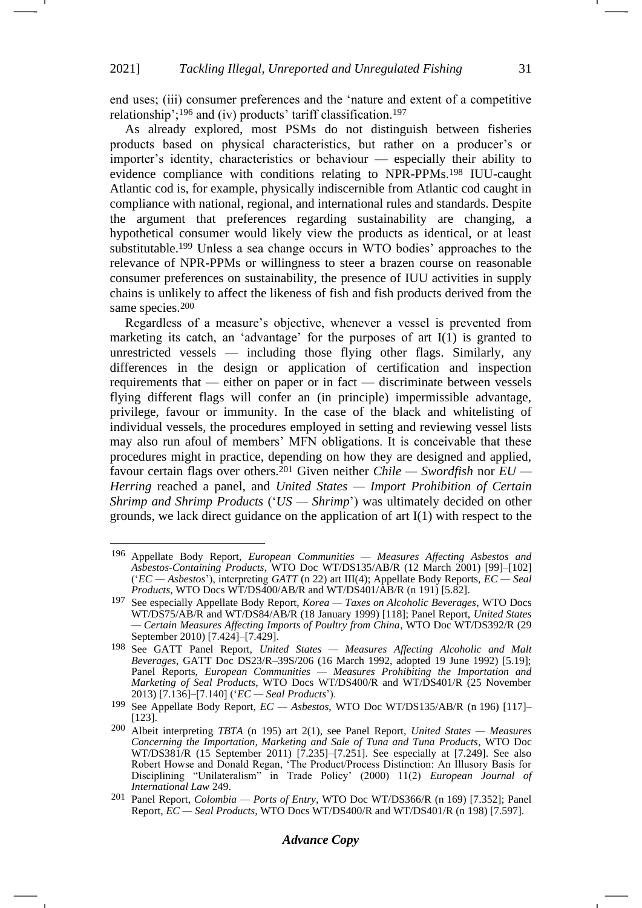end uses; (iii) consumer preferences and the 'nature and extent of a competitive relationship';[196] and (iv) products' tariff classification.[197]

As already explored, most PSMs do not distinguish between fisheries products based on physical characteristics, but rather on a producer's or importer's identity, characteristics or behaviour — especially their ability to evidence compliance with conditions relating to NPR-PPMs.[198] IUU-caught Atlantic cod is, for example, physically indiscernible from Atlantic cod caught in compliance with national, regional, and international rules and standards. Despite the argument that preferences regarding sustainability are changing, a hypothetical consumer would likely view the products as identical, or at least substitutable.[199] Unless a sea change occurs in WTO bodies' approaches to the relevance of NPR-PPMs or willingness to steer a brazen course on reasonable consumer preferences on sustainability, the presence of IUU activities in supply chains is unlikely to affect the likeness of fish and fish products derived from the same species.[200]

Regardless of a measure's objective, whenever a vessel is prevented from marketing its catch, an 'advantage' for the purposes of art I(1) is granted to unrestricted vessels — including those flying other flags. Similarly, any differences in the design or application of certification and inspection requirements that — either on paper or in fact — discriminate between vessels flying different flags will confer an (in principle) impermissible advantage, privilege, favour or immunity. In the case of the black and whitelisting of individual vessels, the procedures employed in setting and reviewing vessel lists may also run afoul of members' MFN obligations. It is conceivable that these procedures might in practice, depending on how they are designed and applied, favour certain flags over others.[201] Given neither *Chile — Swordfish* nor *EU — Herring* reached a panel, and *United States — Import Prohibition of Certain Shrimp and Shrimp Products* ('*US — Shrimp*') was ultimately decided on other grounds, we lack direct guidance on the application of art I(1) with respect to the

---

[196] Appellate Body Report, *European Communities — Measures Affecting Asbestos and Asbestos-Containing Products*, WTO Doc WT/DS135/AB/R (12 March 2001) [99]–[102] ('*EC — Asbestos*'), interpreting *GATT* (n 22) art III(4); Appellate Body Reports, *EC — Seal Products*, WTO Docs WT/DS400/AB/R and WT/DS401/AB/R (n 191) [5.82].

[197] See especially Appellate Body Report, *Korea — Taxes on Alcoholic Beverages*, WTO Docs WT/DS75/AB/R and WT/DS84/AB/R (18 January 1999) [118]; Panel Report, *United States — Certain Measures Affecting Imports of Poultry from China*, WTO Doc WT/DS392/R (29 September 2010) [7.424]–[7.429].

[198] See GATT Panel Report, *United States — Measures Affecting Alcoholic and Malt Beverages*, GATT Doc DS23/R–39S/206 (16 March 1992, adopted 19 June 1992) [5.19]; Panel Reports, *European Communities — Measures Prohibiting the Importation and Marketing of Seal Products*, WTO Docs WT/DS400/R and WT/DS401/R (25 November 2013) [7.136]–[7.140] ('*EC — Seal Products*').

[199] See Appellate Body Report, *EC — Asbestos*, WTO Doc WT/DS135/AB/R (n 196) [117]–[123].

[200] Albeit interpreting *TBTA* (n 195) art 2(1), see Panel Report, *United States — Measures Concerning the Importation, Marketing and Sale of Tuna and Tuna Products*, WTO Doc WT/DS381/R (15 September 2011) [7.235]–[7.251]. See especially at [7.249]. See also Robert Howse and Donald Regan, 'The Product/Process Distinction: An Illusory Basis for Disciplining "Unilateralism" in Trade Policy' (2000) 11(2) *European Journal of International Law* 249.

[201] Panel Report, *Colombia — Ports of Entry*, WTO Doc WT/DS366/R (n 169) [7.352]; Panel Report, *EC — Seal Products*, WTO Docs WT/DS400/R and WT/DS401/R (n 198) [7.597].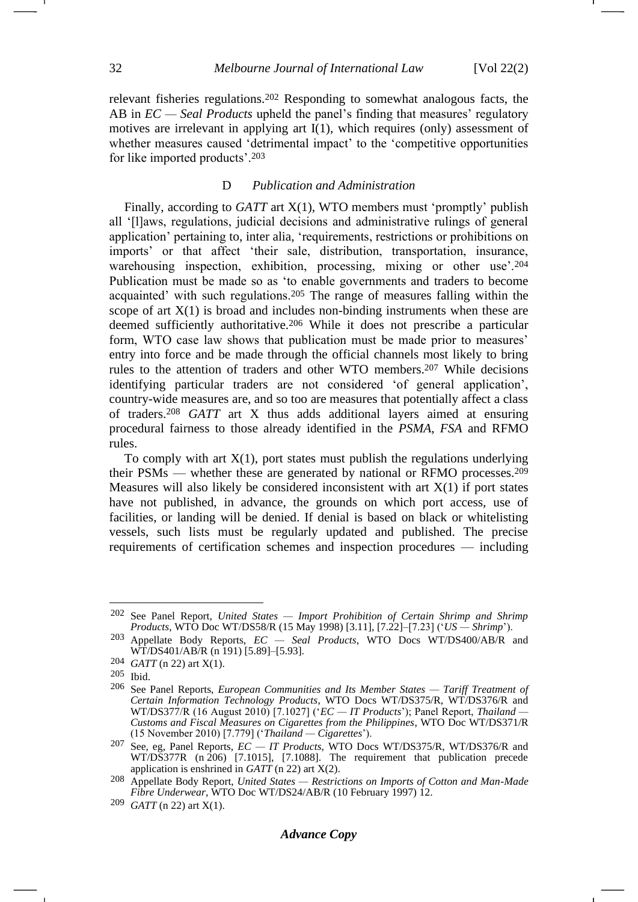relevant fisheries regulations.[202] Responding to somewhat analogous facts, the AB in *EC — Seal Products* upheld the panel's finding that measures' regulatory motives are irrelevant in applying art I(1), which requires (only) assessment of whether measures caused 'detrimental impact' to the 'competitive opportunities for like imported products'.[203]

### D *Publication and Administration*

Finally, according to *GATT* art X(1), WTO members must 'promptly' publish all '[l]aws, regulations, judicial decisions and administrative rulings of general application' pertaining to, inter alia, 'requirements, restrictions or prohibitions on imports' or that affect 'their sale, distribution, transportation, insurance, warehousing inspection, exhibition, processing, mixing or other use'.[204] Publication must be made so as 'to enable governments and traders to become acquainted' with such regulations.[205] The range of measures falling within the scope of art X(1) is broad and includes non-binding instruments when these are deemed sufficiently authoritative.[206] While it does not prescribe a particular form, WTO case law shows that publication must be made prior to measures' entry into force and be made through the official channels most likely to bring rules to the attention of traders and other WTO members.[207] While decisions identifying particular traders are not considered 'of general application', country-wide measures are, and so too are measures that potentially affect a class of traders.[208] *GATT* art X thus adds additional layers aimed at ensuring procedural fairness to those already identified in the *PSMA*, *FSA* and RFMO rules.

To comply with art X(1), port states must publish the regulations underlying their PSMs — whether these are generated by national or RFMO processes.[209] Measures will also likely be considered inconsistent with art X(1) if port states have not published, in advance, the grounds on which port access, use of facilities, or landing will be denied. If denial is based on black or whitelisting vessels, such lists must be regularly updated and published. The precise requirements of certification schemes and inspection procedures — including

---

[202] See Panel Report, *United States — Import Prohibition of Certain Shrimp and Shrimp Products*, WTO Doc WT/DS58/R (15 May 1998) [3.11], [7.22]–[7.23] ('*US — Shrimp*').

[203] Appellate Body Reports, *EC — Seal Products*, WTO Docs WT/DS400/AB/R and WT/DS401/AB/R (n 191) [5.89]–[5.93].

[204] *GATT* (n 22) art X(1).

[205] Ibid.

[206] See Panel Reports, *European Communities and Its Member States — Tariff Treatment of Certain Information Technology Products*, WTO Docs WT/DS375/R, WT/DS376/R and WT/DS377/R (16 August 2010) [7.1027] ('*EC — IT Products*'); Panel Report, *Thailand — Customs and Fiscal Measures on Cigarettes from the Philippines*, WTO Doc WT/DS371/R (15 November 2010) [7.779] ('*Thailand — Cigarettes*').

[207] See, eg, Panel Reports, *EC — IT Products*, WTO Docs WT/DS375/R, WT/DS376/R and WT/DS377R (n 206) [7.1015], [7.1088]. The requirement that publication precede application is enshrined in *GATT* (n 22) art X(2).

[208] Appellate Body Report, *United States — Restrictions on Imports of Cotton and Man-Made Fibre Underwear*, WTO Doc WT/DS24/AB/R (10 February 1997) 12.

[209] *GATT* (n 22) art X(1).

***Advance Copy***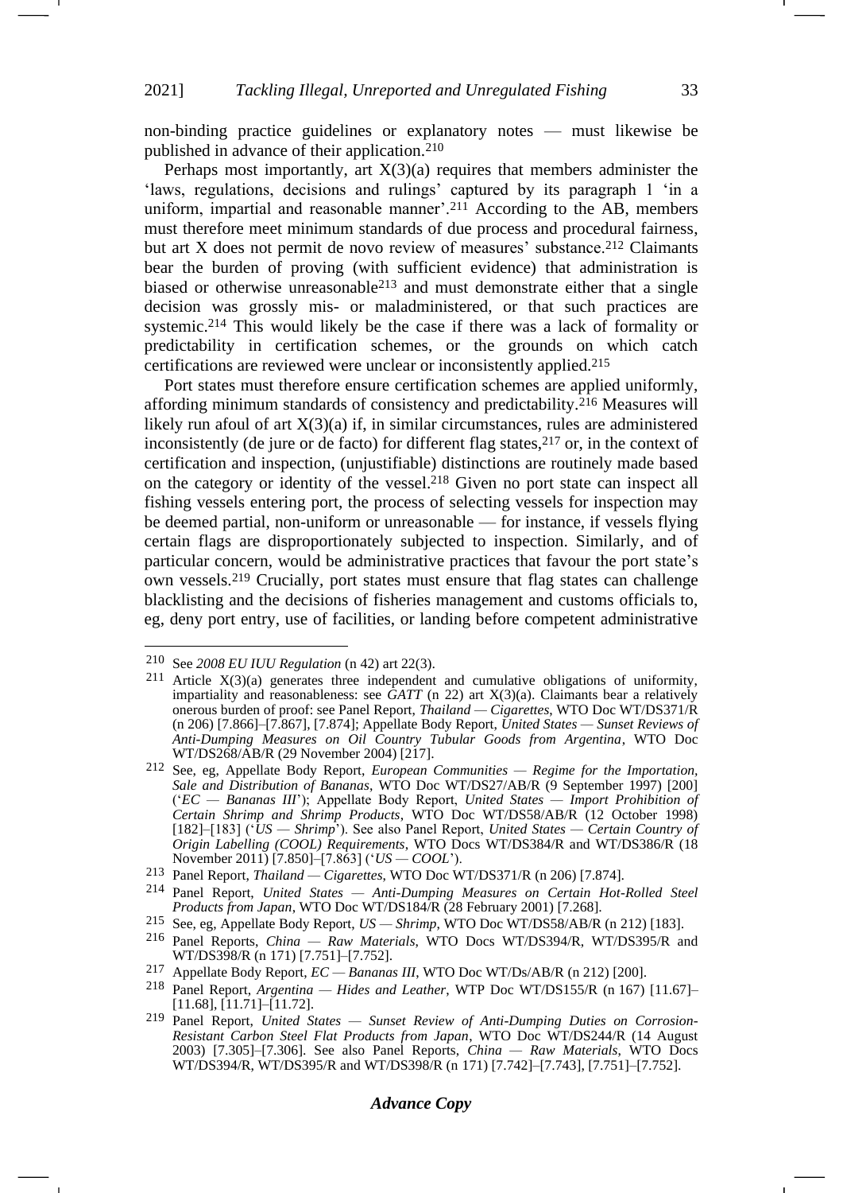non-binding practice guidelines or explanatory notes — must likewise be published in advance of their application.[210]

Perhaps most importantly, art X(3)(a) requires that members administer the 'laws, regulations, decisions and rulings' captured by its paragraph 1 'in a uniform, impartial and reasonable manner'.[211] According to the AB, members must therefore meet minimum standards of due process and procedural fairness, but art X does not permit de novo review of measures' substance.[212] Claimants bear the burden of proving (with sufficient evidence) that administration is biased or otherwise unreasonable[213] and must demonstrate either that a single decision was grossly mis- or maladministered, or that such practices are systemic.[214] This would likely be the case if there was a lack of formality or predictability in certification schemes, or the grounds on which catch certifications are reviewed were unclear or inconsistently applied.[215]

Port states must therefore ensure certification schemes are applied uniformly, affording minimum standards of consistency and predictability.[216] Measures will likely run afoul of art X(3)(a) if, in similar circumstances, rules are administered inconsistently (de jure or de facto) for different flag states,[217] or, in the context of certification and inspection, (unjustifiable) distinctions are routinely made based on the category or identity of the vessel.[218] Given no port state can inspect all fishing vessels entering port, the process of selecting vessels for inspection may be deemed partial, non-uniform or unreasonable — for instance, if vessels flying certain flags are disproportionately subjected to inspection. Similarly, and of particular concern, would be administrative practices that favour the port state's own vessels.[219] Crucially, port states must ensure that flag states can challenge blacklisting and the decisions of fisheries management and customs officials to, eg, deny port entry, use of facilities, or landing before competent administrative

---

[210] See *2008 EU IUU Regulation* (n 42) art 22(3).

[211] Article X(3)(a) generates three independent and cumulative obligations of uniformity, impartiality and reasonableness: see *GATT* (n 22) art X(3)(a). Claimants bear a relatively onerous burden of proof: see Panel Report, *Thailand — Cigarettes*, WTO Doc WT/DS371/R (n 206) [7.866]–[7.867], [7.874]; Appellate Body Report, *United States — Sunset Reviews of Anti-Dumping Measures on Oil Country Tubular Goods from Argentina*, WTO Doc WT/DS268/AB/R (29 November 2004) [217].

[212] See, eg, Appellate Body Report, *European Communities — Regime for the Importation, Sale and Distribution of Bananas*, WTO Doc WT/DS27/AB/R (9 September 1997) [200] ('*EC — Bananas III*'); Appellate Body Report, *United States — Import Prohibition of Certain Shrimp and Shrimp Products*, WTO Doc WT/DS58/AB/R (12 October 1998) [182]–[183] ('*US — Shrimp*'). See also Panel Report, *United States — Certain Country of Origin Labelling (COOL) Requirements*, WTO Docs WT/DS384/R and WT/DS386/R (18 November 2011) [7.850]–[7.863] ('*US — COOL*').

[213] Panel Report, *Thailand — Cigarettes*, WTO Doc WT/DS371/R (n 206) [7.874].

[214] Panel Report, *United States — Anti-Dumping Measures on Certain Hot-Rolled Steel Products from Japan*, WTO Doc WT/DS184/R (28 February 2001) [7.268].

[215] See, eg, Appellate Body Report, *US — Shrimp*, WTO Doc WT/DS58/AB/R (n 212) [183].

[216] Panel Reports, *China — Raw Materials*, WTO Docs WT/DS394/R, WT/DS395/R and WT/DS398/R (n 171) [7.751]–[7.752].

[217] Appellate Body Report, *EC — Bananas III*, WTO Doc WT/Ds/AB/R (n 212) [200].

[218] Panel Report, *Argentina — Hides and Leather*, WTP Doc WT/DS155/R (n 167) [11.67]–[11.68], [11.71]–[11.72].

[219] Panel Report, *United States — Sunset Review of Anti-Dumping Duties on Corrosion-Resistant Carbon Steel Flat Products from Japan*, WTO Doc WT/DS244/R (14 August 2003) [7.305]–[7.306]. See also Panel Reports, *China — Raw Materials*, WTO Docs WT/DS394/R, WT/DS395/R and WT/DS398/R (n 171) [7.742]–[7.743], [7.751]–[7.752].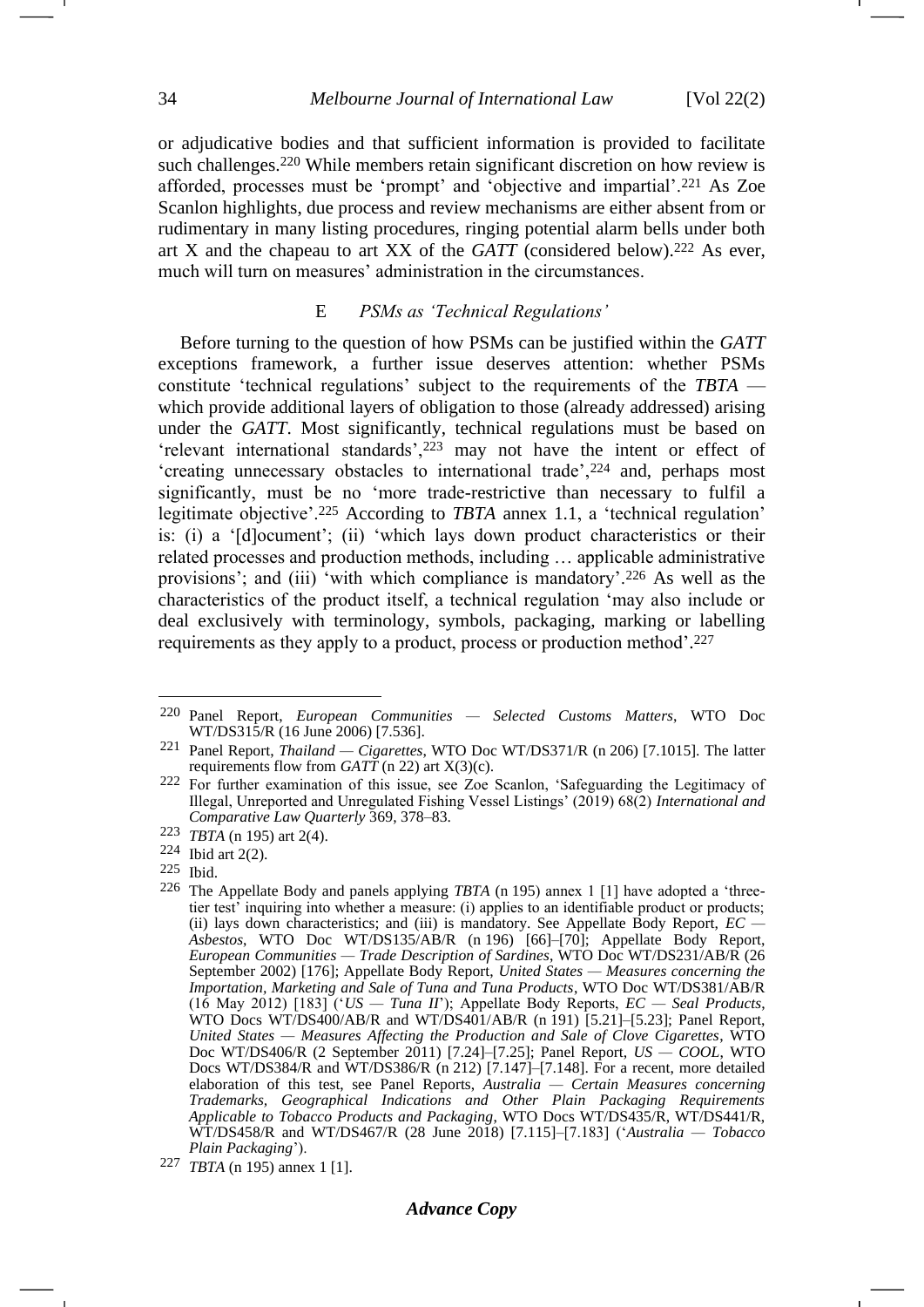or adjudicative bodies and that sufficient information is provided to facilitate such challenges.[220] While members retain significant discretion on how review is afforded, processes must be 'prompt' and 'objective and impartial'.[221] As Zoe Scanlon highlights, due process and review mechanisms are either absent from or rudimentary in many listing procedures, ringing potential alarm bells under both art X and the chapeau to art XX of the *GATT* (considered below).[222] As ever, much will turn on measures' administration in the circumstances.

### E *PSMs as 'Technical Regulations'*

Before turning to the question of how PSMs can be justified within the *GATT* exceptions framework, a further issue deserves attention: whether PSMs constitute 'technical regulations' subject to the requirements of the *TBTA* — which provide additional layers of obligation to those (already addressed) arising under the *GATT*. Most significantly, technical regulations must be based on 'relevant international standards',[223] may not have the intent or effect of 'creating unnecessary obstacles to international trade',[224] and, perhaps most significantly, must be no 'more trade-restrictive than necessary to fulfil a legitimate objective'.[225] According to *TBTA* annex 1.1, a 'technical regulation' is: (i) a '[d]ocument'; (ii) 'which lays down product characteristics or their related processes and production methods, including … applicable administrative provisions'; and (iii) 'with which compliance is mandatory'.[226] As well as the characteristics of the product itself, a technical regulation 'may also include or deal exclusively with terminology, symbols, packaging, marking or labelling requirements as they apply to a product, process or production method'.[227]

---

[220] Panel Report, *European Communities — Selected Customs Matters*, WTO Doc WT/DS315/R (16 June 2006) [7.536].

[221] Panel Report, *Thailand — Cigarettes*, WTO Doc WT/DS371/R (n 206) [7.1015]. The latter requirements flow from *GATT* (n 22) art X(3)(c).

[222] For further examination of this issue, see Zoe Scanlon, 'Safeguarding the Legitimacy of Illegal, Unreported and Unregulated Fishing Vessel Listings' (2019) 68(2) *International and Comparative Law Quarterly* 369, 378–83.

[223] *TBTA* (n 195) art 2(4).

[224] Ibid art 2(2).

[225] Ibid.

[226] The Appellate Body and panels applying *TBTA* (n 195) annex 1 [1] have adopted a 'three-tier test' inquiring into whether a measure: (i) applies to an identifiable product or products; (ii) lays down characteristics; and (iii) is mandatory. See Appellate Body Report, *EC — Asbestos*, WTO Doc WT/DS135/AB/R (n 196) [66]–[70]; Appellate Body Report, *European Communities — Trade Description of Sardines*, WTO Doc WT/DS231/AB/R (26 September 2002) [176]; Appellate Body Report, *United States — Measures concerning the Importation, Marketing and Sale of Tuna and Tuna Products*, WTO Doc WT/DS381/AB/R (16 May 2012) [183] ('*US — Tuna II*'); Appellate Body Reports, *EC — Seal Products*, WTO Docs WT/DS400/AB/R and WT/DS401/AB/R (n 191) [5.21]–[5.23]; Panel Report, *United States — Measures Affecting the Production and Sale of Clove Cigarettes*, WTO Doc WT/DS406/R (2 September 2011) [7.24]–[7.25]; Panel Report, *US — COOL*, WTO Docs WT/DS384/R and WT/DS386/R (n 212) [7.147]–[7.148]. For a recent, more detailed elaboration of this test, see Panel Reports, *Australia — Certain Measures concerning Trademarks, Geographical Indications and Other Plain Packaging Requirements Applicable to Tobacco Products and Packaging*, WTO Docs WT/DS435/R, WT/DS441/R, WT/DS458/R and WT/DS467/R (28 June 2018) [7.115]–[7.183] ('*Australia — Tobacco Plain Packaging*').

[227] *TBTA* (n 195) annex 1 [1].

***Advance Copy***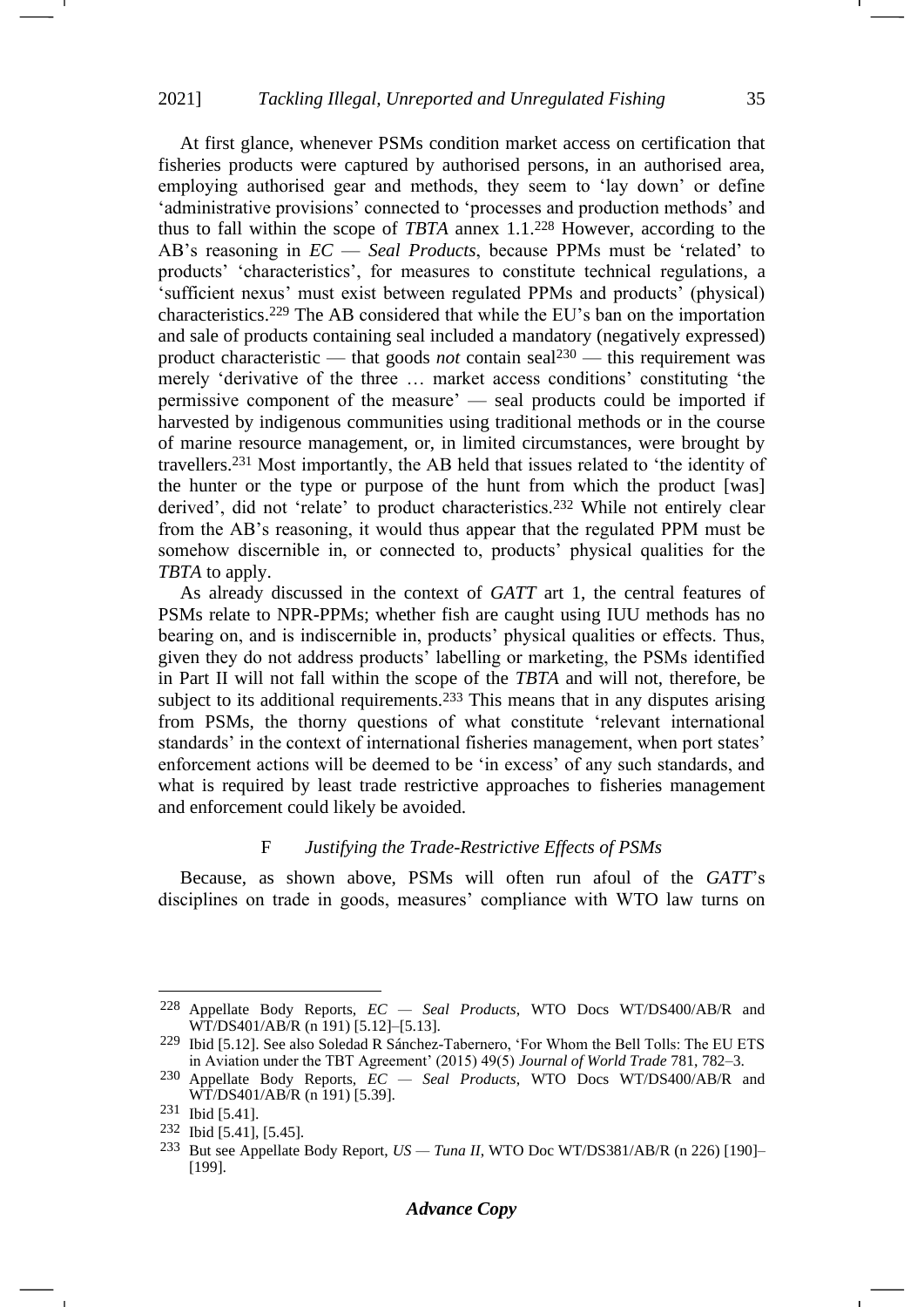At first glance, whenever PSMs condition market access on certification that fisheries products were captured by authorised persons, in an authorised area, employing authorised gear and methods, they seem to 'lay down' or define 'administrative provisions' connected to 'processes and production methods' and thus to fall within the scope of *TBTA* annex 1.1.[228] However, according to the AB's reasoning in *EC — Seal Products*, because PPMs must be 'related' to products' 'characteristics', for measures to constitute technical regulations, a 'sufficient nexus' must exist between regulated PPMs and products' (physical) characteristics.[229] The AB considered that while the EU's ban on the importation and sale of products containing seal included a mandatory (negatively expressed) product characteristic — that goods *not* contain seal[230] — this requirement was merely 'derivative of the three … market access conditions' constituting 'the permissive component of the measure' — seal products could be imported if harvested by indigenous communities using traditional methods or in the course of marine resource management, or, in limited circumstances, were brought by travellers.[231] Most importantly, the AB held that issues related to 'the identity of the hunter or the type or purpose of the hunt from which the product [was] derived', did not 'relate' to product characteristics.[232] While not entirely clear from the AB's reasoning, it would thus appear that the regulated PPM must be somehow discernible in, or connected to, products' physical qualities for the *TBTA* to apply.

As already discussed in the context of *GATT* art 1, the central features of PSMs relate to NPR-PPMs; whether fish are caught using IUU methods has no bearing on, and is indiscernible in, products' physical qualities or effects. Thus, given they do not address products' labelling or marketing, the PSMs identified in Part II will not fall within the scope of the *TBTA* and will not, therefore, be subject to its additional requirements.[233] This means that in any disputes arising from PSMs, the thorny questions of what constitute 'relevant international standards' in the context of international fisheries management, when port states' enforcement actions will be deemed to be 'in excess' of any such standards, and what is required by least trade restrictive approaches to fisheries management and enforcement could likely be avoided.

### F *Justifying the Trade-Restrictive Effects of PSMs*

Because, as shown above, PSMs will often run afoul of the *GATT*'s disciplines on trade in goods, measures' compliance with WTO law turns on

---

228 Appellate Body Reports, *EC — Seal Products*, WTO Docs WT/DS400/AB/R and WT/DS401/AB/R (n 191) [5.12]–[5.13].

229 Ibid [5.12]. See also Soledad R Sánchez-Tabernero, 'For Whom the Bell Tolls: The EU ETS in Aviation under the TBT Agreement' (2015) 49(5) *Journal of World Trade* 781, 782–3.

230 Appellate Body Reports, *EC — Seal Products*, WTO Docs WT/DS400/AB/R and WT/DS401/AB/R (n 191) [5.39].

231 Ibid [5.41].

232 Ibid [5.41], [5.45].

233 But see Appellate Body Report, *US — Tuna II*, WTO Doc WT/DS381/AB/R (n 226) [190]–[199].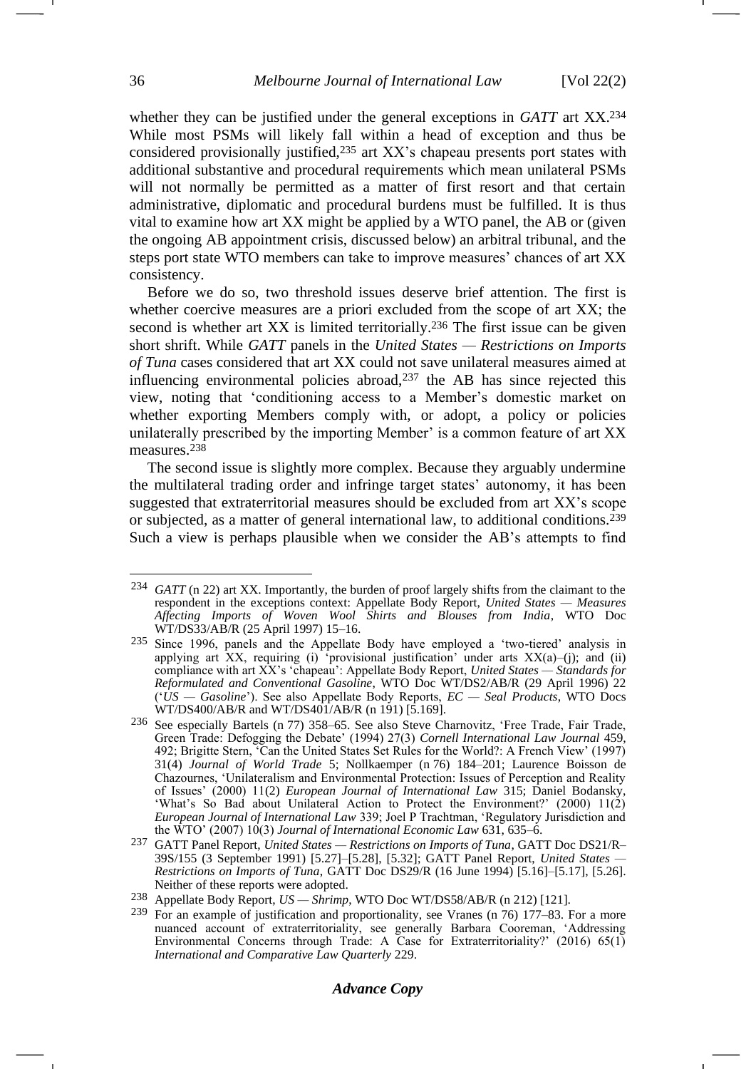whether they can be justified under the general exceptions in *GATT* art XX.[234] While most PSMs will likely fall within a head of exception and thus be considered provisionally justified,[235] art XX's chapeau presents port states with additional substantive and procedural requirements which mean unilateral PSMs will not normally be permitted as a matter of first resort and that certain administrative, diplomatic and procedural burdens must be fulfilled. It is thus vital to examine how art XX might be applied by a WTO panel, the AB or (given the ongoing AB appointment crisis, discussed below) an arbitral tribunal, and the steps port state WTO members can take to improve measures' chances of art XX consistency.

Before we do so, two threshold issues deserve brief attention. The first is whether coercive measures are a priori excluded from the scope of art XX; the second is whether art XX is limited territorially.[236] The first issue can be given short shrift. While *GATT* panels in the *United States — Restrictions on Imports of Tuna* cases considered that art XX could not save unilateral measures aimed at influencing environmental policies abroad,[237] the AB has since rejected this view, noting that 'conditioning access to a Member's domestic market on whether exporting Members comply with, or adopt, a policy or policies unilaterally prescribed by the importing Member' is a common feature of art XX measures.[238]

The second issue is slightly more complex. Because they arguably undermine the multilateral trading order and infringe target states' autonomy, it has been suggested that extraterritorial measures should be excluded from art XX's scope or subjected, as a matter of general international law, to additional conditions.[239] Such a view is perhaps plausible when we consider the AB's attempts to find

---

[234] *GATT* (n 22) art XX. Importantly, the burden of proof largely shifts from the claimant to the respondent in the exceptions context: Appellate Body Report, *United States — Measures Affecting Imports of Woven Wool Shirts and Blouses from India*, WTO Doc WT/DS33/AB/R (25 April 1997) 15–16.

[235] Since 1996, panels and the Appellate Body have employed a 'two-tiered' analysis in applying art XX, requiring (i) 'provisional justification' under arts XX(a)–(j); and (ii) compliance with art XX's 'chapeau': Appellate Body Report, *United States — Standards for Reformulated and Conventional Gasoline*, WTO Doc WT/DS2/AB/R (29 April 1996) 22 ('*US — Gasoline*'). See also Appellate Body Reports, *EC — Seal Products*, WTO Docs WT/DS400/AB/R and WT/DS401/AB/R (n 191) [5.169].

[236] See especially Bartels (n 77) 358–65. See also Steve Charnovitz, 'Free Trade, Fair Trade, Green Trade: Defogging the Debate' (1994) 27(3) *Cornell International Law Journal* 459, 492; Brigitte Stern, 'Can the United States Set Rules for the World?: A French View' (1997) 31(4) *Journal of World Trade* 5; Nollkaemper (n 76) 184–201; Laurence Boisson de Chazournes, 'Unilateralism and Environmental Protection: Issues of Perception and Reality of Issues' (2000) 11(2) *European Journal of International Law* 315; Daniel Bodansky, 'What's So Bad about Unilateral Action to Protect the Environment?' (2000) 11(2) *European Journal of International Law* 339; Joel P Trachtman, 'Regulatory Jurisdiction and the WTO' (2007) 10(3) *Journal of International Economic Law* 631, 635–6.

[237] GATT Panel Report, *United States — Restrictions on Imports of Tuna*, GATT Doc DS21/R–39S/155 (3 September 1991) [5.27]–[5.28], [5.32]; GATT Panel Report, *United States — Restrictions on Imports of Tuna*, GATT Doc DS29/R (16 June 1994) [5.16]–[5.17], [5.26]. Neither of these reports were adopted.

[238] Appellate Body Report, *US — Shrimp*, WTO Doc WT/DS58/AB/R (n 212) [121].

[239] For an example of justification and proportionality, see Vranes (n 76) 177–83. For a more nuanced account of extraterritoriality, see generally Barbara Cooreman, 'Addressing Environmental Concerns through Trade: A Case for Extraterritoriality?' (2016) 65(1) *International and Comparative Law Quarterly* 229.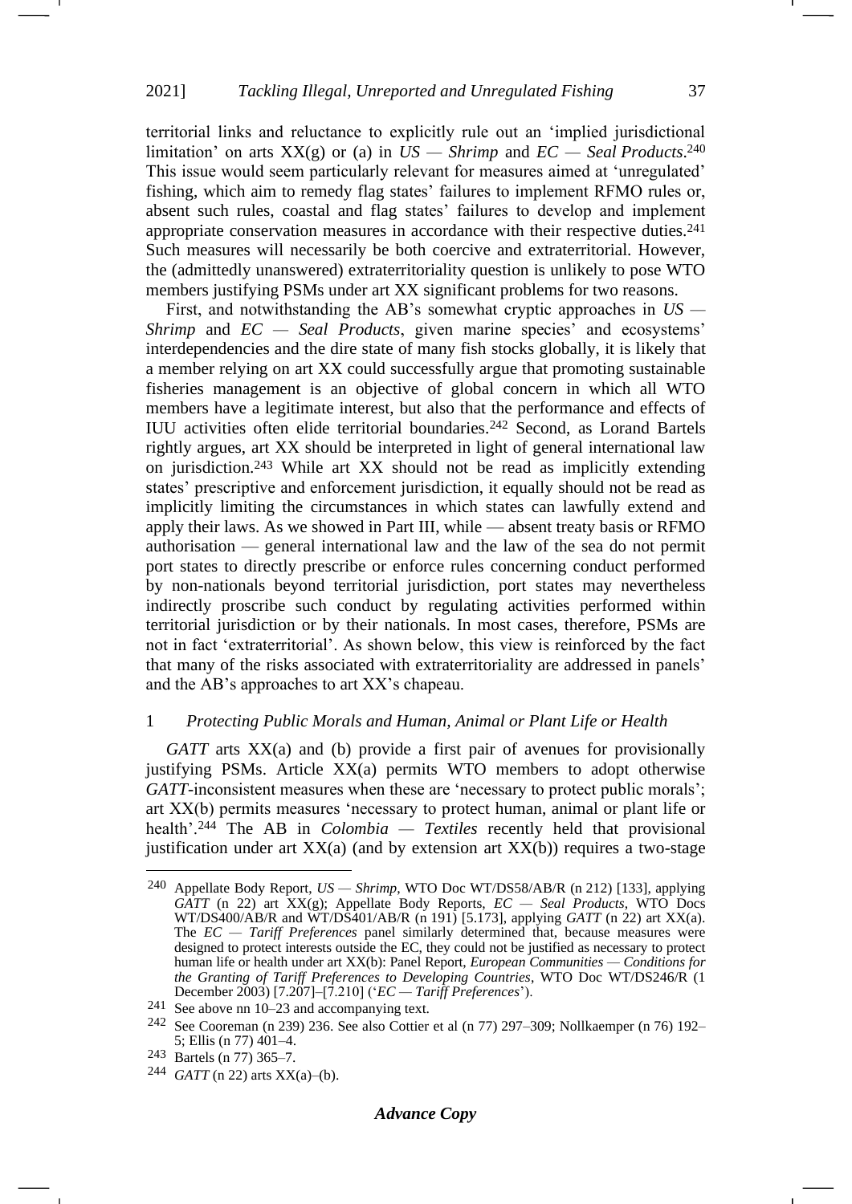territorial links and reluctance to explicitly rule out an 'implied jurisdictional limitation' on arts XX(g) or (a) in *US — Shrimp* and *EC — Seal Products*.[240] This issue would seem particularly relevant for measures aimed at 'unregulated' fishing, which aim to remedy flag states' failures to implement RFMO rules or, absent such rules, coastal and flag states' failures to develop and implement appropriate conservation measures in accordance with their respective duties.[241] Such measures will necessarily be both coercive and extraterritorial. However, the (admittedly unanswered) extraterritoriality question is unlikely to pose WTO members justifying PSMs under art XX significant problems for two reasons.

First, and notwithstanding the AB's somewhat cryptic approaches in *US — Shrimp* and *EC — Seal Products*, given marine species' and ecosystems' interdependencies and the dire state of many fish stocks globally, it is likely that a member relying on art XX could successfully argue that promoting sustainable fisheries management is an objective of global concern in which all WTO members have a legitimate interest, but also that the performance and effects of IUU activities often elide territorial boundaries.[242] Second, as Lorand Bartels rightly argues, art XX should be interpreted in light of general international law on jurisdiction.[243] While art XX should not be read as implicitly extending states' prescriptive and enforcement jurisdiction, it equally should not be read as implicitly limiting the circumstances in which states can lawfully extend and apply their laws. As we showed in Part III, while — absent treaty basis or RFMO authorisation — general international law and the law of the sea do not permit port states to directly prescribe or enforce rules concerning conduct performed by non-nationals beyond territorial jurisdiction, port states may nevertheless indirectly proscribe such conduct by regulating activities performed within territorial jurisdiction or by their nationals. In most cases, therefore, PSMs are not in fact 'extraterritorial'. As shown below, this view is reinforced by the fact that many of the risks associated with extraterritoriality are addressed in panels' and the AB's approaches to art XX's chapeau.

### 1 *Protecting Public Morals and Human, Animal or Plant Life or Health*

*GATT* arts XX(a) and (b) provide a first pair of avenues for provisionally justifying PSMs. Article XX(a) permits WTO members to adopt otherwise *GATT*-inconsistent measures when these are 'necessary to protect public morals'; art XX(b) permits measures 'necessary to protect human, animal or plant life or health'.[244] The AB in *Colombia — Textiles* recently held that provisional justification under art XX(a) (and by extension art XX(b)) requires a two-stage

---

[240] Appellate Body Report, *US — Shrimp*, WTO Doc WT/DS58/AB/R (n 212) [133], applying *GATT* (n 22) art XX(g); Appellate Body Reports, *EC — Seal Products*, WTO Docs WT/DS400/AB/R and WT/DS401/AB/R (n 191) [5.173], applying *GATT* (n 22) art XX(a). The *EC — Tariff Preferences* panel similarly determined that, because measures were designed to protect interests outside the EC, they could not be justified as necessary to protect human life or health under art XX(b): Panel Report, *European Communities — Conditions for the Granting of Tariff Preferences to Developing Countries*, WTO Doc WT/DS246/R (1 December 2003) [7.207]–[7.210] ('*EC — Tariff Preferences*').

[241] See above nn 10–23 and accompanying text.

[242] See Cooreman (n 239) 236. See also Cottier et al (n 77) 297–309; Nollkaemper (n 76) 192–5; Ellis (n 77) 401–4.

[243] Bartels (n 77) 365–7.

[244] *GATT* (n 22) arts XX(a)–(b).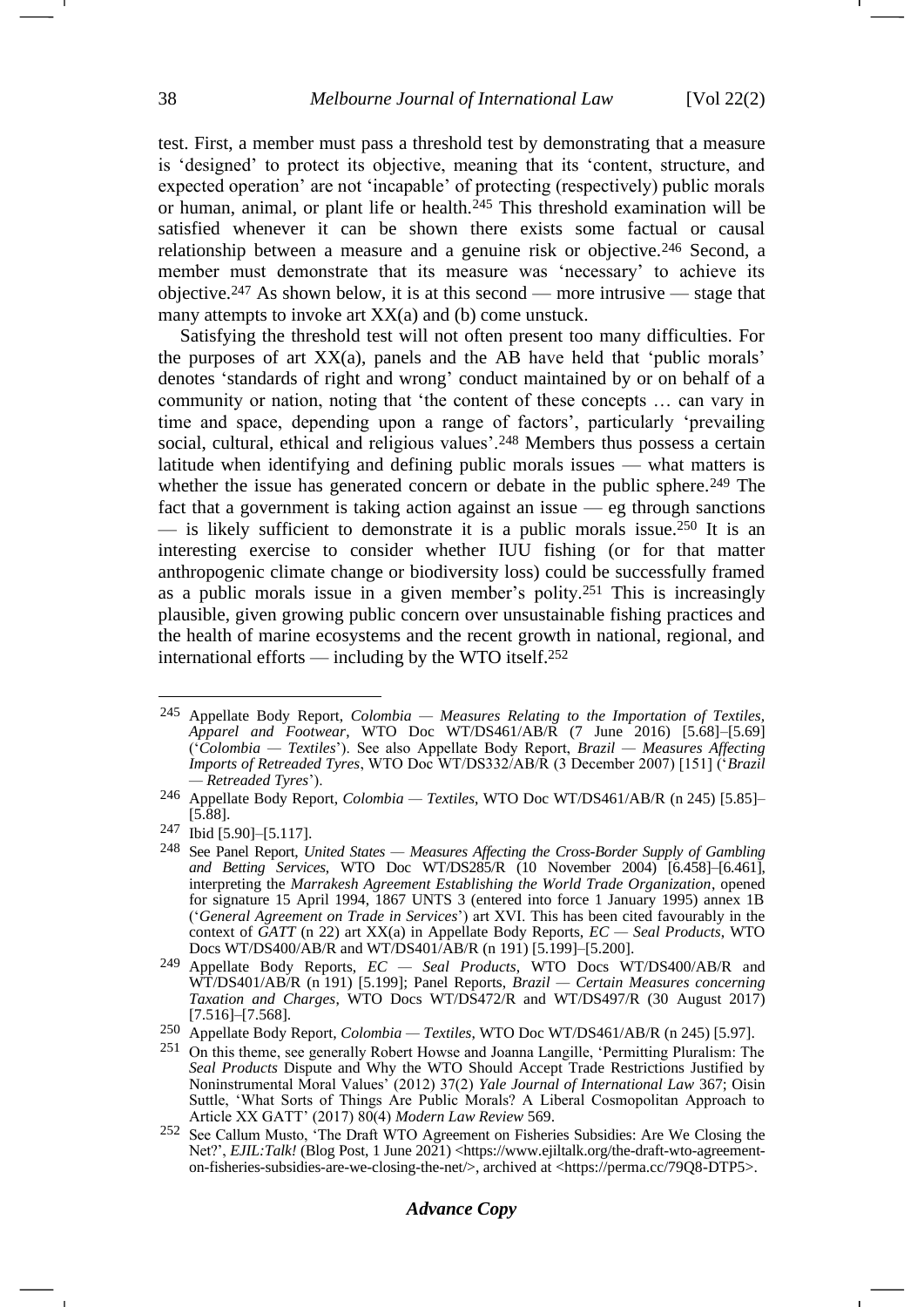test. First, a member must pass a threshold test by demonstrating that a measure is 'designed' to protect its objective, meaning that its 'content, structure, and expected operation' are not 'incapable' of protecting (respectively) public morals or human, animal, or plant life or health.[245] This threshold examination will be satisfied whenever it can be shown there exists some factual or causal relationship between a measure and a genuine risk or objective.[246] Second, a member must demonstrate that its measure was 'necessary' to achieve its objective.[247] As shown below, it is at this second — more intrusive — stage that many attempts to invoke art XX(a) and (b) come unstuck.

Satisfying the threshold test will not often present too many difficulties. For the purposes of art XX(a), panels and the AB have held that 'public morals' denotes 'standards of right and wrong' conduct maintained by or on behalf of a community or nation, noting that 'the content of these concepts … can vary in time and space, depending upon a range of factors', particularly 'prevailing social, cultural, ethical and religious values'.[248] Members thus possess a certain latitude when identifying and defining public morals issues — what matters is whether the issue has generated concern or debate in the public sphere.[249] The fact that a government is taking action against an issue — eg through sanctions — is likely sufficient to demonstrate it is a public morals issue.[250] It is an interesting exercise to consider whether IUU fishing (or for that matter anthropogenic climate change or biodiversity loss) could be successfully framed as a public morals issue in a given member's polity.[251] This is increasingly plausible, given growing public concern over unsustainable fishing practices and the health of marine ecosystems and the recent growth in national, regional, and international efforts — including by the WTO itself.[252]

---

[245] Appellate Body Report, *Colombia — Measures Relating to the Importation of Textiles, Apparel and Footwear*, WTO Doc WT/DS461/AB/R (7 June 2016) [5.68]–[5.69] ('*Colombia — Textiles*'). See also Appellate Body Report, *Brazil — Measures Affecting Imports of Retreaded Tyres*, WTO Doc WT/DS332/AB/R (3 December 2007) [151] ('*Brazil — Retreaded Tyres*').

[246] Appellate Body Report, *Colombia — Textiles*, WTO Doc WT/DS461/AB/R (n 245) [5.85]–[5.88].

[247] Ibid [5.90]–[5.117].

[248] See Panel Report, *United States — Measures Affecting the Cross-Border Supply of Gambling and Betting Services*, WTO Doc WT/DS285/R (10 November 2004) [6.458]–[6.461], interpreting the *Marrakesh Agreement Establishing the World Trade Organization*, opened for signature 15 April 1994, 1867 UNTS 3 (entered into force 1 January 1995) annex 1B ('*General Agreement on Trade in Services*') art XVI. This has been cited favourably in the context of *GATT* (n 22) art XX(a) in Appellate Body Reports, *EC — Seal Products*, WTO Docs WT/DS400/AB/R and WT/DS401/AB/R (n 191) [5.199]–[5.200].

[249] Appellate Body Reports, *EC — Seal Products*, WTO Docs WT/DS400/AB/R and WT/DS401/AB/R (n 191) [5.199]; Panel Reports, *Brazil — Certain Measures concerning Taxation and Charges*, WTO Docs WT/DS472/R and WT/DS497/R (30 August 2017) [7.516]–[7.568].

[250] Appellate Body Reports, *Colombia — Textiles*, WTO Doc WT/DS461/AB/R (n 245) [5.97].

[251] On this theme, see generally Robert Howse and Joanna Langille, 'Permitting Pluralism: The *Seal Products* Dispute and Why the WTO Should Accept Trade Restrictions Justified by Noninstrumental Moral Values' (2012) 37(2) *Yale Journal of International Law* 367; Oisin Suttle, 'What Sorts of Things Are Public Morals? A Liberal Cosmopolitan Approach to Article XX GATT' (2017) 80(4) *Modern Law Review* 569.

[252] See Callum Musto, 'The Draft WTO Agreement on Fisheries Subsidies: Are We Closing the Net?', *EJIL:Talk!* (Blog Post, 1 June 2021) <https://www.ejiltalk.org/the-draft-wto-agreement-on-fisheries-subsidies-are-we-closing-the-net/>, archived at <https://perma.cc/79Q8-DTP5>.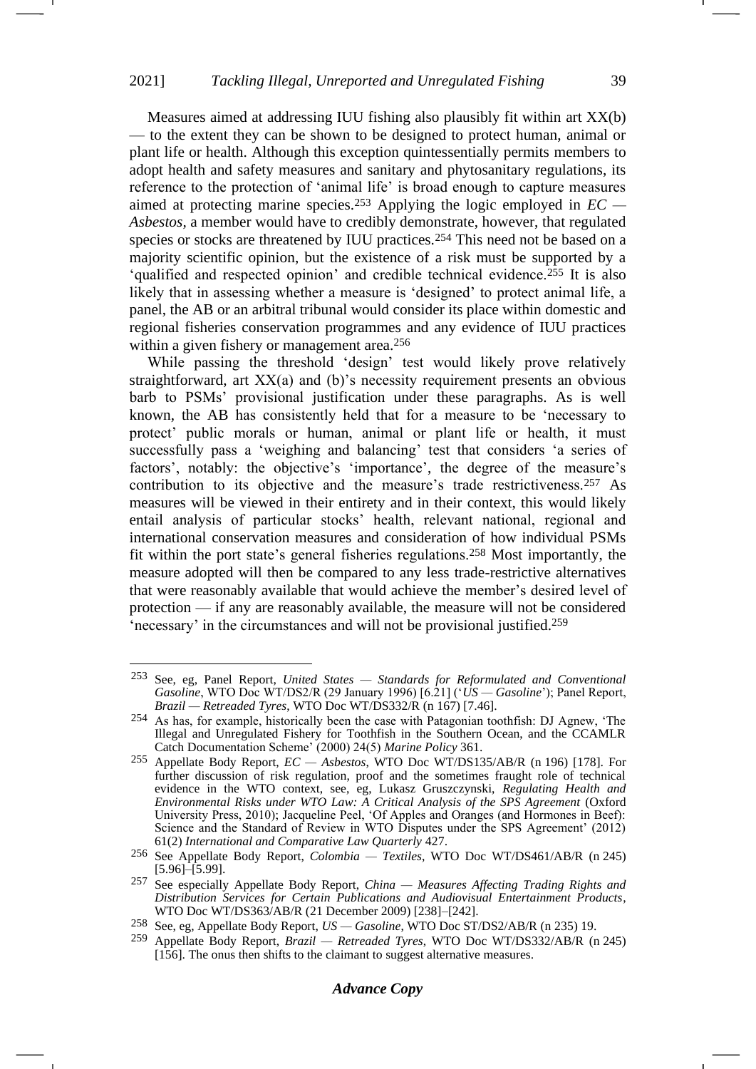Measures aimed at addressing IUU fishing also plausibly fit within art XX(b) — to the extent they can be shown to be designed to protect human, animal or plant life or health. Although this exception quintessentially permits members to adopt health and safety measures and sanitary and phytosanitary regulations, its reference to the protection of 'animal life' is broad enough to capture measures aimed at protecting marine species.[253] Applying the logic employed in *EC — Asbestos*, a member would have to credibly demonstrate, however, that regulated species or stocks are threatened by IUU practices.[254] This need not be based on a majority scientific opinion, but the existence of a risk must be supported by a 'qualified and respected opinion' and credible technical evidence.[255] It is also likely that in assessing whether a measure is 'designed' to protect animal life, a panel, the AB or an arbitral tribunal would consider its place within domestic and regional fisheries conservation programmes and any evidence of IUU practices within a given fishery or management area.[256]

While passing the threshold 'design' test would likely prove relatively straightforward, art XX(a) and (b)'s necessity requirement presents an obvious barb to PSMs' provisional justification under these paragraphs. As is well known, the AB has consistently held that for a measure to be 'necessary to protect' public morals or human, animal or plant life or health, it must successfully pass a 'weighing and balancing' test that considers 'a series of factors', notably: the objective's 'importance', the degree of the measure's contribution to its objective and the measure's trade restrictiveness.[257] As measures will be viewed in their entirety and in their context, this would likely entail analysis of particular stocks' health, relevant national, regional and international conservation measures and consideration of how individual PSMs fit within the port state's general fisheries regulations.[258] Most importantly, the measure adopted will then be compared to any less trade-restrictive alternatives that were reasonably available that would achieve the member's desired level of protection — if any are reasonably available, the measure will not be considered 'necessary' in the circumstances and will not be provisional justified.[259]

---

253 See, eg, Panel Report, *United States — Standards for Reformulated and Conventional Gasoline*, WTO Doc WT/DS2/R (29 January 1996) [6.21] ('*US — Gasoline*'); Panel Report, *Brazil — Retreaded Tyres*, WTO Doc WT/DS332/R (n 167) [7.46].

254 As has, for example, historically been the case with Patagonian toothfish: DJ Agnew, 'The Illegal and Unregulated Fishery for Toothfish in the Southern Ocean, and the CCAMLR Catch Documentation Scheme' (2000) 24(5) *Marine Policy* 361.

255 Appellate Body Report, *EC — Asbestos*, WTO Doc WT/DS135/AB/R (n 196) [178]. For further discussion of risk regulation, proof and the sometimes fraught role of technical evidence in the WTO context, see, eg, Lukasz Gruszczynski, *Regulating Health and Environmental Risks under WTO Law: A Critical Analysis of the SPS Agreement* (Oxford University Press, 2010); Jacqueline Peel, 'Of Apples and Oranges (and Hormones in Beef): Science and the Standard of Review in WTO Disputes under the SPS Agreement' (2012) 61(2) *International and Comparative Law Quarterly* 427.

256 See Appellate Body Report, *Colombia — Textiles*, WTO Doc WT/DS461/AB/R (n 245) [5.96]–[5.99].

257 See especially Appellate Body Report, *China — Measures Affecting Trading Rights and Distribution Services for Certain Publications and Audiovisual Entertainment Products*, WTO Doc WT/DS363/AB/R (21 December 2009) [238]–[242].

258 See, eg, Appellate Body Report, *US — Gasoline*, WTO Doc ST/DS2/AB/R (n 235) 19.

259 Appellate Body Report, *Brazil — Retreaded Tyres*, WTO Doc WT/DS332/AB/R (n 245) [156]. The onus then shifts to the claimant to suggest alternative measures.

***Advance Copy***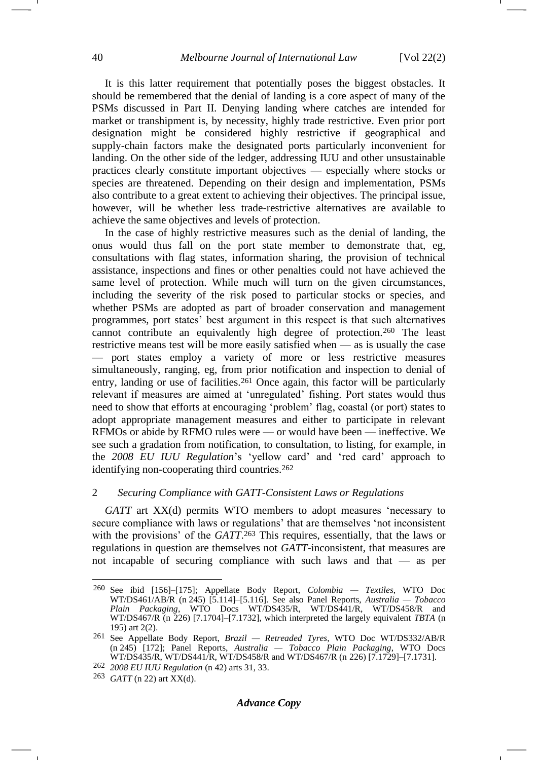It is this latter requirement that potentially poses the biggest obstacles. It should be remembered that the denial of landing is a core aspect of many of the PSMs discussed in Part II. Denying landing where catches are intended for market or transhipment is, by necessity, highly trade restrictive. Even prior port designation might be considered highly restrictive if geographical and supply-chain factors make the designated ports particularly inconvenient for landing. On the other side of the ledger, addressing IUU and other unsustainable practices clearly constitute important objectives — especially where stocks or species are threatened. Depending on their design and implementation, PSMs also contribute to a great extent to achieving their objectives. The principal issue, however, will be whether less trade-restrictive alternatives are available to achieve the same objectives and levels of protection.

In the case of highly restrictive measures such as the denial of landing, the onus would thus fall on the port state member to demonstrate that, eg, consultations with flag states, information sharing, the provision of technical assistance, inspections and fines or other penalties could not have achieved the same level of protection. While much will turn on the given circumstances, including the severity of the risk posed to particular stocks or species, and whether PSMs are adopted as part of broader conservation and management programmes, port states' best argument in this respect is that such alternatives cannot contribute an equivalently high degree of protection.[260] The least restrictive means test will be more easily satisfied when — as is usually the case — port states employ a variety of more or less restrictive measures simultaneously, ranging, eg, from prior notification and inspection to denial of entry, landing or use of facilities.[261] Once again, this factor will be particularly relevant if measures are aimed at 'unregulated' fishing. Port states would thus need to show that efforts at encouraging 'problem' flag, coastal (or port) states to adopt appropriate management measures and either to participate in relevant RFMOs or abide by RFMO rules were — or would have been — ineffective. We see such a gradation from notification, to consultation, to listing, for example, in the *2008 EU IUU Regulation*'s 'yellow card' and 'red card' approach to identifying non-cooperating third countries.[262]

## 2 *Securing Compliance with GATT-Consistent Laws or Regulations*

*GATT* art XX(d) permits WTO members to adopt measures 'necessary to secure compliance with laws or regulations' that are themselves 'not inconsistent with the provisions' of the *GATT*.[263] This requires, essentially, that the laws or regulations in question are themselves not *GATT*-inconsistent, that measures are not incapable of securing compliance with such laws and that — as per

---

[260] See ibid [156]–[175]; Appellate Body Report, *Colombia — Textiles*, WTO Doc WT/DS461/AB/R (n 245) [5.114]–[5.116]. See also Panel Reports, *Australia — Tobacco Plain Packaging*, WTO Docs WT/DS435/R, WT/DS441/R, WT/DS458/R and WT/DS467/R (n 226) [7.1704]–[7.1732], which interpreted the largely equivalent *TBTA* (n 195) art 2(2).

[261] See Appellate Body Report, *Brazil — Retreaded Tyres*, WTO Doc WT/DS332/AB/R (n 245) [172]; Panel Reports, *Australia — Tobacco Plain Packaging*, WTO Docs WT/DS435/R, WT/DS441/R, WT/DS458/R and WT/DS467/R (n 226) [7.1729]–[7.1731].

[262] *2008 EU IUU Regulation* (n 42) arts 31, 33.

[263] *GATT* (n 22) art XX(d).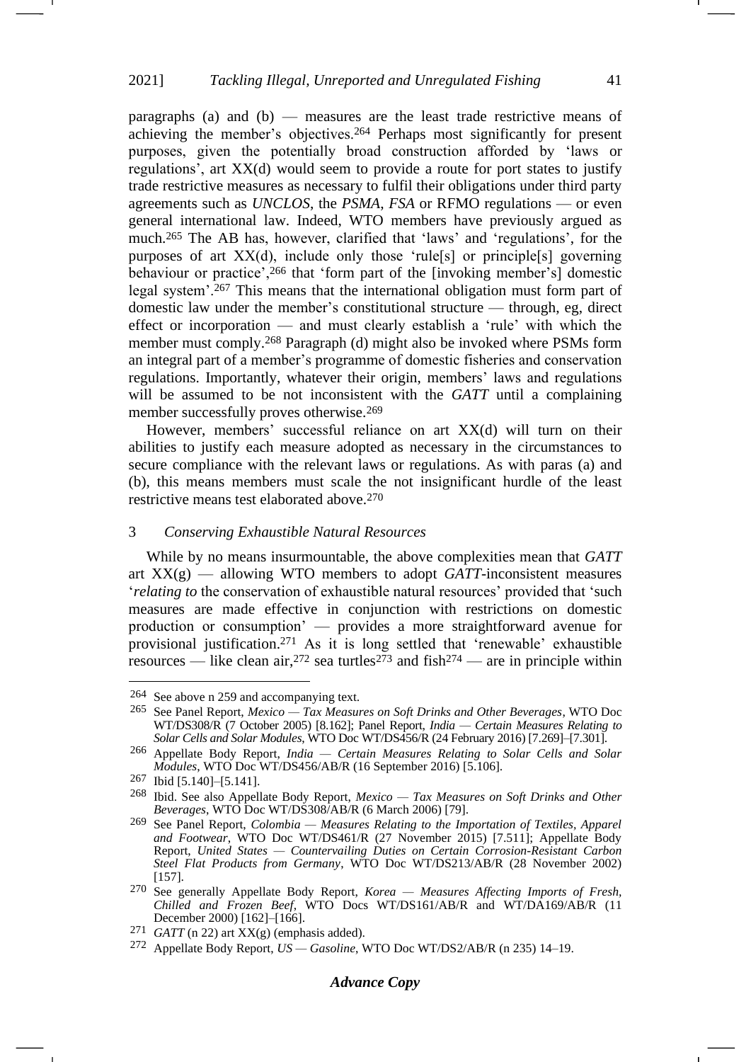paragraphs (a) and (b) — measures are the least trade restrictive means of achieving the member's objectives.[264] Perhaps most significantly for present purposes, given the potentially broad construction afforded by 'laws or regulations', art XX(d) would seem to provide a route for port states to justify trade restrictive measures as necessary to fulfil their obligations under third party agreements such as *UNCLOS*, the *PSMA*, *FSA* or RFMO regulations — or even general international law. Indeed, WTO members have previously argued as much.[265] The AB has, however, clarified that 'laws' and 'regulations', for the purposes of art XX(d), include only those 'rule[s] or principle[s] governing behaviour or practice',[266] that 'form part of the [invoking member's] domestic legal system'.[267] This means that the international obligation must form part of domestic law under the member's constitutional structure — through, eg, direct effect or incorporation — and must clearly establish a 'rule' with which the member must comply.[268] Paragraph (d) might also be invoked where PSMs form an integral part of a member's programme of domestic fisheries and conservation regulations. Importantly, whatever their origin, members' laws and regulations will be assumed to be not inconsistent with the *GATT* until a complaining member successfully proves otherwise.[269]

However, members' successful reliance on art XX(d) will turn on their abilities to justify each measure adopted as necessary in the circumstances to secure compliance with the relevant laws or regulations. As with paras (a) and (b), this means members must scale the not insignificant hurdle of the least restrictive means test elaborated above.[270]

### 3 *Conserving Exhaustible Natural Resources*

While by no means insurmountable, the above complexities mean that *GATT* art XX(g) — allowing WTO members to adopt *GATT*-inconsistent measures '*relating to* the conservation of exhaustible natural resources' provided that 'such measures are made effective in conjunction with restrictions on domestic production or consumption' — provides a more straightforward avenue for provisional justification.[271] As it is long settled that 'renewable' exhaustible resources — like clean air,[272] sea turtles[273] and fish[274] — are in principle within

---

264 See above n 259 and accompanying text.

265 See Panel Report, *Mexico — Tax Measures on Soft Drinks and Other Beverages*, WTO Doc WT/DS308/R (7 October 2005) [8.162]; Panel Report, *India — Certain Measures Relating to Solar Cells and Solar Modules*, WTO Doc WT/DS456/R (24 February 2016) [7.269]–[7.301].

266 Appellate Body Report, *India — Certain Measures Relating to Solar Cells and Solar Modules*, WTO Doc WT/DS456/AB/R (16 September 2016) [5.106].

267 Ibid [5.140]–[5.141].

268 Ibid. See also Appellate Body Report, *Mexico — Tax Measures on Soft Drinks and Other Beverages*, WTO Doc WT/DS308/AB/R (6 March 2006) [79].

269 See Panel Report, *Colombia — Measures Relating to the Importation of Textiles, Apparel and Footwear*, WTO Doc WT/DS461/R (27 November 2015) [7.511]; Appellate Body Report, *United States — Countervailing Duties on Certain Corrosion-Resistant Carbon Steel Flat Products from Germany*, WTO Doc WT/DS213/AB/R (28 November 2002) [157].

270 See generally Appellate Body Report, *Korea — Measures Affecting Imports of Fresh, Chilled and Frozen Beef*, WTO Docs WT/DS161/AB/R and WT/DA169/AB/R (11 December 2000) [162]–[166].

271 *GATT* (n 22) art XX(g) (emphasis added).

272 Appellate Body Report, *US — Gasoline*, WTO Doc WT/DS2/AB/R (n 235) 14–19.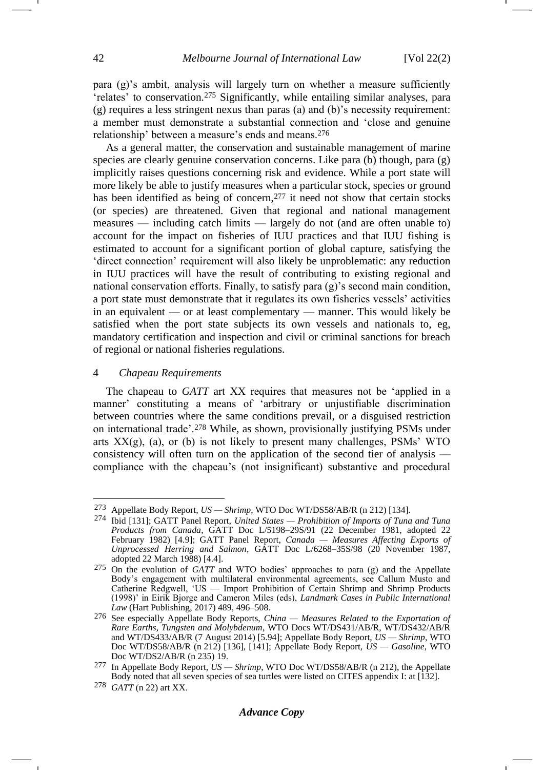para (g)'s ambit, analysis will largely turn on whether a measure sufficiently 'relates' to conservation.[275] Significantly, while entailing similar analyses, para (g) requires a less stringent nexus than paras (a) and (b)'s necessity requirement: a member must demonstrate a substantial connection and 'close and genuine relationship' between a measure's ends and means.[276]

As a general matter, the conservation and sustainable management of marine species are clearly genuine conservation concerns. Like para (b) though, para (g) implicitly raises questions concerning risk and evidence. While a port state will more likely be able to justify measures when a particular stock, species or ground has been identified as being of concern,[277] it need not show that certain stocks (or species) are threatened. Given that regional and national management measures — including catch limits — largely do not (and are often unable to) account for the impact on fisheries of IUU practices and that IUU fishing is estimated to account for a significant portion of global capture, satisfying the 'direct connection' requirement will also likely be unproblematic: any reduction in IUU practices will have the result of contributing to existing regional and national conservation efforts. Finally, to satisfy para (g)'s second main condition, a port state must demonstrate that it regulates its own fisheries vessels' activities in an equivalent — or at least complementary — manner. This would likely be satisfied when the port state subjects its own vessels and nationals to, eg, mandatory certification and inspection and civil or criminal sanctions for breach of regional or national fisheries regulations.

#### 4 *Chapeau Requirements*

The chapeau to *GATT* art XX requires that measures not be 'applied in a manner' constituting a means of 'arbitrary or unjustifiable discrimination between countries where the same conditions prevail, or a disguised restriction on international trade'.[278] While, as shown, provisionally justifying PSMs under arts XX(g), (a), or (b) is not likely to present many challenges, PSMs' WTO consistency will often turn on the application of the second tier of analysis — compliance with the chapeau's (not insignificant) substantive and procedural

---

[273] Appellate Body Report, *US — Shrimp*, WTO Doc WT/DS58/AB/R (n 212) [134].

[274] Ibid [131]; GATT Panel Report, *United States — Prohibition of Imports of Tuna and Tuna Products from Canada*, GATT Doc L/5198–29S/91 (22 December 1981, adopted 22 February 1982) [4.9]; GATT Panel Report, *Canada — Measures Affecting Exports of Unprocessed Herring and Salmon*, GATT Doc L/6268–35S/98 (20 November 1987, adopted 22 March 1988) [4.4].

[275] On the evolution of *GATT* and WTO bodies' approaches to para (g) and the Appellate Body's engagement with multilateral environmental agreements, see Callum Musto and Catherine Redgwell, 'US — Import Prohibition of Certain Shrimp and Shrimp Products (1998)' in Eirik Bjorge and Cameron Miles (eds), *Landmark Cases in Public International Law* (Hart Publishing, 2017) 489, 496–508.

[276] See especially Appellate Body Reports, *China — Measures Related to the Exportation of Rare Earths, Tungsten and Molybdenum*, WTO Docs WT/DS431/AB/R, WT/DS432/AB/R and WT/DS433/AB/R (7 August 2014) [5.94]; Appellate Body Report, *US — Shrimp*, WTO Doc WT/DS58/AB/R (n 212) [136], [141]; Appellate Body Report, *US — Gasoline*, WTO Doc WT/DS2/AB/R (n 235) 19.

[277] In Appellate Body Report, *US — Shrimp*, WTO Doc WT/DS58/AB/R (n 212), the Appellate Body noted that all seven species of sea turtles were listed on CITES appendix I: at [132].

[278] *GATT* (n 22) art XX.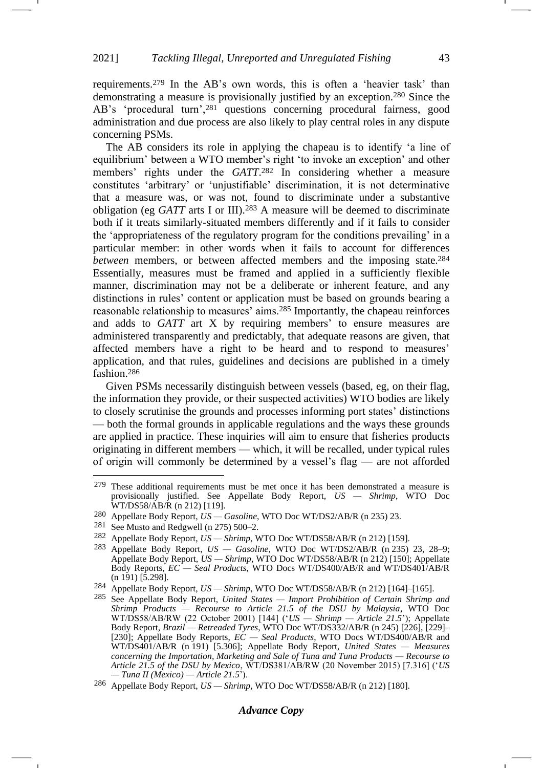requirements.[279] In the AB's own words, this is often a 'heavier task' than demonstrating a measure is provisionally justified by an exception.[280] Since the AB's 'procedural turn',[281] questions concerning procedural fairness, good administration and due process are also likely to play central roles in any dispute concerning PSMs.

The AB considers its role in applying the chapeau is to identify 'a line of equilibrium' between a WTO member's right 'to invoke an exception' and other members' rights under the *GATT*.[282] In considering whether a measure constitutes 'arbitrary' or 'unjustifiable' discrimination, it is not determinative that a measure was, or was not, found to discriminate under a substantive obligation (eg *GATT* arts I or III).[283] A measure will be deemed to discriminate both if it treats similarly-situated members differently and if it fails to consider the 'appropriateness of the regulatory program for the conditions prevailing' in a particular member: in other words when it fails to account for differences *between* members, or between affected members and the imposing state.[284] Essentially, measures must be framed and applied in a sufficiently flexible manner, discrimination may not be a deliberate or inherent feature, and any distinctions in rules' content or application must be based on grounds bearing a reasonable relationship to measures' aims.[285] Importantly, the chapeau reinforces and adds to *GATT* art X by requiring members' to ensure measures are administered transparently and predictably, that adequate reasons are given, that affected members have a right to be heard and to respond to measures' application, and that rules, guidelines and decisions are published in a timely fashion.[286]

Given PSMs necessarily distinguish between vessels (based, eg, on their flag, the information they provide, or their suspected activities) WTO bodies are likely to closely scrutinise the grounds and processes informing port states' distinctions — both the formal grounds in applicable regulations and the ways these grounds are applied in practice. These inquiries will aim to ensure that fisheries products originating in different members — which, it will be recalled, under typical rules of origin will commonly be determined by a vessel's flag — are not afforded

---

[279] These additional requirements must be met once it has been demonstrated a measure is provisionally justified. See Appellate Body Report, *US — Shrimp*, WTO Doc WT/DS58/AB/R (n 212) [119].

[280] Appellate Body Report, *US — Gasoline*, WTO Doc WT/DS2/AB/R (n 235) 23.

[281] See Musto and Redgwell (n 275) 500–2.

[282] Appellate Body Report, *US — Shrimp*, WTO Doc WT/DS58/AB/R (n 212) [159].

[283] Appellate Body Report, *US — Gasoline*, WTO Doc WT/DS2/AB/R (n 235) 23, 28–9; Appellate Body Report, *US — Shrimp*, WTO Doc WT/DS58/AB/R (n 212) [150]; Appellate Body Reports, *EC — Seal Products*, WTO Docs WT/DS400/AB/R and WT/DS401/AB/R (n 191) [5.298].

[284] Appellate Body Report, *US — Shrimp*, WTO Doc WT/DS58/AB/R (n 212) [164]–[165].

[285] See Appellate Body Report, *United States — Import Prohibition of Certain Shrimp and Shrimp Products — Recourse to Article 21.5 of the DSU by Malaysia*, WTO Doc WT/DS58/AB/RW (22 October 2001) [144] ('*US — Shrimp — Article 21.5*'); Appellate Body Report, *Brazil — Retreaded Tyres*, WTO Doc WT/DS332/AB/R (n 245) [226], [229]–[230]; Appellate Body Reports, *EC — Seal Products*, WTO Docs WT/DS400/AB/R and WT/DS401/AB/R (n 191) [5.306]; Appellate Body Report, *United States — Measures concerning the Importation, Marketing and Sale of Tuna and Tuna Products — Recourse to Article 21.5 of the DSU by Mexico*, WT/DS381/AB/RW (20 November 2015) [7.316] ('*US — Tuna II (Mexico) — Article 21.5*').

[286] Appellate Body Report, *US — Shrimp*, WTO Doc WT/DS58/AB/R (n 212) [180].

***Advance Copy***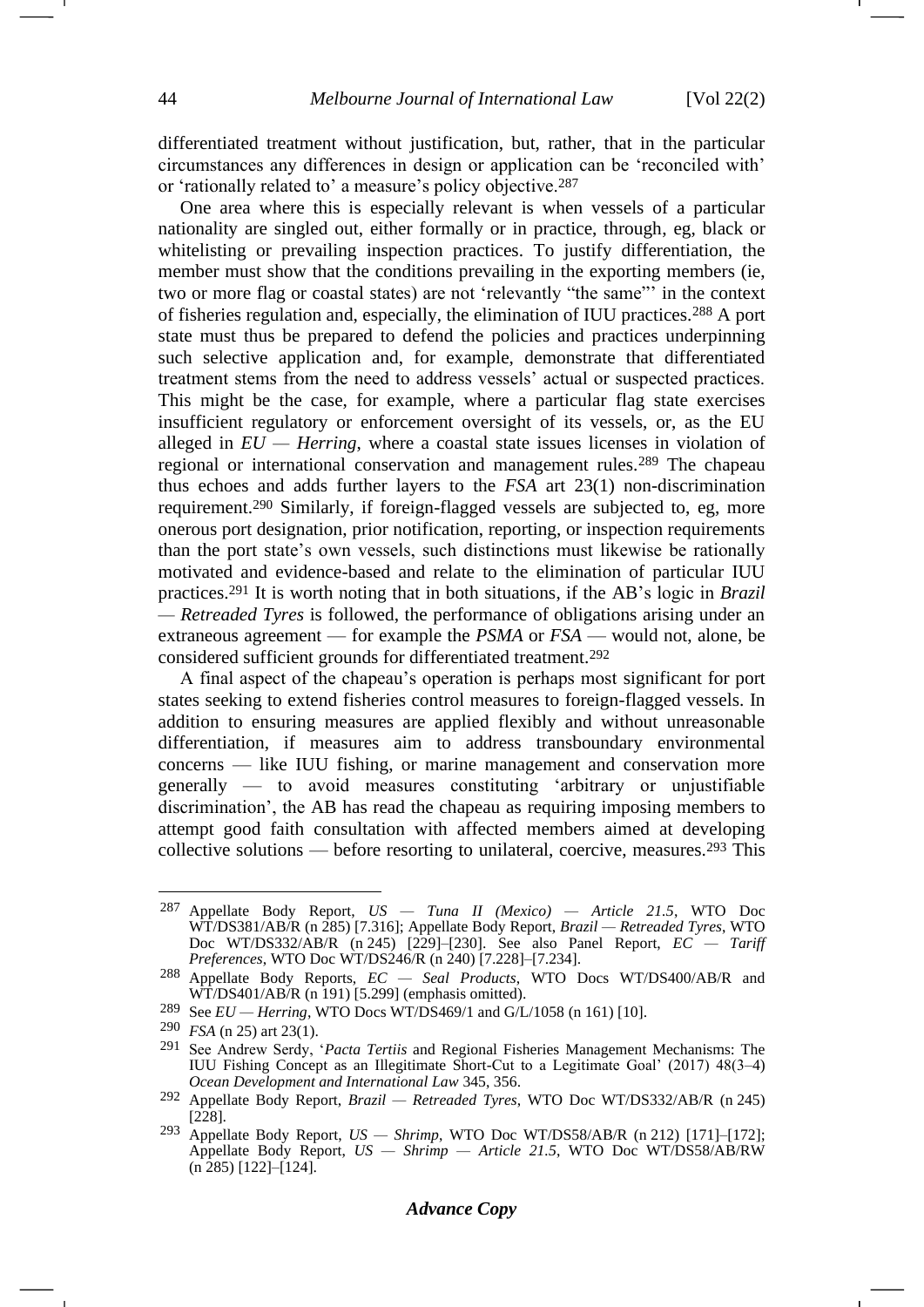differentiated treatment without justification, but, rather, that in the particular circumstances any differences in design or application can be 'reconciled with' or 'rationally related to' a measure's policy objective.[287]

One area where this is especially relevant is when vessels of a particular nationality are singled out, either formally or in practice, through, eg, black or whitelisting or prevailing inspection practices. To justify differentiation, the member must show that the conditions prevailing in the exporting members (ie, two or more flag or coastal states) are not 'relevantly "the same"' in the context of fisheries regulation and, especially, the elimination of IUU practices.[288] A port state must thus be prepared to defend the policies and practices underpinning such selective application and, for example, demonstrate that differentiated treatment stems from the need to address vessels' actual or suspected practices. This might be the case, for example, where a particular flag state exercises insufficient regulatory or enforcement oversight of its vessels, or, as the EU alleged in *EU — Herring*, where a coastal state issues licenses in violation of regional or international conservation and management rules.[289] The chapeau thus echoes and adds further layers to the *FSA* art 23(1) non-discrimination requirement.[290] Similarly, if foreign-flagged vessels are subjected to, eg, more onerous port designation, prior notification, reporting, or inspection requirements than the port state's own vessels, such distinctions must likewise be rationally motivated and evidence-based and relate to the elimination of particular IUU practices.[291] It is worth noting that in both situations, if the AB's logic in *Brazil — Retreaded Tyres* is followed, the performance of obligations arising under an extraneous agreement — for example the *PSMA* or *FSA* — would not, alone, be considered sufficient grounds for differentiated treatment.[292]

A final aspect of the chapeau's operation is perhaps most significant for port states seeking to extend fisheries control measures to foreign-flagged vessels. In addition to ensuring measures are applied flexibly and without unreasonable differentiation, if measures aim to address transboundary environmental concerns — like IUU fishing, or marine management and conservation more generally — to avoid measures constituting 'arbitrary or unjustifiable discrimination', the AB has read the chapeau as requiring imposing members to attempt good faith consultation with affected members aimed at developing collective solutions — before resorting to unilateral, coercive, measures.[293] This

---

[287] Appellate Body Report, *US — Tuna II (Mexico) — Article 21.5*, WTO Doc WT/DS381/AB/R (n 285) [7.316]; Appellate Body Report, *Brazil — Retreaded Tyres*, WTO Doc WT/DS332/AB/R (n 245) [229]–[230]. See also Panel Report, *EC — Tariff Preferences*, WTO Doc WT/DS246/R (n 240) [7.228]–[7.234].

[288] Appellate Body Reports, *EC — Seal Products*, WTO Docs WT/DS400/AB/R and WT/DS401/AB/R (n 191) [5.299] (emphasis omitted).

[289] See *EU — Herring*, WTO Docs WT/DS469/1 and G/L/1058 (n 161) [10].

[290] *FSA* (n 25) art 23(1).

[291] See Andrew Serdy, '*Pacta Tertiis* and Regional Fisheries Management Mechanisms: The IUU Fishing Concept as an Illegitimate Short-Cut to a Legitimate Goal' (2017) 48(3–4) *Ocean Development and International Law* 345, 356.

[292] Appellate Body Report, *Brazil — Retreaded Tyres*, WTO Doc WT/DS332/AB/R (n 245) [228].

[293] Appellate Body Report, *US — Shrimp*, WTO Doc WT/DS58/AB/R (n 212) [171]–[172]; Appellate Body Report, *US — Shrimp — Article 21.5*, WTO Doc WT/DS58/AB/RW (n 285) [122]–[124].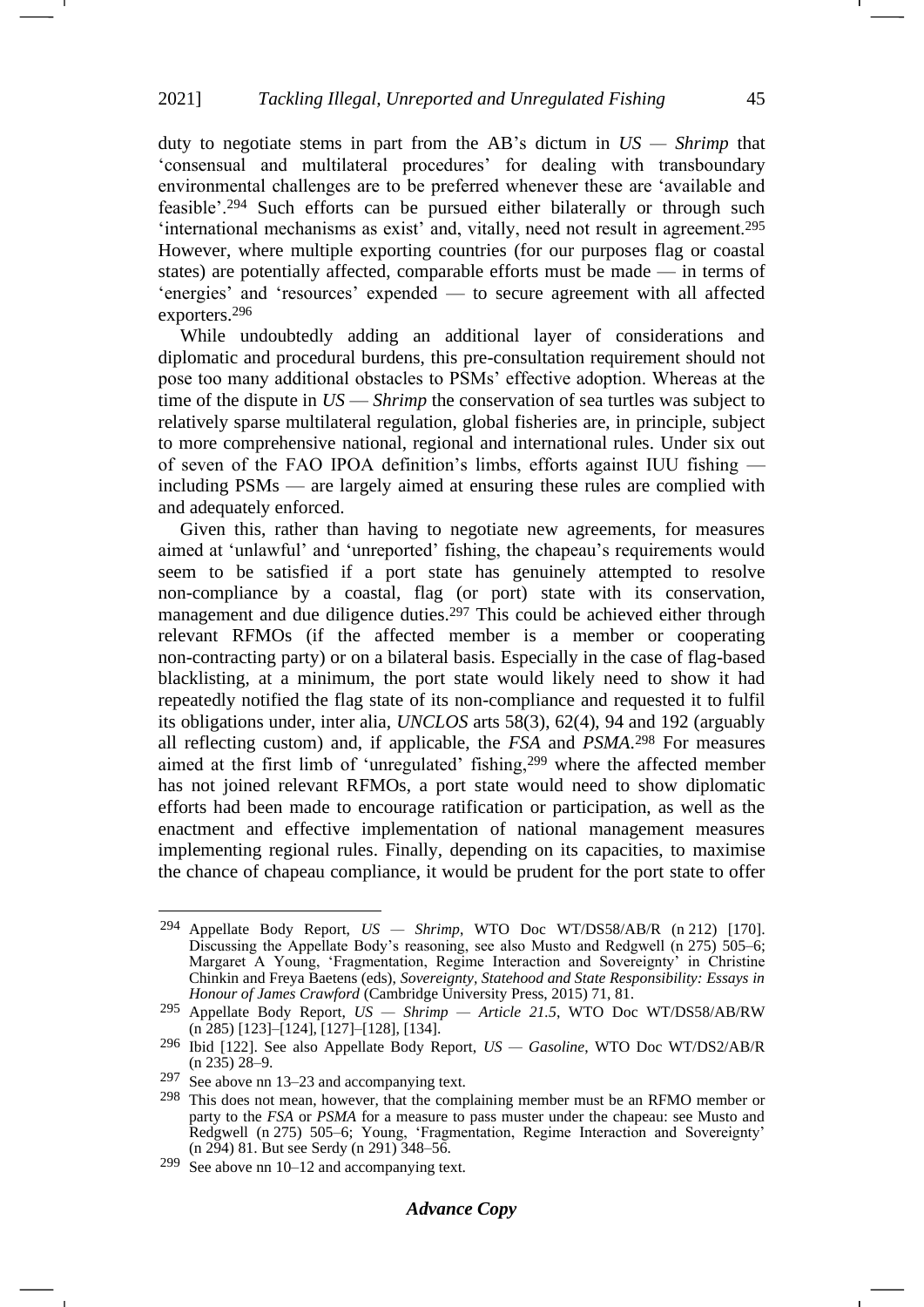duty to negotiate stems in part from the AB's dictum in *US — Shrimp* that 'consensual and multilateral procedures' for dealing with transboundary environmental challenges are to be preferred whenever these are 'available and feasible'.[294] Such efforts can be pursued either bilaterally or through such 'international mechanisms as exist' and, vitally, need not result in agreement.[295] However, where multiple exporting countries (for our purposes flag or coastal states) are potentially affected, comparable efforts must be made — in terms of 'energies' and 'resources' expended — to secure agreement with all affected exporters.[296]

While undoubtedly adding an additional layer of considerations and diplomatic and procedural burdens, this pre-consultation requirement should not pose too many additional obstacles to PSMs' effective adoption. Whereas at the time of the dispute in *US — Shrimp* the conservation of sea turtles was subject to relatively sparse multilateral regulation, global fisheries are, in principle, subject to more comprehensive national, regional and international rules. Under six out of seven of the FAO IPOA definition's limbs, efforts against IUU fishing — including PSMs — are largely aimed at ensuring these rules are complied with and adequately enforced.

Given this, rather than having to negotiate new agreements, for measures aimed at 'unlawful' and 'unreported' fishing, the chapeau's requirements would seem to be satisfied if a port state has genuinely attempted to resolve non-compliance by a coastal, flag (or port) state with its conservation, management and due diligence duties.[297] This could be achieved either through relevant RFMOs (if the affected member is a member or cooperating non-contracting party) or on a bilateral basis. Especially in the case of flag-based blacklisting, at a minimum, the port state would likely need to show it had repeatedly notified the flag state of its non-compliance and requested it to fulfil its obligations under, inter alia, *UNCLOS* arts 58(3), 62(4), 94 and 192 (arguably all reflecting custom) and, if applicable, the *FSA* and *PSMA*.[298] For measures aimed at the first limb of 'unregulated' fishing,[299] where the affected member has not joined relevant RFMOs, a port state would need to show diplomatic efforts had been made to encourage ratification or participation, as well as the enactment and effective implementation of national management measures implementing regional rules. Finally, depending on its capacities, to maximise the chance of chapeau compliance, it would be prudent for the port state to offer

---

294 Appellate Body Report, *US — Shrimp*, WTO Doc WT/DS58/AB/R (n 212) [170]. Discussing the Appellate Body's reasoning, see also Musto and Redgwell (n 275) 505–6; Margaret A Young, 'Fragmentation, Regime Interaction and Sovereignty' in Christine Chinkin and Freya Baetens (eds), *Sovereignty, Statehood and State Responsibility: Essays in Honour of James Crawford* (Cambridge University Press, 2015) 71, 81.

295 Appellate Body Report, *US — Shrimp — Article 21.5*, WTO Doc WT/DS58/AB/RW (n 285) [123]–[124], [127]–[128], [134].

296 Ibid [122]. See also Appellate Body Report, *US — Gasoline*, WTO Doc WT/DS2/AB/R (n 235) 28–9.

297 See above nn 13–23 and accompanying text.

298 This does not mean, however, that the complaining member must be an RFMO member or party to the *FSA* or *PSMA* for a measure to pass muster under the chapeau: see Musto and Redgwell (n 275) 505–6; Young, 'Fragmentation, Regime Interaction and Sovereignty' (n 294) 81. But see Serdy (n 291) 348–56.

299 See above nn 10–12 and accompanying text.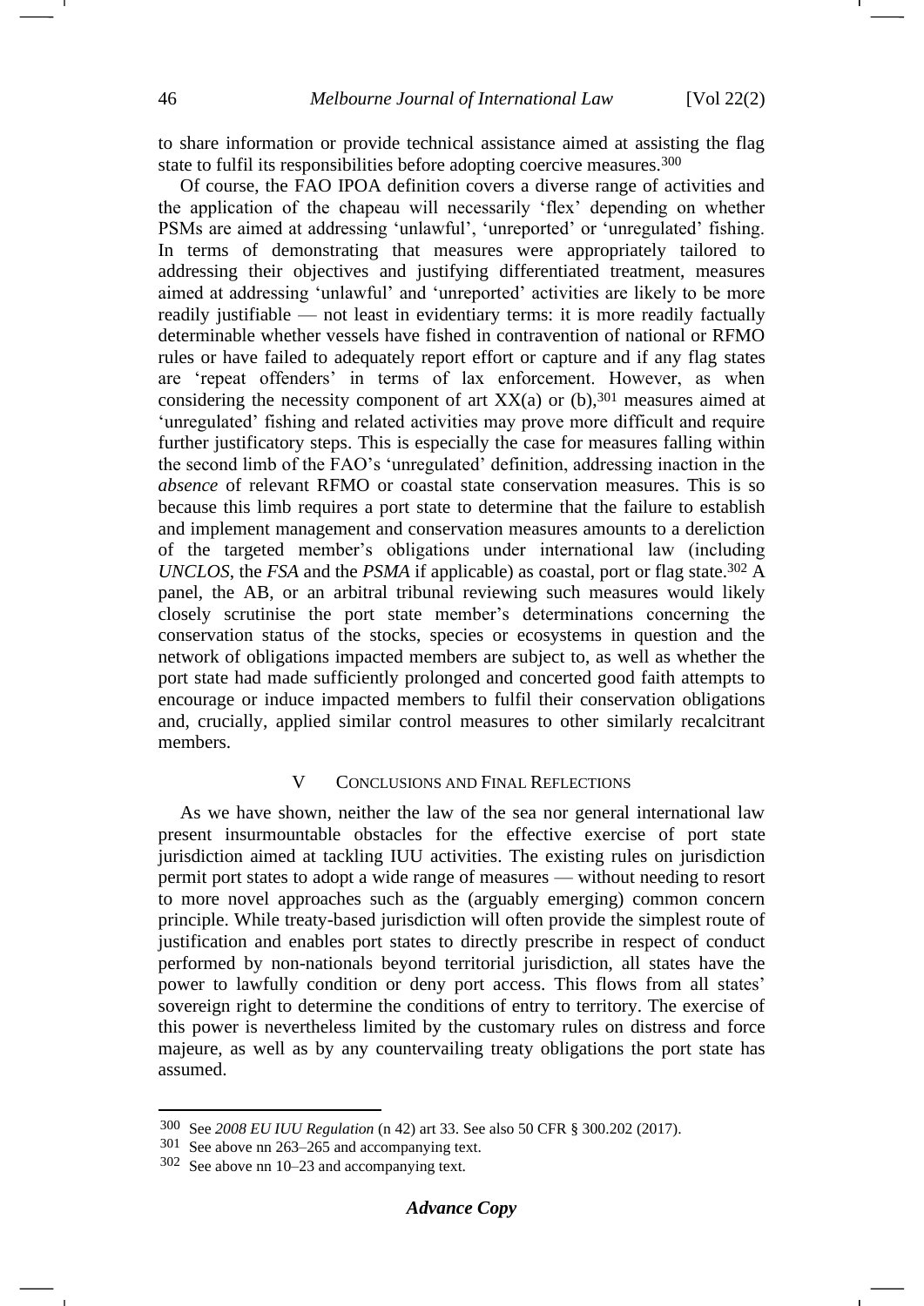to share information or provide technical assistance aimed at assisting the flag state to fulfil its responsibilities before adopting coercive measures.[300]

Of course, the FAO IPOA definition covers a diverse range of activities and the application of the chapeau will necessarily 'flex' depending on whether PSMs are aimed at addressing 'unlawful', 'unreported' or 'unregulated' fishing. In terms of demonstrating that measures were appropriately tailored to addressing their objectives and justifying differentiated treatment, measures aimed at addressing 'unlawful' and 'unreported' activities are likely to be more readily justifiable — not least in evidentiary terms: it is more readily factually determinable whether vessels have fished in contravention of national or RFMO rules or have failed to adequately report effort or capture and if any flag states are 'repeat offenders' in terms of lax enforcement. However, as when considering the necessity component of art XX(a) or (b),[301] measures aimed at 'unregulated' fishing and related activities may prove more difficult and require further justificatory steps. This is especially the case for measures falling within the second limb of the FAO's 'unregulated' definition, addressing inaction in the *absence* of relevant RFMO or coastal state conservation measures. This is so because this limb requires a port state to determine that the failure to establish and implement management and conservation measures amounts to a dereliction of the targeted member's obligations under international law (including *UNCLOS*, the *FSA* and the *PSMA* if applicable) as coastal, port or flag state.[302] A panel, the AB, or an arbitral tribunal reviewing such measures would likely closely scrutinise the port state member's determinations concerning the conservation status of the stocks, species or ecosystems in question and the network of obligations impacted members are subject to, as well as whether the port state had made sufficiently prolonged and concerted good faith attempts to encourage or induce impacted members to fulfil their conservation obligations and, crucially, applied similar control measures to other similarly recalcitrant members.

## V Conclusions and Final Reflections

As we have shown, neither the law of the sea nor general international law present insurmountable obstacles for the effective exercise of port state jurisdiction aimed at tackling IUU activities. The existing rules on jurisdiction permit port states to adopt a wide range of measures — without needing to resort to more novel approaches such as the (arguably emerging) common concern principle. While treaty-based jurisdiction will often provide the simplest route of justification and enables port states to directly prescribe in respect of conduct performed by non-nationals beyond territorial jurisdiction, all states have the power to lawfully condition or deny port access. This flows from all states' sovereign right to determine the conditions of entry to territory. The exercise of this power is nevertheless limited by the customary rules on distress and force majeure, as well as by any countervailing treaty obligations the port state has assumed.

---

300 See *2008 EU IUU Regulation* (n 42) art 33. See also 50 CFR § 300.202 (2017).

301 See above nn 263–265 and accompanying text.

302 See above nn 10–23 and accompanying text.

***Advance Copy***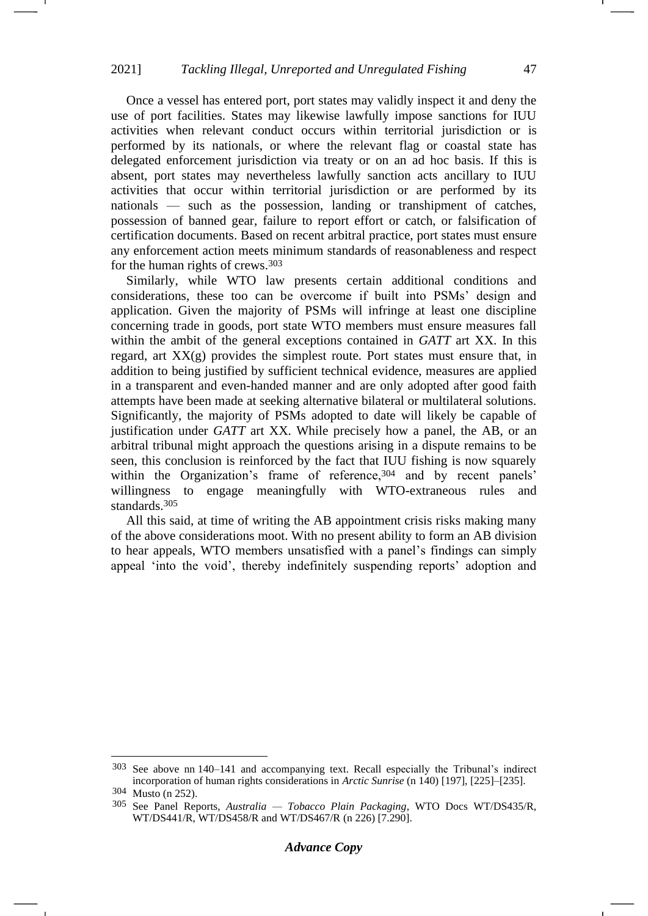Once a vessel has entered port, port states may validly inspect it and deny the use of port facilities. States may likewise lawfully impose sanctions for IUU activities when relevant conduct occurs within territorial jurisdiction or is performed by its nationals, or where the relevant flag or coastal state has delegated enforcement jurisdiction via treaty or on an ad hoc basis. If this is absent, port states may nevertheless lawfully sanction acts ancillary to IUU activities that occur within territorial jurisdiction or are performed by its nationals — such as the possession, landing or transhipment of catches, possession of banned gear, failure to report effort or catch, or falsification of certification documents. Based on recent arbitral practice, port states must ensure any enforcement action meets minimum standards of reasonableness and respect for the human rights of crews.[303]

Similarly, while WTO law presents certain additional conditions and considerations, these too can be overcome if built into PSMs' design and application. Given the majority of PSMs will infringe at least one discipline concerning trade in goods, port state WTO members must ensure measures fall within the ambit of the general exceptions contained in *GATT* art XX. In this regard, art XX(g) provides the simplest route. Port states must ensure that, in addition to being justified by sufficient technical evidence, measures are applied in a transparent and even-handed manner and are only adopted after good faith attempts have been made at seeking alternative bilateral or multilateral solutions. Significantly, the majority of PSMs adopted to date will likely be capable of justification under *GATT* art XX. While precisely how a panel, the AB, or an arbitral tribunal might approach the questions arising in a dispute remains to be seen, this conclusion is reinforced by the fact that IUU fishing is now squarely within the Organization's frame of reference,[304] and by recent panels' willingness to engage meaningfully with WTO-extraneous rules and standards.[305]

All this said, at time of writing the AB appointment crisis risks making many of the above considerations moot. With no present ability to form an AB division to hear appeals, WTO members unsatisfied with a panel's findings can simply appeal 'into the void', thereby indefinitely suspending reports' adoption and

---

[303] See above nn 140–141 and accompanying text. Recall especially the Tribunal's indirect incorporation of human rights considerations in *Arctic Sunrise* (n 140) [197], [225]–[235].

[304] Musto (n 252).

[305] See Panel Reports, *Australia — Tobacco Plain Packaging*, WTO Docs WT/DS435/R, WT/DS441/R, WT/DS458/R and WT/DS467/R (n 226) [7.290].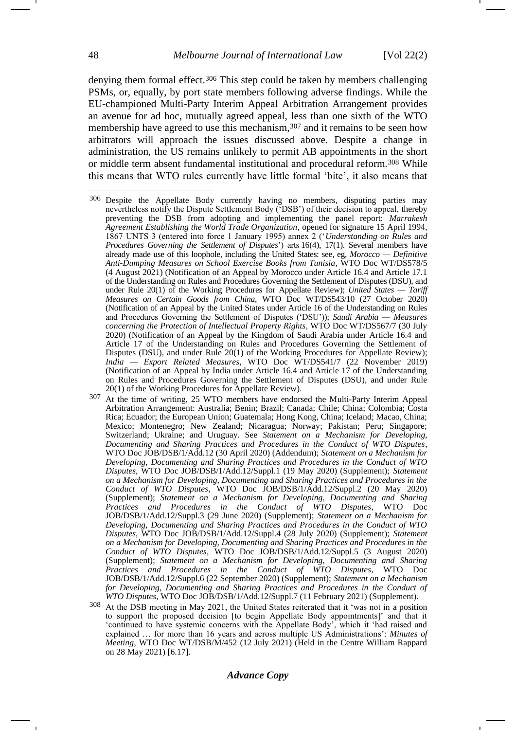denying them formal effect.[306] This step could be taken by members challenging PSMs, or, equally, by port state members following adverse findings. While the EU-championed Multi-Party Interim Appeal Arbitration Arrangement provides an avenue for ad hoc, mutually agreed appeal, less than one sixth of the WTO membership have agreed to use this mechanism,[307] and it remains to be seen how arbitrators will approach the issues discussed above. Despite a change in administration, the US remains unlikely to permit AB appointments in the short or middle term absent fundamental institutional and procedural reform.[308] While this means that WTO rules currently have little formal 'bite', it also means that

---

[306] Despite the Appellate Body currently having no members, disputing parties may nevertheless notify the Dispute Settlement Body ('DSB') of their decision to appeal, thereby preventing the DSB from adopting and implementing the panel report: *Marrakesh Agreement Establishing the World Trade Organization*, opened for signature 15 April 1994, 1867 UNTS 3 (entered into force 1 January 1995) annex 2 ('*Understanding on Rules and Procedures Governing the Settlement of Disputes*') arts 16(4), 17(1). Several members have already made use of this loophole, including the United States: see, eg, *Morocco — Definitive Anti-Dumping Measures on School Exercise Books from Tunisia*, WTO Doc WT/DS578/5 (4 August 2021) (Notification of an Appeal by Morocco under Article 16.4 and Article 17.1 of the Understanding on Rules and Procedures Governing the Settlement of Disputes (DSU), and under Rule 20(1) of the Working Procedures for Appellate Review); *United States — Tariff Measures on Certain Goods from China*, WTO Doc WT/DS543/10 (27 October 2020) (Notification of an Appeal by the United States under Article 16 of the Understanding on Rules and Procedures Governing the Settlement of Disputes ('DSU')); *Saudi Arabia — Measures concerning the Protection of Intellectual Property Rights*, WTO Doc WT/DS567/7 (30 July 2020) (Notification of an Appeal by the Kingdom of Saudi Arabia under Article 16.4 and Article 17 of the Understanding on Rules and Procedures Governing the Settlement of Disputes (DSU), and under Rule 20(1) of the Working Procedures for Appellate Review); *India — Export Related Measures*, WTO Doc WT/DS541/7 (22 November 2019) (Notification of an Appeal by India under Article 16.4 and Article 17 of the Understanding on Rules and Procedures Governing the Settlement of Disputes (DSU), and under Rule 20(1) of the Working Procedures for Appellate Review).

[307] At the time of writing, 25 WTO members have endorsed the Multi-Party Interim Appeal Arbitration Arrangement: Australia; Benin; Brazil; Canada; Chile; China; Colombia; Costa Rica; Ecuador; the European Union; Guatemala; Hong Kong, China; Iceland; Macao, China; Mexico; Montenegro; New Zealand; Nicaragua; Norway; Pakistan; Peru; Singapore; Switzerland; Ukraine; and Uruguay. See *Statement on a Mechanism for Developing, Documenting and Sharing Practices and Procedures in the Conduct of WTO Disputes*, WTO Doc JOB/DSB/1/Add.12 (30 April 2020) (Addendum); *Statement on a Mechanism for Developing, Documenting and Sharing Practices and Procedures in the Conduct of WTO Disputes*, WTO Doc JOB/DSB/1/Add.12/Suppl.1 (19 May 2020) (Supplement); *Statement on a Mechanism for Developing, Documenting and Sharing Practices and Procedures in the Conduct of WTO Disputes*, WTO Doc JOB/DSB/1/Add.12/Suppl.2 (20 May 2020) (Supplement); *Statement on a Mechanism for Developing, Documenting and Sharing Practices and Procedures in the Conduct of WTO Disputes*, WTO Doc JOB/DSB/1/Add.12/Suppl.3 (29 June 2020) (Supplement); *Statement on a Mechanism for Developing, Documenting and Sharing Practices and Procedures in the Conduct of WTO Disputes*, WTO Doc JOB/DSB/1/Add.12/Suppl.4 (28 July 2020) (Supplement); *Statement on a Mechanism for Developing, Documenting and Sharing Practices and Procedures in the Conduct of WTO Disputes*, WTO Doc JOB/DSB/1/Add.12/Suppl.5 (3 August 2020) (Supplement); *Statement on a Mechanism for Developing, Documenting and Sharing Practices and Procedures in the Conduct of WTO Disputes*, WTO Doc JOB/DSB/1/Add.12/Suppl.6 (22 September 2020) (Supplement); *Statement on a Mechanism for Developing, Documenting and Sharing Practices and Procedures in the Conduct of WTO Disputes*, WTO Doc JOB/DSB/1/Add.12/Suppl.7 (11 February 2021) (Supplement).

[308] At the DSB meeting in May 2021, the United States reiterated that it 'was not in a position to support the proposed decision [to begin Appellate Body appointments]' and that it 'continued to have systemic concerns with the Appellate Body', which it 'had raised and explained … for more than 16 years and across multiple US Administrations': *Minutes of Meeting*, WTO Doc WT/DSB/M/452 (12 July 2021) (Held in the Centre William Rappard on 28 May 2021) [6.17].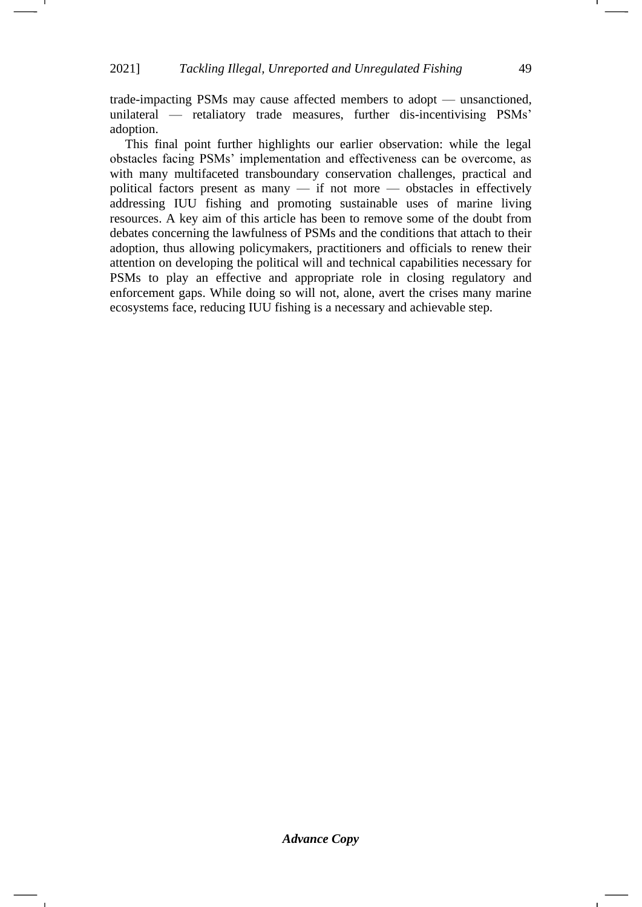trade-impacting PSMs may cause affected members to adopt — unsanctioned, unilateral — retaliatory trade measures, further dis-incentivising PSMs' adoption.

This final point further highlights our earlier observation: while the legal obstacles facing PSMs' implementation and effectiveness can be overcome, as with many multifaceted transboundary conservation challenges, practical and political factors present as many — if not more — obstacles in effectively addressing IUU fishing and promoting sustainable uses of marine living resources. A key aim of this article has been to remove some of the doubt from debates concerning the lawfulness of PSMs and the conditions that attach to their adoption, thus allowing policymakers, practitioners and officials to renew their attention on developing the political will and technical capabilities necessary for PSMs to play an effective and appropriate role in closing regulatory and enforcement gaps. While doing so will not, alone, avert the crises many marine ecosystems face, reducing IUU fishing is a necessary and achievable step.